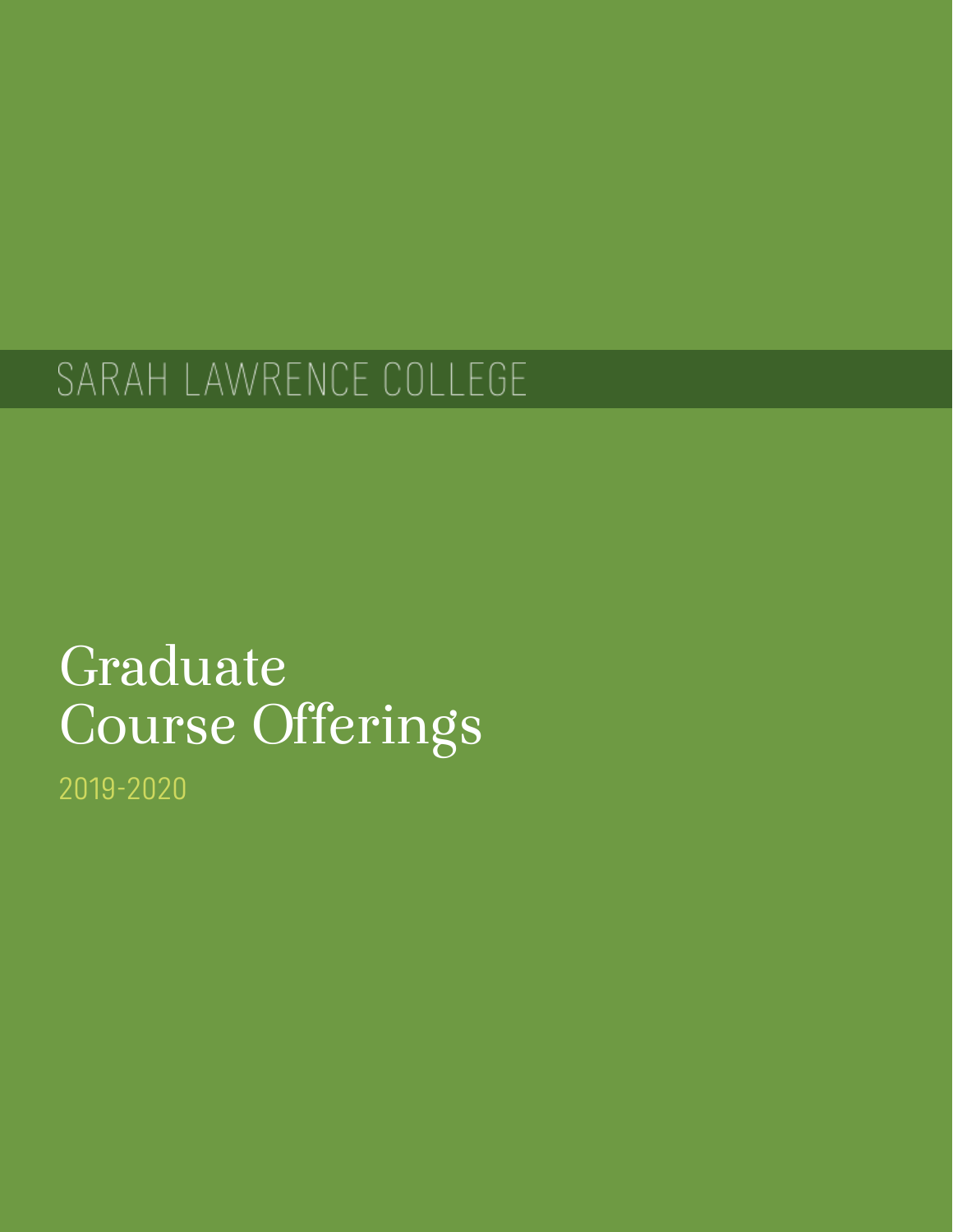SARAH LAWRENCE COLLEGE

# Graduate Course Offerings

2019-2020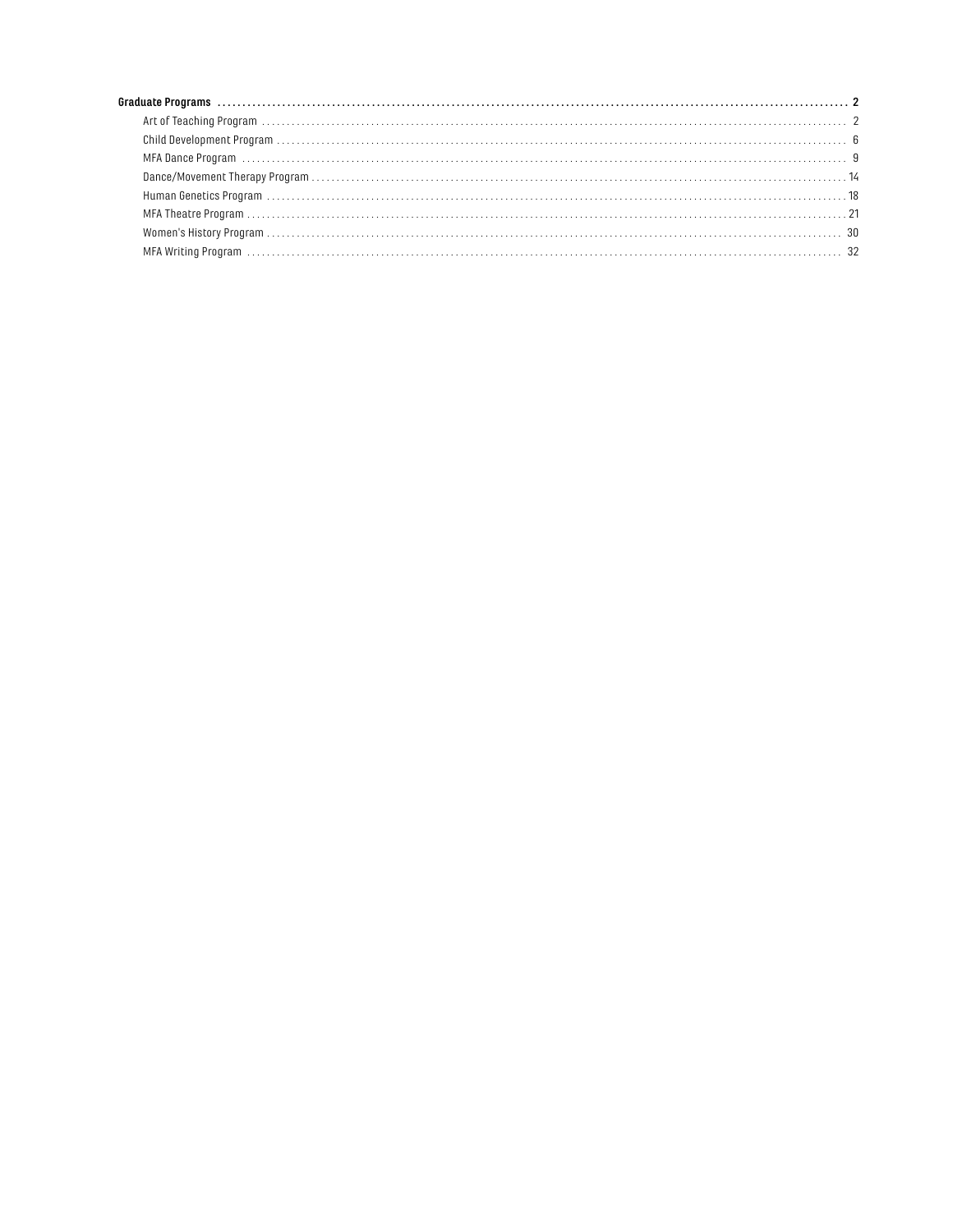**Graduate Programs** .................................................. **2**

- Art of Teaching Program .................................................. 2
- Child Development Program .................................................. 6
- MFA Dance Program .................................................. 9
- Dance/Movement Therapy Program .................................................. 14
- Human Genetics Program .................................................. 18
- MFA Theatre Program .................................................. 21
- Women's History Program .................................................. 30
- MFA Writing Program .................................................. 32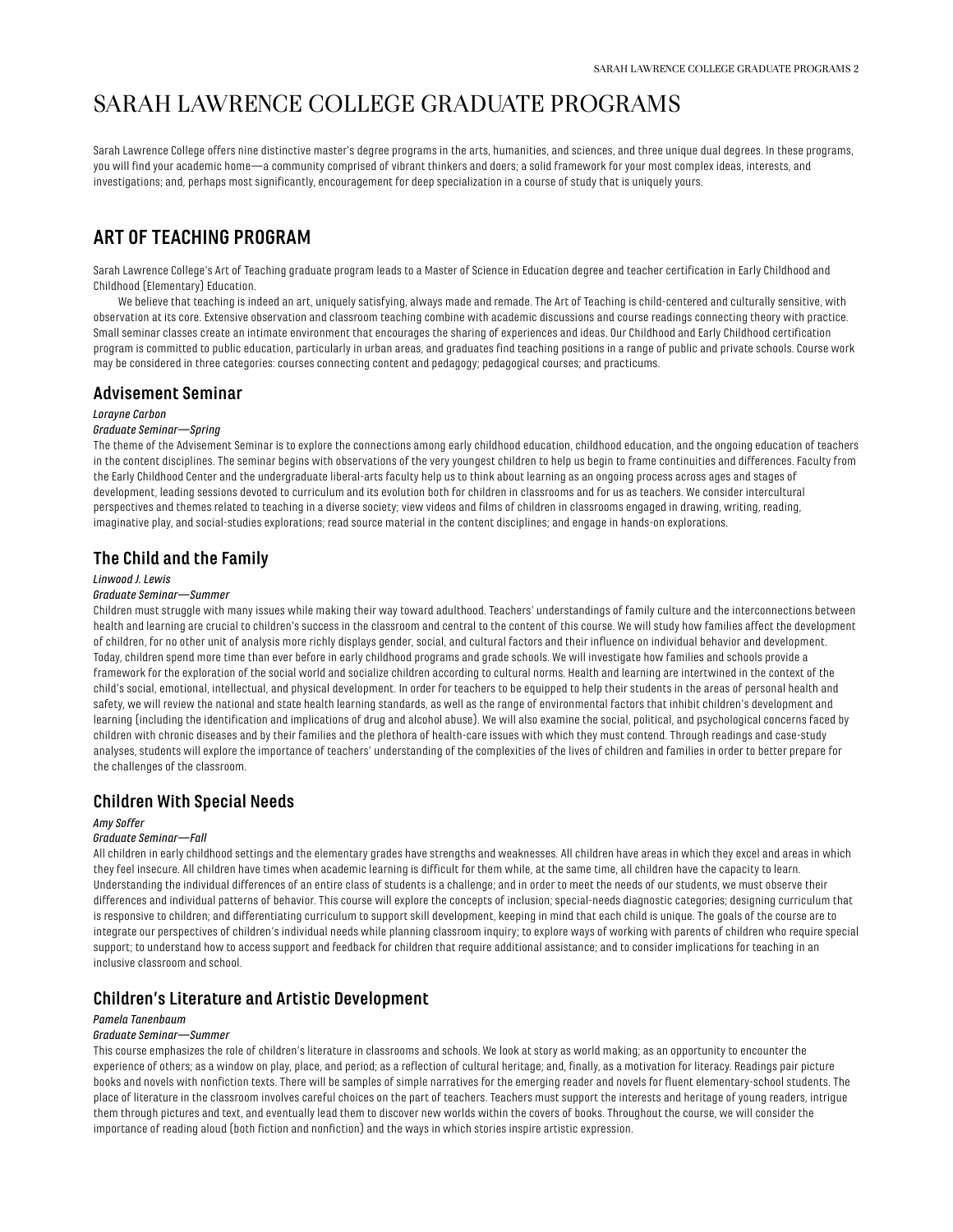# SARAH LAWRENCE COLLEGE GRADUATE PROGRAMS

Sarah Lawrence College offers nine distinctive master's degree programs in the arts, humanities, and sciences, and three unique dual degrees. In these programs, you will find your academic home—a community comprised of vibrant thinkers and doers; a solid framework for your most complex ideas, interests, and investigations; and, perhaps most significantly, encouragement for deep specialization in a course of study that is uniquely yours.

## ART OF TEACHING PROGRAM

Sarah Lawrence College's Art of Teaching graduate program leads to a Master of Science in Education degree and teacher certification in Early Childhood and Childhood (Elementary) Education.

We believe that teaching is indeed an art, uniquely satisfying, always made and remade. The Art of Teaching is child-centered and culturally sensitive, with observation at its core. Extensive observation and classroom teaching combine with academic discussions and course readings connecting theory with practice. Small seminar classes create an intimate environment that encourages the sharing of experiences and ideas. Our Childhood and Early Childhood certification program is committed to public education, particularly in urban areas, and graduates find teaching positions in a range of public and private schools. Course work may be considered in three categories: courses connecting content and pedagogy; pedagogical courses; and practicums.

### Advisement Seminar

*Lorayne Carbon*

*Graduate Seminar—Spring*

The theme of the Advisement Seminar is to explore the connections among early childhood education, childhood education, and the ongoing education of teachers in the content disciplines. The seminar begins with observations of the very youngest children to help us begin to frame continuities and differences. Faculty from the Early Childhood Center and the undergraduate liberal-arts faculty help us to think about learning as an ongoing process across ages and stages of development, leading sessions devoted to curriculum and its evolution both for children in classrooms and for us as teachers. We consider intercultural perspectives and themes related to teaching in a diverse society; view videos and films of children in classrooms engaged in drawing, writing, reading, imaginative play, and social-studies explorations; read source material in the content disciplines; and engage in hands-on explorations.

### The Child and the Family

*Linwood J. Lewis*

*Graduate Seminar—Summer*

Children must struggle with many issues while making their way toward adulthood. Teachers' understandings of family culture and the interconnections between health and learning are crucial to children's success in the classroom and central to the content of this course. We will study how families affect the development of children, for no other unit of analysis more richly displays gender, social, and cultural factors and their influence on individual behavior and development. Today, children spend more time than ever before in early childhood programs and grade schools. We will investigate how families and schools provide a framework for the exploration of the social world and socialize children according to cultural norms. Health and learning are intertwined in the context of the child's social, emotional, intellectual, and physical development. In order for teachers to be equipped to help their students in the areas of personal health and safety, we will review the national and state health learning standards, as well as the range of environmental factors that inhibit children's development and learning (including the identification and implications of drug and alcohol abuse). We will also examine the social, political, and psychological concerns faced by children with chronic diseases and by their families and the plethora of health-care issues with which they must contend. Through readings and case-study analyses, students will explore the importance of teachers' understanding of the complexities of the lives of children and families in order to better prepare for the challenges of the classroom.

### Children With Special Needs

*Amy Soffer*

*Graduate Seminar—Fall*

All children in early childhood settings and the elementary grades have strengths and weaknesses. All children have areas in which they excel and areas in which they feel insecure. All children have times when academic learning is difficult for them while, at the same time, all children have the capacity to learn. Understanding the individual differences of an entire class of students is a challenge; and in order to meet the needs of our students, we must observe their differences and individual patterns of behavior. This course will explore the concepts of inclusion; special-needs diagnostic categories; designing curriculum that is responsive to children; and differentiating curriculum to support skill development, keeping in mind that each child is unique. The goals of the course are to integrate our perspectives of children's individual needs while planning classroom inquiry; to explore ways of working with parents of children who require special support; to understand how to access support and feedback for children that require additional assistance; and to consider implications for teaching in an inclusive classroom and school.

### Children's Literature and Artistic Development

*Pamela Tanenbaum*

*Graduate Seminar—Summer*

This course emphasizes the role of children's literature in classrooms and schools. We look at story as world making; as an opportunity to encounter the experience of others; as a window on play, place, and period; as a reflection of cultural heritage; and, finally, as a motivation for literacy. Readings pair picture books and novels with nonfiction texts. There will be samples of simple narratives for the emerging reader and novels for fluent elementary-school students. The place of literature in the classroom involves careful choices on the part of teachers. Teachers must support the interests and heritage of young readers, intrigue them through pictures and text, and eventually lead them to discover new worlds within the covers of books. Throughout the course, we will consider the importance of reading aloud (both fiction and nonfiction) and the ways in which stories inspire artistic expression.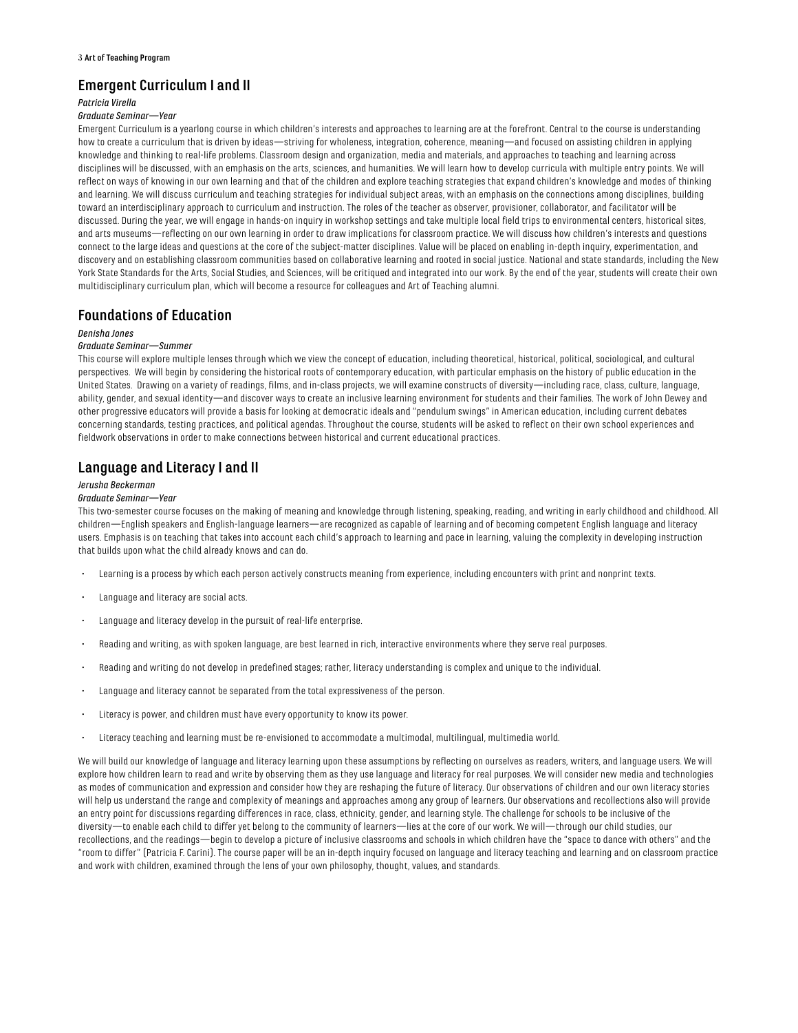## Emergent Curriculum I and II

*Patricia Virella*

*Graduate Seminar—Year*

Emergent Curriculum is a yearlong course in which children's interests and approaches to learning are at the forefront. Central to the course is understanding how to create a curriculum that is driven by ideas—striving for wholeness, integration, coherence, meaning—and focused on assisting children in applying knowledge and thinking to real-life problems. Classroom design and organization, media and materials, and approaches to teaching and learning across disciplines will be discussed, with an emphasis on the arts, sciences, and humanities. We will learn how to develop curricula with multiple entry points. We will reflect on ways of knowing in our own learning and that of the children and explore teaching strategies that expand children's knowledge and modes of thinking and learning. We will discuss curriculum and teaching strategies for individual subject areas, with an emphasis on the connections among disciplines, building toward an interdisciplinary approach to curriculum and instruction. The roles of the teacher as observer, provisioner, collaborator, and facilitator will be discussed. During the year, we will engage in hands-on inquiry in workshop settings and take multiple local field trips to environmental centers, historical sites, and arts museums—reflecting on our own learning in order to draw implications for classroom practice. We will discuss how children's interests and questions connect to the large ideas and questions at the core of the subject-matter disciplines. Value will be placed on enabling in-depth inquiry, experimentation, and discovery and on establishing classroom communities based on collaborative learning and rooted in social justice. National and state standards, including the New York State Standards for the Arts, Social Studies, and Sciences, will be critiqued and integrated into our work. By the end of the year, students will create their own multidisciplinary curriculum plan, which will become a resource for colleagues and Art of Teaching alumni.

## Foundations of Education

*Denisha Jones*

*Graduate Seminar—Summer*

This course will explore multiple lenses through which we view the concept of education, including theoretical, historical, political, sociological, and cultural perspectives. We will begin by considering the historical roots of contemporary education, with particular emphasis on the history of public education in the United States. Drawing on a variety of readings, films, and in-class projects, we will examine constructs of diversity—including race, class, culture, language, ability, gender, and sexual identity—and discover ways to create an inclusive learning environment for students and their families. The work of John Dewey and other progressive educators will provide a basis for looking at democratic ideals and "pendulum swings" in American education, including current debates concerning standards, testing practices, and political agendas. Throughout the course, students will be asked to reflect on their own school experiences and fieldwork observations in order to make connections between historical and current educational practices.

## Language and Literacy I and II

*Jerusha Beckerman*

*Graduate Seminar—Year*

This two-semester course focuses on the making of meaning and knowledge through listening, speaking, reading, and writing in early childhood and childhood. All children—English speakers and English-language learners—are recognized as capable of learning and of becoming competent English language and literacy users. Emphasis is on teaching that takes into account each child's approach to learning and pace in learning, valuing the complexity in developing instruction that builds upon what the child already knows and can do.

- Learning is a process by which each person actively constructs meaning from experience, including encounters with print and nonprint texts.
- Language and literacy are social acts.
- Language and literacy develop in the pursuit of real-life enterprise.
- Reading and writing, as with spoken language, are best learned in rich, interactive environments where they serve real purposes.
- Reading and writing do not develop in predefined stages; rather, literacy understanding is complex and unique to the individual.
- Language and literacy cannot be separated from the total expressiveness of the person.
- Literacy is power, and children must have every opportunity to know its power.
- Literacy teaching and learning must be re-envisioned to accommodate a multimodal, multilingual, multimedia world.

We will build our knowledge of language and literacy learning upon these assumptions by reflecting on ourselves as readers, writers, and language users. We will explore how children learn to read and write by observing them as they use language and literacy for real purposes. We will consider new media and technologies as modes of communication and expression and consider how they are reshaping the future of literacy. Our observations of children and our own literacy stories will help us understand the range and complexity of meanings and approaches among any group of learners. Our observations and recollections also will provide an entry point for discussions regarding differences in race, class, ethnicity, gender, and learning style. The challenge for schools to be inclusive of the diversity—to enable each child to differ yet belong to the community of learners—lies at the core of our work. We will—through our child studies, our recollections, and the readings—begin to develop a picture of inclusive classrooms and schools in which children have the "space to dance with others" and the "room to differ" (Patricia F. Carini). The course paper will be an in-depth inquiry focused on language and literacy teaching and learning and on classroom practice and work with children, examined through the lens of your own philosophy, thought, values, and standards.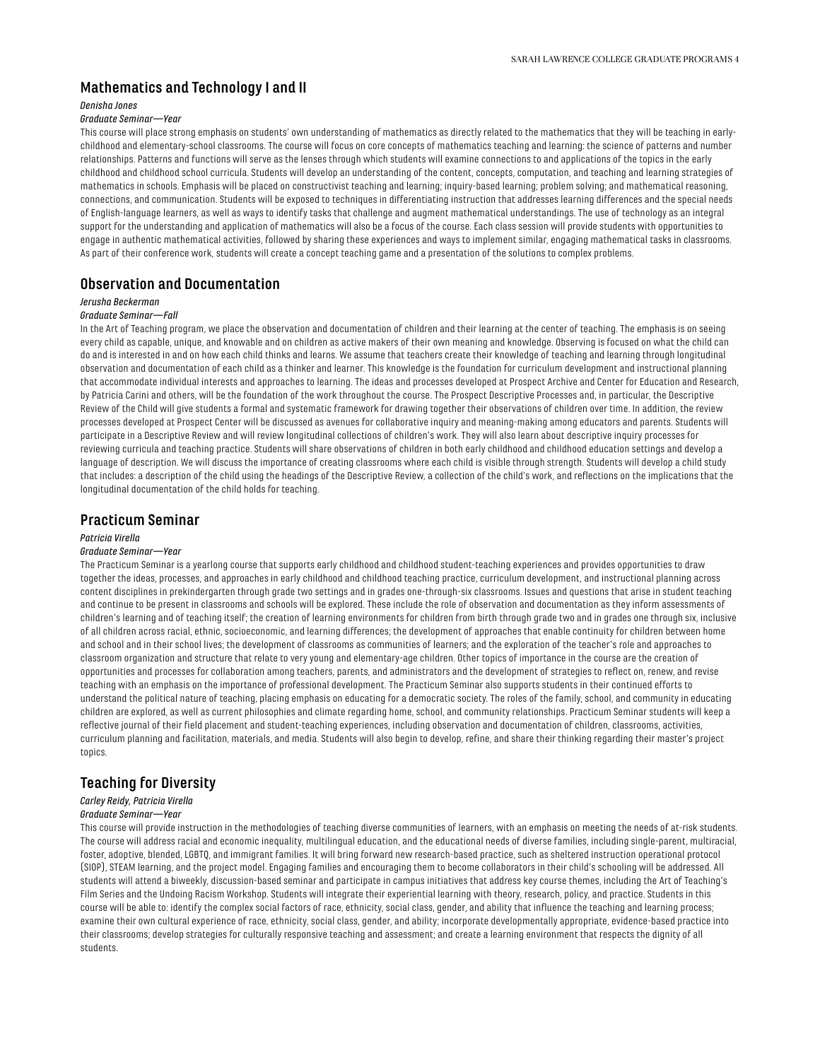## Mathematics and Technology I and II

*Denisha Jones*

*Graduate Seminar—Year*

This course will place strong emphasis on students' own understanding of mathematics as directly related to the mathematics that they will be teaching in early-childhood and elementary-school classrooms. The course will focus on core concepts of mathematics teaching and learning: the science of patterns and number relationships. Patterns and functions will serve as the lenses through which students will examine connections to and applications of the topics in the early childhood and childhood school curricula. Students will develop an understanding of the content, concepts, computation, and teaching and learning strategies of mathematics in schools. Emphasis will be placed on constructivist teaching and learning; inquiry-based learning; problem solving; and mathematical reasoning, connections, and communication. Students will be exposed to techniques in differentiating instruction that addresses learning differences and the special needs of English-language learners, as well as ways to identify tasks that challenge and augment mathematical understandings. The use of technology as an integral support for the understanding and application of mathematics will also be a focus of the course. Each class session will provide students with opportunities to engage in authentic mathematical activities, followed by sharing these experiences and ways to implement similar, engaging mathematical tasks in classrooms. As part of their conference work, students will create a concept teaching game and a presentation of the solutions to complex problems.

## Observation and Documentation

*Jerusha Beckerman*

*Graduate Seminar—Fall*

In the Art of Teaching program, we place the observation and documentation of children and their learning at the center of teaching. The emphasis is on seeing every child as capable, unique, and knowable and on children as active makers of their own meaning and knowledge. Observing is focused on what the child can do and is interested in and on how each child thinks and learns. We assume that teachers create their knowledge of teaching and learning through longitudinal observation and documentation of each child as a thinker and learner. This knowledge is the foundation for curriculum development and instructional planning that accommodate individual interests and approaches to learning. The ideas and processes developed at Prospect Archive and Center for Education and Research, by Patricia Carini and others, will be the foundation of the work throughout the course. The Prospect Descriptive Processes and, in particular, the Descriptive Review of the Child will give students a formal and systematic framework for drawing together their observations of children over time. In addition, the review processes developed at Prospect Center will be discussed as avenues for collaborative inquiry and meaning-making among educators and parents. Students will participate in a Descriptive Review and will review longitudinal collections of children's work. They will also learn about descriptive inquiry processes for reviewing curricula and teaching practice. Students will share observations of children in both early childhood and childhood education settings and develop a language of description. We will discuss the importance of creating classrooms where each child is visible through strength. Students will develop a child study that includes: a description of the child using the headings of the Descriptive Review, a collection of the child's work, and reflections on the implications that the longitudinal documentation of the child holds for teaching.

## Practicum Seminar

*Patricia Virella*

*Graduate Seminar—Year*

The Practicum Seminar is a yearlong course that supports early childhood and childhood student-teaching experiences and provides opportunities to draw together the ideas, processes, and approaches in early childhood and childhood teaching practice, curriculum development, and instructional planning across content disciplines in prekindergarten through grade two settings and in grades one-through-six classrooms. Issues and questions that arise in student teaching and continue to be present in classrooms and schools will be explored. These include the role of observation and documentation as they inform assessments of children's learning and of teaching itself; the creation of learning environments for children from birth through grade two and in grades one through six, inclusive of all children across racial, ethnic, socioeconomic, and learning differences; the development of approaches that enable continuity for children between home and school and in their school lives; the development of classrooms as communities of learners; and the exploration of the teacher's role and approaches to classroom organization and structure that relate to very young and elementary-age children. Other topics of importance in the course are the creation of opportunities and processes for collaboration among teachers, parents, and administrators and the development of strategies to reflect on, renew, and revise teaching with an emphasis on the importance of professional development. The Practicum Seminar also supports students in their continued efforts to understand the political nature of teaching, placing emphasis on educating for a democratic society. The roles of the family, school, and community in educating children are explored, as well as current philosophies and climate regarding home, school, and community relationships. Practicum Seminar students will keep a reflective journal of their field placement and student-teaching experiences, including observation and documentation of children, classrooms, activities, curriculum planning and facilitation, materials, and media. Students will also begin to develop, refine, and share their thinking regarding their master's project topics.

## Teaching for Diversity

*Carley Reidy, Patricia Virella*

*Graduate Seminar—Year*

This course will provide instruction in the methodologies of teaching diverse communities of learners, with an emphasis on meeting the needs of at-risk students. The course will address racial and economic inequality, multilingual education, and the educational needs of diverse families, including single-parent, multiracial, foster, adoptive, blended, LGBTQ, and immigrant families. It will bring forward new research-based practice, such as sheltered instruction operational protocol (SIOP), STEAM learning, and the project model. Engaging families and encouraging them to become collaborators in their child's schooling will be addressed. All students will attend a biweekly, discussion-based seminar and participate in campus initiatives that address key course themes, including the Art of Teaching's Film Series and the Undoing Racism Workshop. Students will integrate their experiential learning with theory, research, policy, and practice. Students in this course will be able to: identify the complex social factors of race, ethnicity, social class, gender, and ability that influence the teaching and learning process; examine their own cultural experience of race, ethnicity, social class, gender, and ability; incorporate developmentally appropriate, evidence-based practice into their classrooms; develop strategies for culturally responsive teaching and assessment; and create a learning environment that respects the dignity of all students.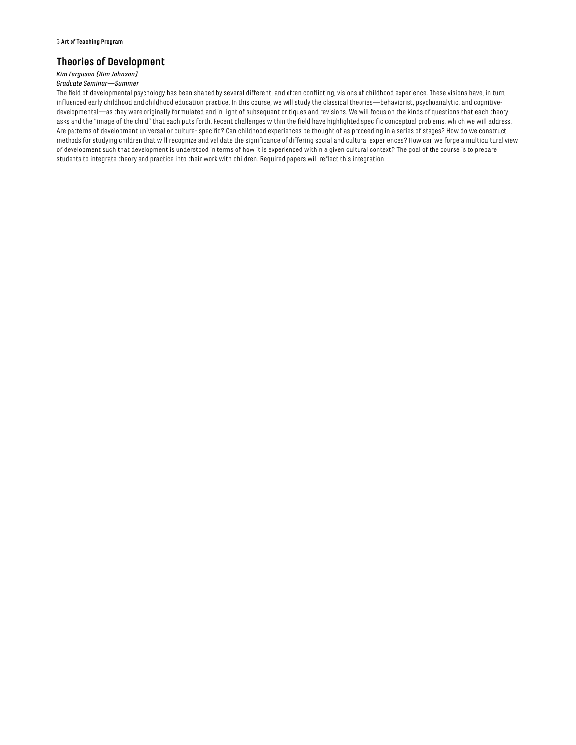## Theories of Development

*Kim Ferguson (Kim Johnson)*
*Graduate Seminar—Summer*

The field of developmental psychology has been shaped by several different, and often conflicting, visions of childhood experience. These visions have, in turn, influenced early childhood and childhood education practice. In this course, we will study the classical theories—behaviorist, psychoanalytic, and cognitive-developmental—as they were originally formulated and in light of subsequent critiques and revisions. We will focus on the kinds of questions that each theory asks and the "image of the child" that each puts forth. Recent challenges within the field have highlighted specific conceptual problems, which we will address. Are patterns of development universal or culture- specific? Can childhood experiences be thought of as proceeding in a series of stages? How do we construct methods for studying children that will recognize and validate the significance of differing social and cultural experiences? How can we forge a multicultural view of development such that development is understood in terms of how it is experienced within a given cultural context? The goal of the course is to prepare students to integrate theory and practice into their work with children. Required papers will reflect this integration.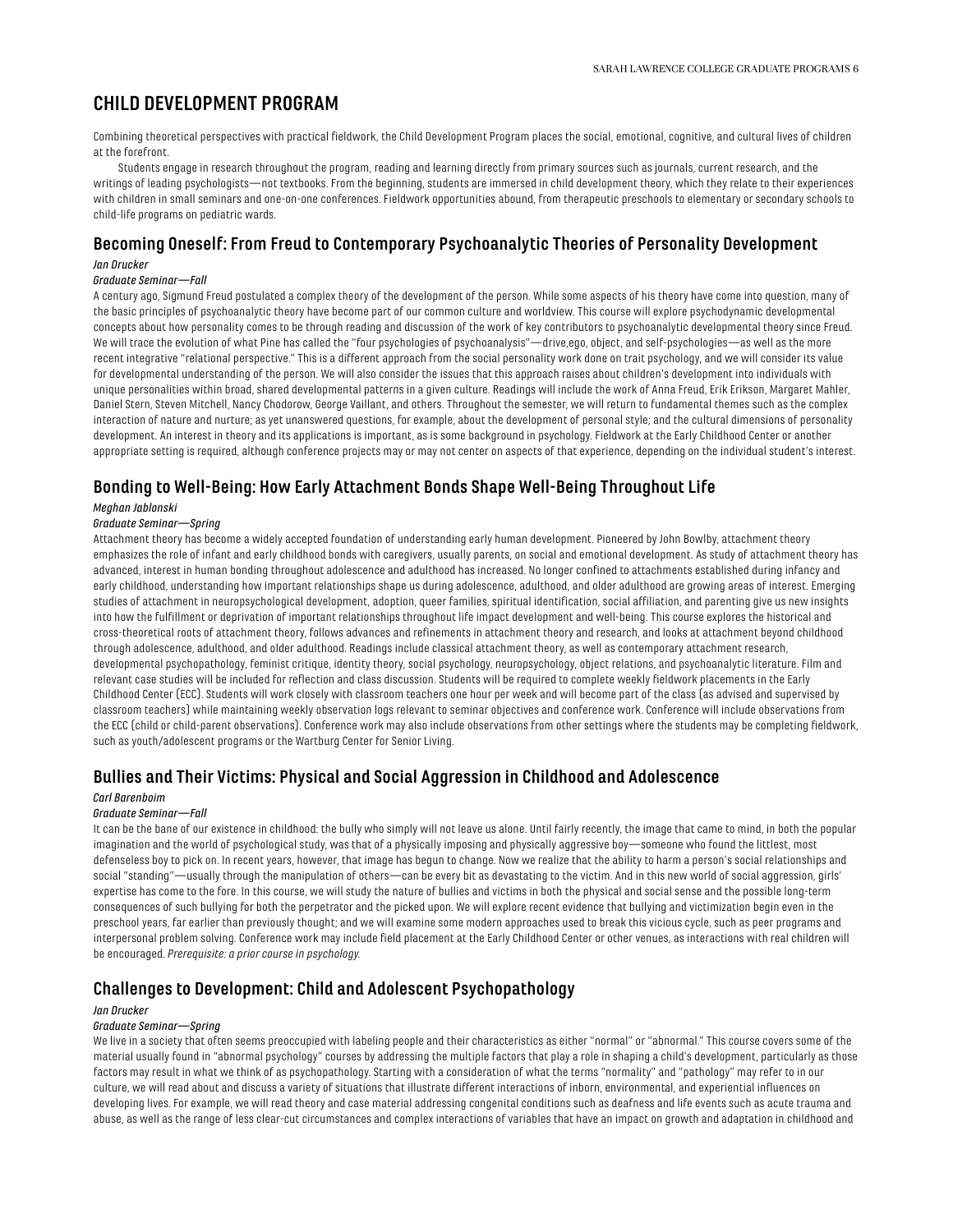# CHILD DEVELOPMENT PROGRAM

Combining theoretical perspectives with practical fieldwork, the Child Development Program places the social, emotional, cognitive, and cultural lives of children at the forefront.

Students engage in research throughout the program, reading and learning directly from primary sources such as journals, current research, and the writings of leading psychologists—not textbooks. From the beginning, students are immersed in child development theory, which they relate to their experiences with children in small seminars and one-on-one conferences. Fieldwork opportunities abound, from therapeutic preschools to elementary or secondary schools to child-life programs on pediatric wards.

## Becoming Oneself: From Freud to Contemporary Psychoanalytic Theories of Personality Development

*Jan Drucker*

*Graduate Seminar—Fall*

A century ago, Sigmund Freud postulated a complex theory of the development of the person. While some aspects of his theory have come into question, many of the basic principles of psychoanalytic theory have become part of our common culture and worldview. This course will explore psychodynamic developmental concepts about how personality comes to be through reading and discussion of the work of key contributors to psychoanalytic developmental theory since Freud. We will trace the evolution of what Pine has called the "four psychologies of psychoanalysis"—drive,ego, object, and self-psychologies—as well as the more recent integrative "relational perspective." This is a different approach from the social personality work done on trait psychology, and we will consider its value for developmental understanding of the person. We will also consider the issues that this approach raises about children's development into individuals with unique personalities within broad, shared developmental patterns in a given culture. Readings will include the work of Anna Freud, Erik Erikson, Margaret Mahler, Daniel Stern, Steven Mitchell, Nancy Chodorow, George Vaillant, and others. Throughout the semester, we will return to fundamental themes such as the complex interaction of nature and nurture; as yet unanswered questions, for example, about the development of personal style; and the cultural dimensions of personality development. An interest in theory and its applications is important, as is some background in psychology. Fieldwork at the Early Childhood Center or another appropriate setting is required, although conference projects may or may not center on aspects of that experience, depending on the individual student's interest.

## Bonding to Well-Being: How Early Attachment Bonds Shape Well-Being Throughout Life

*Meghan Jablonski*

*Graduate Seminar—Spring*

Attachment theory has become a widely accepted foundation of understanding early human development. Pioneered by John Bowlby, attachment theory emphasizes the role of infant and early childhood bonds with caregivers, usually parents, on social and emotional development. As study of attachment theory has advanced, interest in human bonding throughout adolescence and adulthood has increased. No longer confined to attachments established during infancy and early childhood, understanding how important relationships shape us during adolescence, adulthood, and older adulthood are growing areas of interest. Emerging studies of attachment in neuropsychological development, adoption, queer families, spiritual identification, social affiliation, and parenting give us new insights into how the fulfillment or deprivation of important relationships throughout life impact development and well-being. This course explores the historical and cross-theoretical roots of attachment theory, follows advances and refinements in attachment theory and research, and looks at attachment beyond childhood through adolescence, adulthood, and older adulthood. Readings include classical attachment theory, as well as contemporary attachment research, developmental psychopathology, feminist critique, identity theory, social psychology, neuropsychology, object relations, and psychoanalytic literature. Film and relevant case studies will be included for reflection and class discussion. Students will be required to complete weekly fieldwork placements in the Early Childhood Center (ECC). Students will work closely with classroom teachers one hour per week and will become part of the class (as advised and supervised by classroom teachers) while maintaining weekly observation logs relevant to seminar objectives and conference work. Conference will include observations from the ECC (child or child-parent observations). Conference work may also include observations from other settings where the students may be completing fieldwork, such as youth/adolescent programs or the Wartburg Center for Senior Living.

## Bullies and Their Victims: Physical and Social Aggression in Childhood and Adolescence

*Carl Barenboim*

*Graduate Seminar—Fall*

It can be the bane of our existence in childhood: the bully who simply will not leave us alone. Until fairly recently, the image that came to mind, in both the popular imagination and the world of psychological study, was that of a physically imposing and physically aggressive boy—someone who found the littlest, most defenseless boy to pick on. In recent years, however, that image has begun to change. Now we realize that the ability to harm a person's social relationships and social "standing"—usually through the manipulation of others—can be every bit as devastating to the victim. And in this new world of social aggression, girls' expertise has come to the fore. In this course, we will study the nature of bullies and victims in both the physical and social sense and the possible long-term consequences of such bullying for both the perpetrator and the picked upon. We will explore recent evidence that bullying and victimization begin even in the preschool years, far earlier than previously thought; and we will examine some modern approaches used to break this vicious cycle, such as peer programs and interpersonal problem solving. Conference work may include field placement at the Early Childhood Center or other venues, as interactions with real children will be encouraged. *Prerequisite: a prior course in psychology.*

## Challenges to Development: Child and Adolescent Psychopathology

*Jan Drucker*

*Graduate Seminar—Spring*

We live in a society that often seems preoccupied with labeling people and their characteristics as either "normal" or "abnormal." This course covers some of the material usually found in "abnormal psychology" courses by addressing the multiple factors that play a role in shaping a child's development, particularly as those factors may result in what we think of as psychopathology. Starting with a consideration of what the terms "normality" and "pathology" may refer to in our culture, we will read about and discuss a variety of situations that illustrate different interactions of inborn, environmental, and experiential influences on developing lives. For example, we will read theory and case material addressing congenital conditions such as deafness and life events such as acute trauma and abuse, as well as the range of less clear-cut circumstances and complex interactions of variables that have an impact on growth and adaptation in childhood and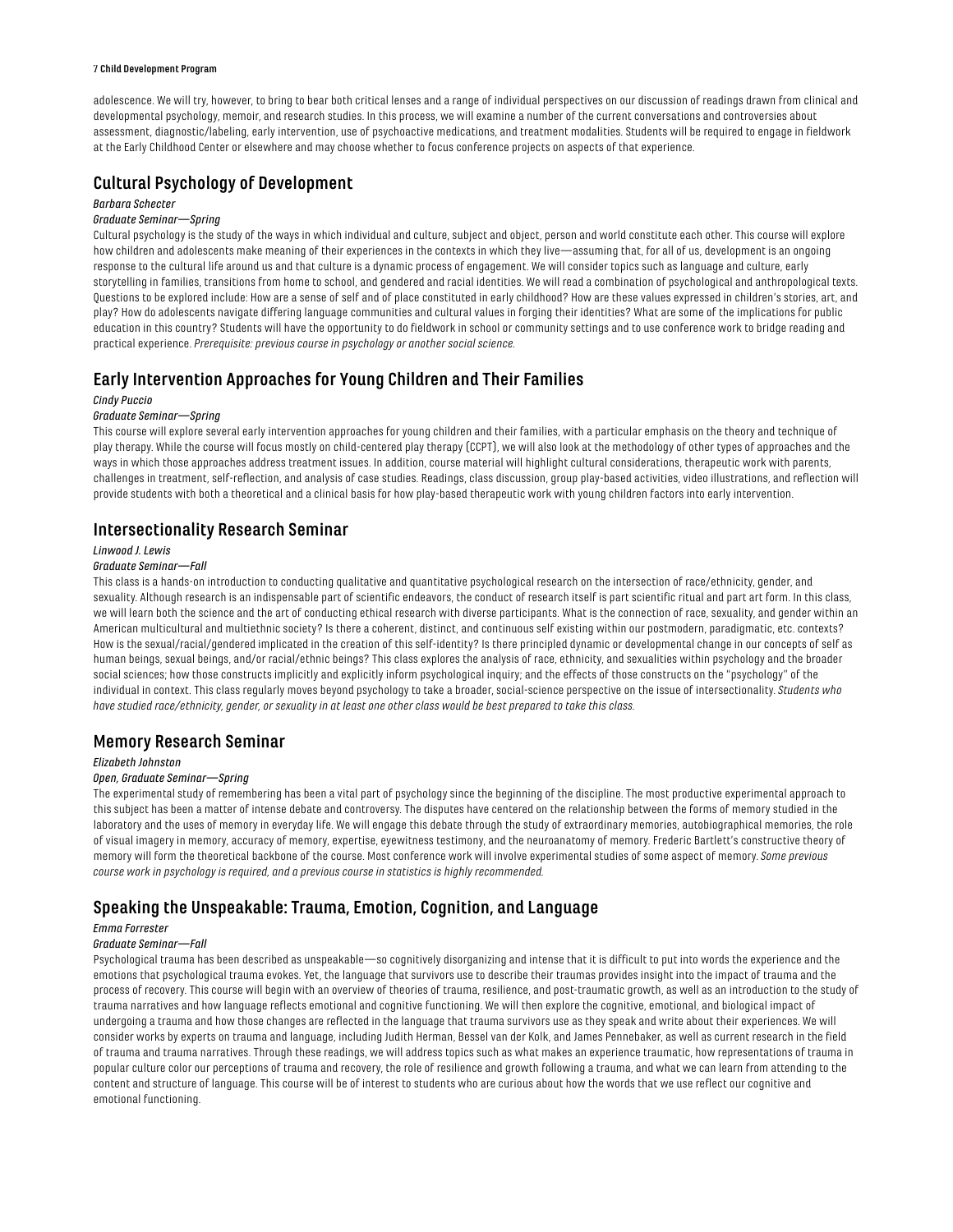adolescence. We will try, however, to bring to bear both critical lenses and a range of individual perspectives on our discussion of readings drawn from clinical and developmental psychology, memoir, and research studies. In this process, we will examine a number of the current conversations and controversies about assessment, diagnostic/labeling, early intervention, use of psychoactive medications, and treatment modalities. Students will be required to engage in fieldwork at the Early Childhood Center or elsewhere and may choose whether to focus conference projects on aspects of that experience.

## Cultural Psychology of Development

*Barbara Schecter*

*Graduate Seminar—Spring*

Cultural psychology is the study of the ways in which individual and culture, subject and object, person and world constitute each other. This course will explore how children and adolescents make meaning of their experiences in the contexts in which they live—assuming that, for all of us, development is an ongoing response to the cultural life around us and that culture is a dynamic process of engagement. We will consider topics such as language and culture, early storytelling in families, transitions from home to school, and gendered and racial identities. We will read a combination of psychological and anthropological texts. Questions to be explored include: How are a sense of self and of place constituted in early childhood? How are these values expressed in children's stories, art, and play? How do adolescents navigate differing language communities and cultural values in forging their identities? What are some of the implications for public education in this country? Students will have the opportunity to do fieldwork in school or community settings and to use conference work to bridge reading and practical experience. *Prerequisite: previous course in psychology or another social science.*

## Early Intervention Approaches for Young Children and Their Families

*Cindy Puccio*

*Graduate Seminar—Spring*

This course will explore several early intervention approaches for young children and their families, with a particular emphasis on the theory and technique of play therapy. While the course will focus mostly on child-centered play therapy (CCPT), we will also look at the methodology of other types of approaches and the ways in which those approaches address treatment issues. In addition, course material will highlight cultural considerations, therapeutic work with parents, challenges in treatment, self-reflection, and analysis of case studies. Readings, class discussion, group play-based activities, video illustrations, and reflection will provide students with both a theoretical and a clinical basis for how play-based therapeutic work with young children factors into early intervention.

## Intersectionality Research Seminar

*Linwood J. Lewis*

*Graduate Seminar—Fall*

This class is a hands-on introduction to conducting qualitative and quantitative psychological research on the intersection of race/ethnicity, gender, and sexuality. Although research is an indispensable part of scientific endeavors, the conduct of research itself is part scientific ritual and part art form. In this class, we will learn both the science and the art of conducting ethical research with diverse participants. What is the connection of race, sexuality, and gender within an American multicultural and multiethnic society? Is there a coherent, distinct, and continuous self existing within our postmodern, paradigmatic, etc. contexts? How is the sexual/racial/gendered implicated in the creation of this self-identity? Is there principled dynamic or developmental change in our concepts of self as human beings, sexual beings, and/or racial/ethnic beings? This class explores the analysis of race, ethnicity, and sexualities within psychology and the broader social sciences; how those constructs implicitly and explicitly inform psychological inquiry; and the effects of those constructs on the "psychology" of the individual in context. This class regularly moves beyond psychology to take a broader, social-science perspective on the issue of intersectionality. *Students who have studied race/ethnicity, gender, or sexuality in at least one other class would be best prepared to take this class.*

## Memory Research Seminar

*Elizabeth Johnston*

*Open, Graduate Seminar—Spring*

The experimental study of remembering has been a vital part of psychology since the beginning of the discipline. The most productive experimental approach to this subject has been a matter of intense debate and controversy. The disputes have centered on the relationship between the forms of memory studied in the laboratory and the uses of memory in everyday life. We will engage this debate through the study of extraordinary memories, autobiographical memories, the role of visual imagery in memory, accuracy of memory, expertise, eyewitness testimony, and the neuroanatomy of memory. Frederic Bartlett's constructive theory of memory will form the theoretical backbone of the course. Most conference work will involve experimental studies of some aspect of memory. *Some previous course work in psychology is required, and a previous course in statistics is highly recommended.*

## Speaking the Unspeakable: Trauma, Emotion, Cognition, and Language

*Emma Forrester*

*Graduate Seminar—Fall*

Psychological trauma has been described as unspeakable—so cognitively disorganizing and intense that it is difficult to put into words the experience and the emotions that psychological trauma evokes. Yet, the language that survivors use to describe their traumas provides insight into the impact of trauma and the process of recovery. This course will begin with an overview of theories of trauma, resilience, and post-traumatic growth, as well as an introduction to the study of trauma narratives and how language reflects emotional and cognitive functioning. We will then explore the cognitive, emotional, and biological impact of undergoing a trauma and how those changes are reflected in the language that trauma survivors use as they speak and write about their experiences. We will consider works by experts on trauma and language, including Judith Herman, Bessel van der Kolk, and James Pennebaker, as well as current research in the field of trauma and trauma narratives. Through these readings, we will address topics such as what makes an experience traumatic, how representations of trauma in popular culture color our perceptions of trauma and recovery, the role of resilience and growth following a trauma, and what we can learn from attending to the content and structure of language. This course will be of interest to students who are curious about how the words that we use reflect our cognitive and emotional functioning.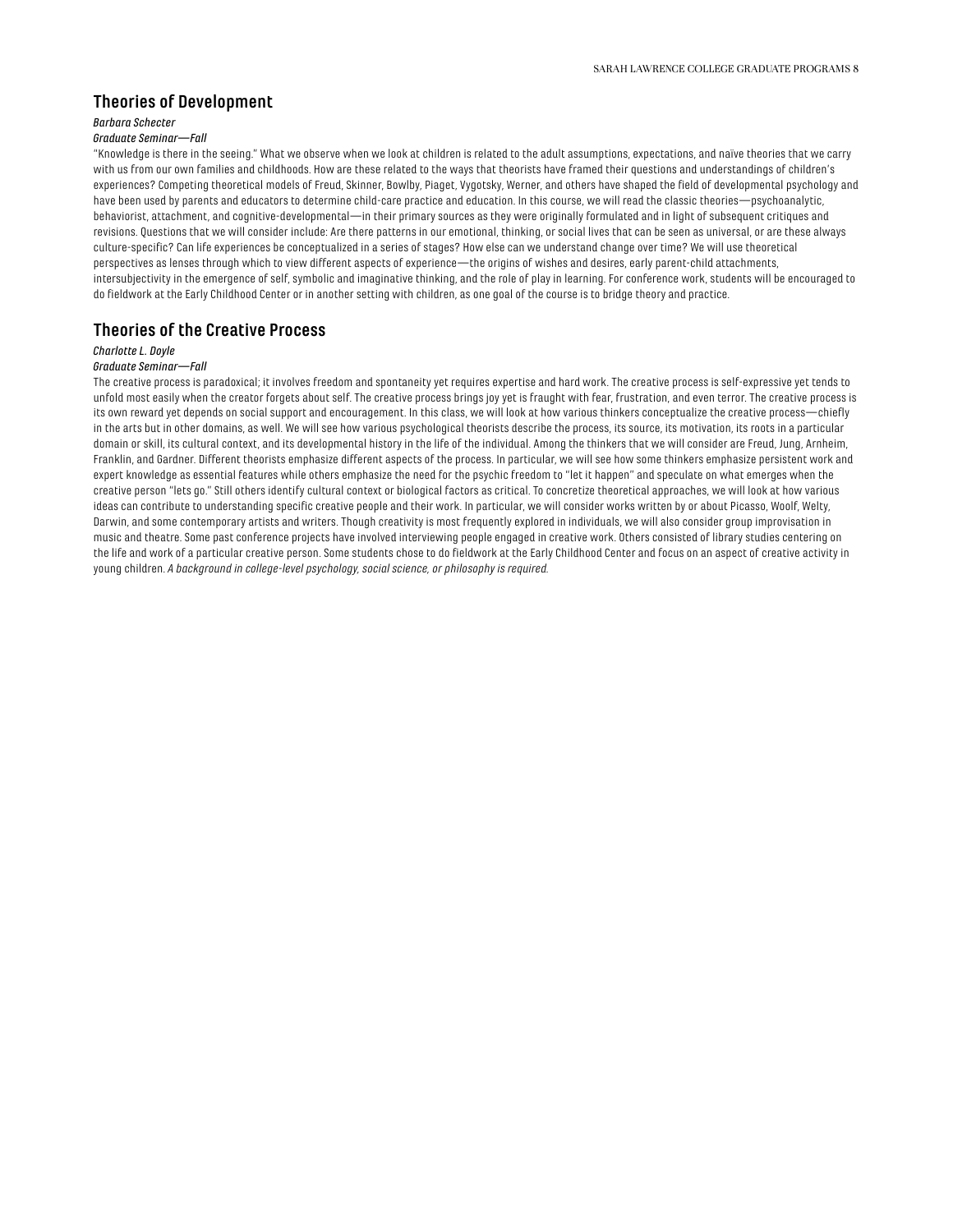## Theories of Development

*Barbara Schecter*

*Graduate Seminar—Fall*

"Knowledge is there in the seeing." What we observe when we look at children is related to the adult assumptions, expectations, and naïve theories that we carry with us from our own families and childhoods. How are these related to the ways that theorists have framed their questions and understandings of children's experiences? Competing theoretical models of Freud, Skinner, Bowlby, Piaget, Vygotsky, Werner, and others have shaped the field of developmental psychology and have been used by parents and educators to determine child-care practice and education. In this course, we will read the classic theories—psychoanalytic, behaviorist, attachment, and cognitive-developmental—in their primary sources as they were originally formulated and in light of subsequent critiques and revisions. Questions that we will consider include: Are there patterns in our emotional, thinking, or social lives that can be seen as universal, or are these always culture-specific? Can life experiences be conceptualized in a series of stages? How else can we understand change over time? We will use theoretical perspectives as lenses through which to view different aspects of experience—the origins of wishes and desires, early parent-child attachments, intersubjectivity in the emergence of self, symbolic and imaginative thinking, and the role of play in learning. For conference work, students will be encouraged to do fieldwork at the Early Childhood Center or in another setting with children, as one goal of the course is to bridge theory and practice.

## Theories of the Creative Process

*Charlotte L. Doyle*

*Graduate Seminar—Fall*

The creative process is paradoxical; it involves freedom and spontaneity yet requires expertise and hard work. The creative process is self-expressive yet tends to unfold most easily when the creator forgets about self. The creative process brings joy yet is fraught with fear, frustration, and even terror. The creative process is its own reward yet depends on social support and encouragement. In this class, we will look at how various thinkers conceptualize the creative process—chiefly in the arts but in other domains, as well. We will see how various psychological theorists describe the process, its source, its motivation, its roots in a particular domain or skill, its cultural context, and its developmental history in the life of the individual. Among the thinkers that we will consider are Freud, Jung, Arnheim, Franklin, and Gardner. Different theorists emphasize different aspects of the process. In particular, we will see how some thinkers emphasize persistent work and expert knowledge as essential features while others emphasize the need for the psychic freedom to "let it happen" and speculate on what emerges when the creative person "lets go." Still others identify cultural context or biological factors as critical. To concretize theoretical approaches, we will look at how various ideas can contribute to understanding specific creative people and their work. In particular, we will consider works written by or about Picasso, Woolf, Welty, Darwin, and some contemporary artists and writers. Though creativity is most frequently explored in individuals, we will also consider group improvisation in music and theatre. Some past conference projects have involved interviewing people engaged in creative work. Others consisted of library studies centering on the life and work of a particular creative person. Some students chose to do fieldwork at the Early Childhood Center and focus on an aspect of creative activity in young children. *A background in college-level psychology, social science, or philosophy is required.*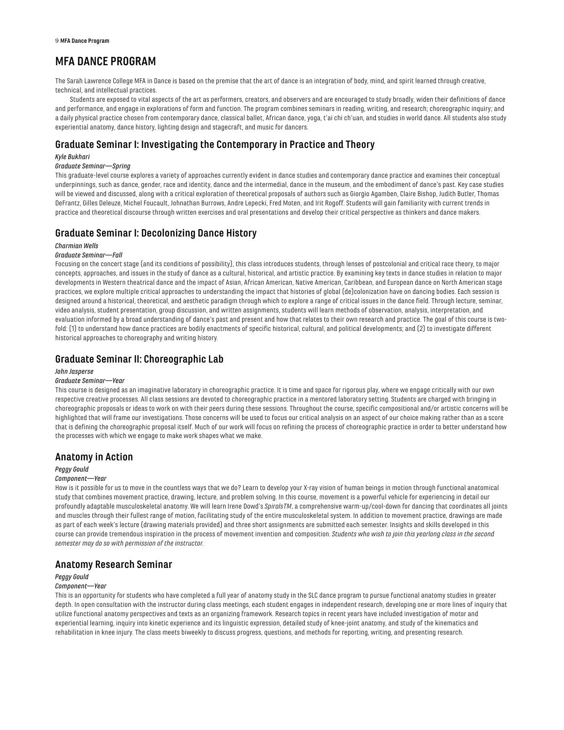# MFA DANCE PROGRAM

The Sarah Lawrence College MFA in Dance is based on the premise that the art of dance is an integration of body, mind, and spirit learned through creative, technical, and intellectual practices.

Students are exposed to vital aspects of the art as performers, creators, and observers and are encouraged to study broadly, widen their definitions of dance and performance, and engage in explorations of form and function. The program combines seminars in reading, writing, and research; choreographic inquiry; and a daily physical practice chosen from contemporary dance, classical ballet, African dance, yoga, t'ai chi ch'uan, and studies in world dance. All students also study experiential anatomy, dance history, lighting design and stagecraft, and music for dancers.

## Graduate Seminar I: Investigating the Contemporary in Practice and Theory

*Kyle Bukhari*

*Graduate Seminar—Spring*

This graduate-level course explores a variety of approaches currently evident in dance studies and contemporary dance practice and examines their conceptual underpinnings, such as dance, gender, race and identity, dance and the intermedial, dance in the museum, and the embodiment of dance's past. Key case studies will be viewed and discussed, along with a critical exploration of theoretical proposals of authors such as Giorgio Agamben, Claire Bishop, Judith Butler, Thomas DeFrantz, Gilles Deleuze, Michel Foucault, Johnathan Burrows, Andre Lepecki, Fred Moten, and Irit Rogoff. Students will gain familiarity with current trends in practice and theoretical discourse through written exercises and oral presentations and develop their critical perspective as thinkers and dance makers.

## Graduate Seminar I: Decolonizing Dance History

*Charmian Wells*

*Graduate Seminar—Fall*

Focusing on the concert stage (and its conditions of possibility), this class introduces students, through lenses of postcolonial and critical race theory, to major concepts, approaches, and issues in the study of dance as a cultural, historical, and artistic practice. By examining key texts in dance studies in relation to major developments in Western theatrical dance and the impact of Asian, African American, Native American, Caribbean, and European dance on North American stage practices, we explore multiple critical approaches to understanding the impact that histories of global (de)colonization have on dancing bodies. Each session is designed around a historical, theoretical, and aesthetic paradigm through which to explore a range of critical issues in the dance field. Through lecture, seminar, video analysis, student presentation, group discussion, and written assignments, students will learn methods of observation, analysis, interpretation, and evaluation informed by a broad understanding of dance's past and present and how that relates to their own research and practice. The goal of this course is two-fold: (1) to understand how dance practices are bodily enactments of specific historical, cultural, and political developments; and (2) to investigate different historical approaches to choreography and writing history.

## Graduate Seminar II: Choreographic Lab

*John Jasperse*

*Graduate Seminar—Year*

This course is designed as an imaginative laboratory in choreographic practice. It is time and space for rigorous play, where we engage critically with our own respective creative processes. All class sessions are devoted to choreographic practice in a mentored laboratory setting. Students are charged with bringing in choreographic proposals or ideas to work on with their peers during these sessions. Throughout the course, specific compositional and/or artistic concerns will be highlighted that will frame our investigations. Those concerns will be used to focus our critical analysis on an aspect of our choice making rather than as a score that is defining the choreographic proposal itself. Much of our work will focus on refining the process of choreographic practice in order to better understand how the processes with which we engage to make work shapes what we make.

## Anatomy in Action

*Peggy Gould*

*Component—Year*

How is it possible for us to move in the countless ways that we do? Learn to develop your X-ray vision of human beings in motion through functional anatomical study that combines movement practice, drawing, lecture, and problem solving. In this course, movement is a powerful vehicle for experiencing in detail our profoundly adaptable musculoskeletal anatomy. We will learn Irene Dowd's *SpiralsTM*, a comprehensive warm-up/cool-down for dancing that coordinates all joints and muscles through their fullest range of motion, facilitating study of the entire musculoskeletal system. In addition to movement practice, drawings are made as part of each week's lecture (drawing materials provided) and three short assignments are submitted each semester. Insights and skills developed in this course can provide tremendous inspiration in the process of movement invention and composition. *Students who wish to join this yearlong class in the second semester may do so with permission of the instructor.*

## Anatomy Research Seminar

*Peggy Gould*

*Component—Year*

This is an opportunity for students who have completed a full year of anatomy study in the SLC dance program to pursue functional anatomy studies in greater depth. In open consultation with the instructor during class meetings, each student engages in independent research, developing one or more lines of inquiry that utilize functional anatomy perspectives and texts as an organizing framework. Research topics in recent years have included investigation of motor and experiential learning, inquiry into kinetic experience and its linguistic expression, detailed study of knee-joint anatomy, and study of the kinematics and rehabilitation in knee injury. The class meets biweekly to discuss progress, questions, and methods for reporting, writing, and presenting research.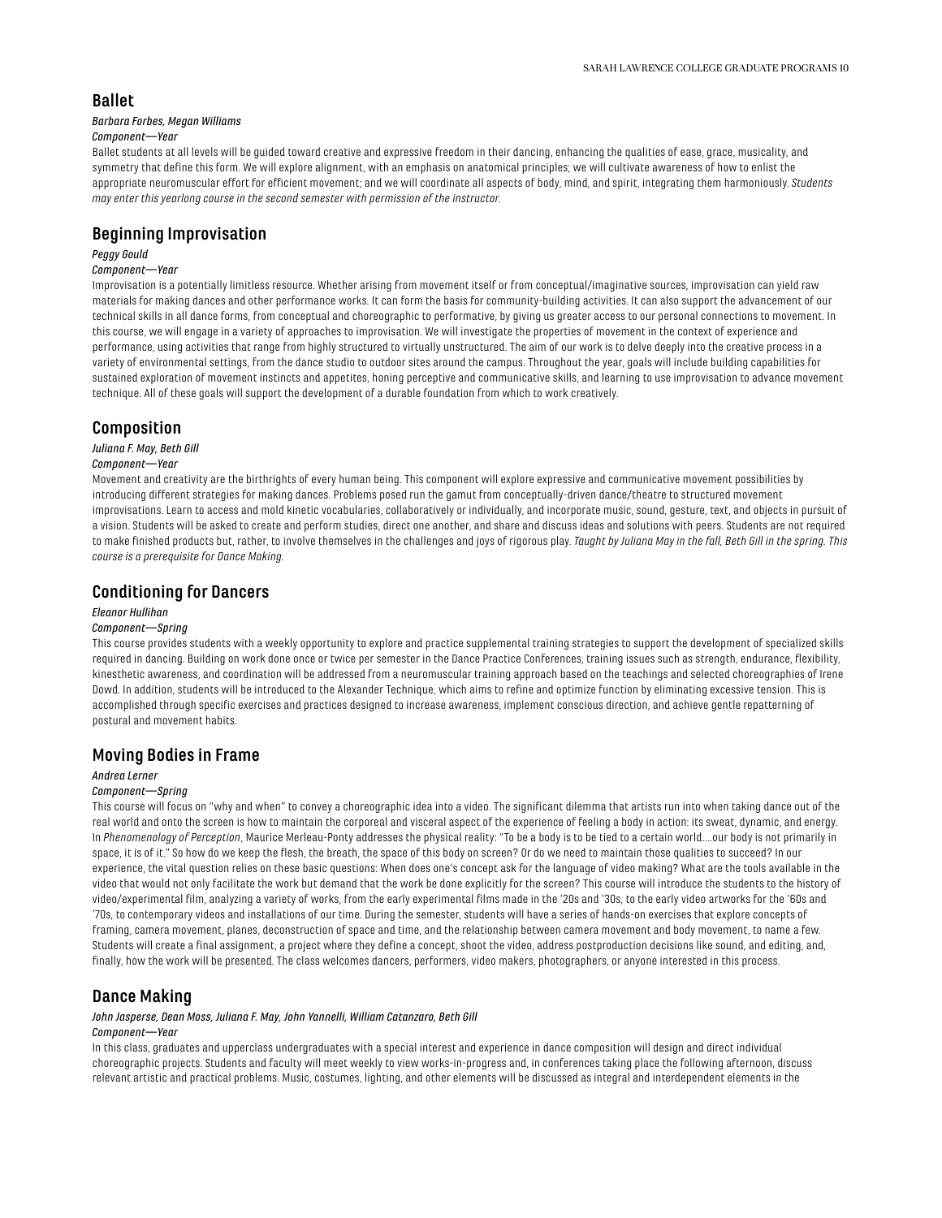## Ballet

*Barbara Forbes, Megan Williams*

*Component—Year*

Ballet students at all levels will be guided toward creative and expressive freedom in their dancing, enhancing the qualities of ease, grace, musicality, and symmetry that define this form. We will explore alignment, with an emphasis on anatomical principles; we will cultivate awareness of how to enlist the appropriate neuromuscular effort for efficient movement; and we will coordinate all aspects of body, mind, and spirit, integrating them harmoniously. *Students may enter this yearlong course in the second semester with permission of the instructor.*

## Beginning Improvisation

*Peggy Gould*

*Component—Year*

Improvisation is a potentially limitless resource. Whether arising from movement itself or from conceptual/imaginative sources, improvisation can yield raw materials for making dances and other performance works. It can form the basis for community-building activities. It can also support the advancement of our technical skills in all dance forms, from conceptual and choreographic to performative, by giving us greater access to our personal connections to movement. In this course, we will engage in a variety of approaches to improvisation. We will investigate the properties of movement in the context of experience and performance, using activities that range from highly structured to virtually unstructured. The aim of our work is to delve deeply into the creative process in a variety of environmental settings, from the dance studio to outdoor sites around the campus. Throughout the year, goals will include building capabilities for sustained exploration of movement instincts and appetites, honing perceptive and communicative skills, and learning to use improvisation to advance movement technique. All of these goals will support the development of a durable foundation from which to work creatively.

## Composition

*Juliana F. May, Beth Gill*

*Component—Year*

Movement and creativity are the birthrights of every human being. This component will explore expressive and communicative movement possibilities by introducing different strategies for making dances. Problems posed run the gamut from conceptually-driven dance/theatre to structured movement improvisations. Learn to access and mold kinetic vocabularies, collaboratively or individually, and incorporate music, sound, gesture, text, and objects in pursuit of a vision. Students will be asked to create and perform studies, direct one another, and share and discuss ideas and solutions with peers. Students are not required to make finished products but, rather, to involve themselves in the challenges and joys of rigorous play. *Taught by Juliana May in the fall, Beth Gill in the spring. This course is a prerequisite for Dance Making.*

## Conditioning for Dancers

*Eleanor Hullihan*

*Component—Spring*

This course provides students with a weekly opportunity to explore and practice supplemental training strategies to support the development of specialized skills required in dancing. Building on work done once or twice per semester in the Dance Practice Conferences, training issues such as strength, endurance, flexibility, kinesthetic awareness, and coordination will be addressed from a neuromuscular training approach based on the teachings and selected choreographies of Irene Dowd. In addition, students will be introduced to the Alexander Technique, which aims to refine and optimize function by eliminating excessive tension. This is accomplished through specific exercises and practices designed to increase awareness, implement conscious direction, and achieve gentle repatterning of postural and movement habits.

## Moving Bodies in Frame

*Andrea Lerner*

*Component—Spring*

This course will focus on "why and when" to convey a choreographic idea into a video. The significant dilemma that artists run into when taking dance out of the real world and onto the screen is how to maintain the corporeal and visceral aspect of the experience of feeling a body in action: its sweat, dynamic, and energy. In *Phenomenology of Perception*, Maurice Merleau-Ponty addresses the physical reality: "To be a body is to be tied to a certain world….our body is not primarily in space, it is of it." So how do we keep the flesh, the breath, the space of this body on screen? Or do we need to maintain those qualities to succeed? In our experience, the vital question relies on these basic questions: When does one's concept ask for the language of video making? What are the tools available in the video that would not only facilitate the work but demand that the work be done explicitly for the screen? This course will introduce the students to the history of video/experimental film, analyzing a variety of works, from the early experimental films made in the '20s and '30s, to the early video artworks for the '60s and '70s, to contemporary videos and installations of our time. During the semester, students will have a series of hands-on exercises that explore concepts of framing, camera movement, planes, deconstruction of space and time, and the relationship between camera movement and body movement, to name a few. Students will create a final assignment, a project where they define a concept, shoot the video, address postproduction decisions like sound, and editing, and, finally, how the work will be presented. The class welcomes dancers, performers, video makers, photographers, or anyone interested in this process.

## Dance Making

*John Jasperse, Dean Moss, Juliana F. May, John Yannelli, William Catanzaro, Beth Gill*

*Component—Year*

In this class, graduates and upperclass undergraduates with a special interest and experience in dance composition will design and direct individual choreographic projects. Students and faculty will meet weekly to view works-in-progress and, in conferences taking place the following afternoon, discuss relevant artistic and practical problems. Music, costumes, lighting, and other elements will be discussed as integral and interdependent elements in the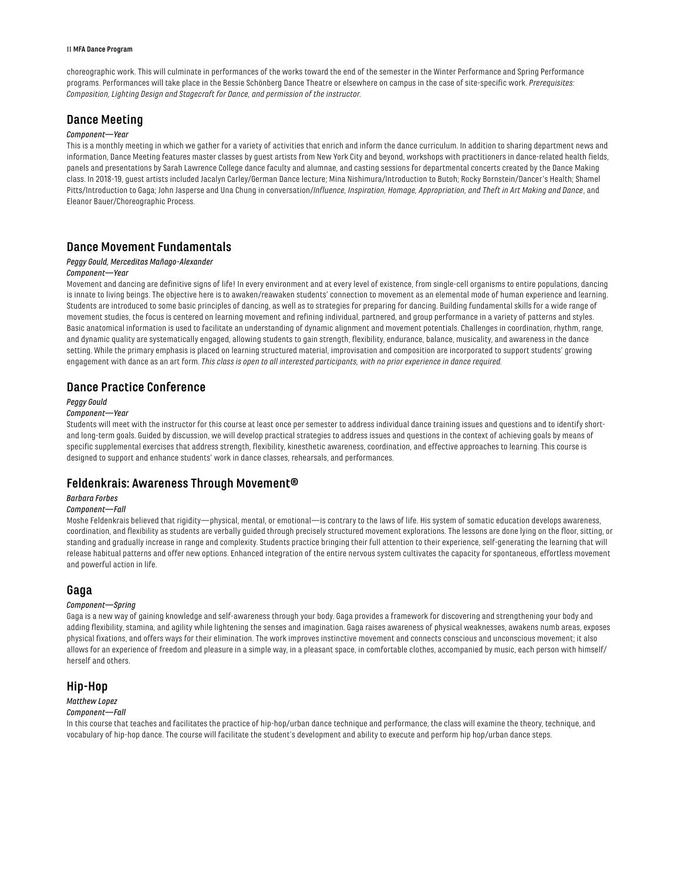choreographic work. This will culminate in performances of the works toward the end of the semester in the Winter Performance and Spring Performance programs. Performances will take place in the Bessie Schönberg Dance Theatre or elsewhere on campus in the case of site-specific work. *Prerequisites: Composition, Lighting Design and Stagecraft for Dance, and permission of the instructor.*

## Dance Meeting

*Component—Year*

This is a monthly meeting in which we gather for a variety of activities that enrich and inform the dance curriculum. In addition to sharing department news and information, Dance Meeting features master classes by guest artists from New York City and beyond, workshops with practitioners in dance-related health fields, panels and presentations by Sarah Lawrence College dance faculty and alumnae, and casting sessions for departmental concerts created by the Dance Making class. In 2018-19, guest artists included Jacalyn Carley/German Dance lecture; Mina Nishimura/Introduction to Butoh; Rocky Bornstein/Dancer's Health; Shamel Pitts/Introduction to Gaga; John Jasperse and Una Chung in conversation/*Influence, Inspiration, Homage, Appropriation, and Theft in Art Making and Dance*, and Eleanor Bauer/Choreographic Process.

## Dance Movement Fundamentals

*Peggy Gould, Merceditas Mañago-Alexander*

*Component—Year*

Movement and dancing are definitive signs of life! In every environment and at every level of existence, from single-cell organisms to entire populations, dancing is innate to living beings. The objective here is to awaken/reawaken students' connection to movement as an elemental mode of human experience and learning. Students are introduced to some basic principles of dancing, as well as to strategies for preparing for dancing. Building fundamental skills for a wide range of movement studies, the focus is centered on learning movement and refining individual, partnered, and group performance in a variety of patterns and styles. Basic anatomical information is used to facilitate an understanding of dynamic alignment and movement potentials. Challenges in coordination, rhythm, range, and dynamic quality are systematically engaged, allowing students to gain strength, flexibility, endurance, balance, musicality, and awareness in the dance setting. While the primary emphasis is placed on learning structured material, improvisation and composition are incorporated to support students' growing engagement with dance as an art form. *This class is open to all interested participants, with no prior experience in dance required.*

## Dance Practice Conference

*Peggy Gould*

*Component—Year*

Students will meet with the instructor for this course at least once per semester to address individual dance training issues and questions and to identify short- and long-term goals. Guided by discussion, we will develop practical strategies to address issues and questions in the context of achieving goals by means of specific supplemental exercises that address strength, flexibility, kinesthetic awareness, coordination, and effective approaches to learning. This course is designed to support and enhance students' work in dance classes, rehearsals, and performances.

## Feldenkrais: Awareness Through Movement®

*Barbara Forbes*

*Component—Fall*

Moshe Feldenkrais believed that rigidity—physical, mental, or emotional—is contrary to the laws of life. His system of somatic education develops awareness, coordination, and flexibility as students are verbally guided through precisely structured movement explorations. The lessons are done lying on the floor, sitting, or standing and gradually increase in range and complexity. Students practice bringing their full attention to their experience, self-generating the learning that will release habitual patterns and offer new options. Enhanced integration of the entire nervous system cultivates the capacity for spontaneous, effortless movement and powerful action in life.

## Gaga

*Component—Spring*

Gaga is a new way of gaining knowledge and self-awareness through your body. Gaga provides a framework for discovering and strengthening your body and adding flexibility, stamina, and agility while lightening the senses and imagination. Gaga raises awareness of physical weaknesses, awakens numb areas, exposes physical fixations, and offers ways for their elimination. The work improves instinctive movement and connects conscious and unconscious movement; it also allows for an experience of freedom and pleasure in a simple way, in a pleasant space, in comfortable clothes, accompanied by music, each person with himself/herself and others.

## Hip-Hop

*Matthew Lopez*

*Component—Fall*

In this course that teaches and facilitates the practice of hip-hop/urban dance technique and performance, the class will examine the theory, technique, and vocabulary of hip-hop dance. The course will facilitate the student's development and ability to execute and perform hip hop/urban dance steps.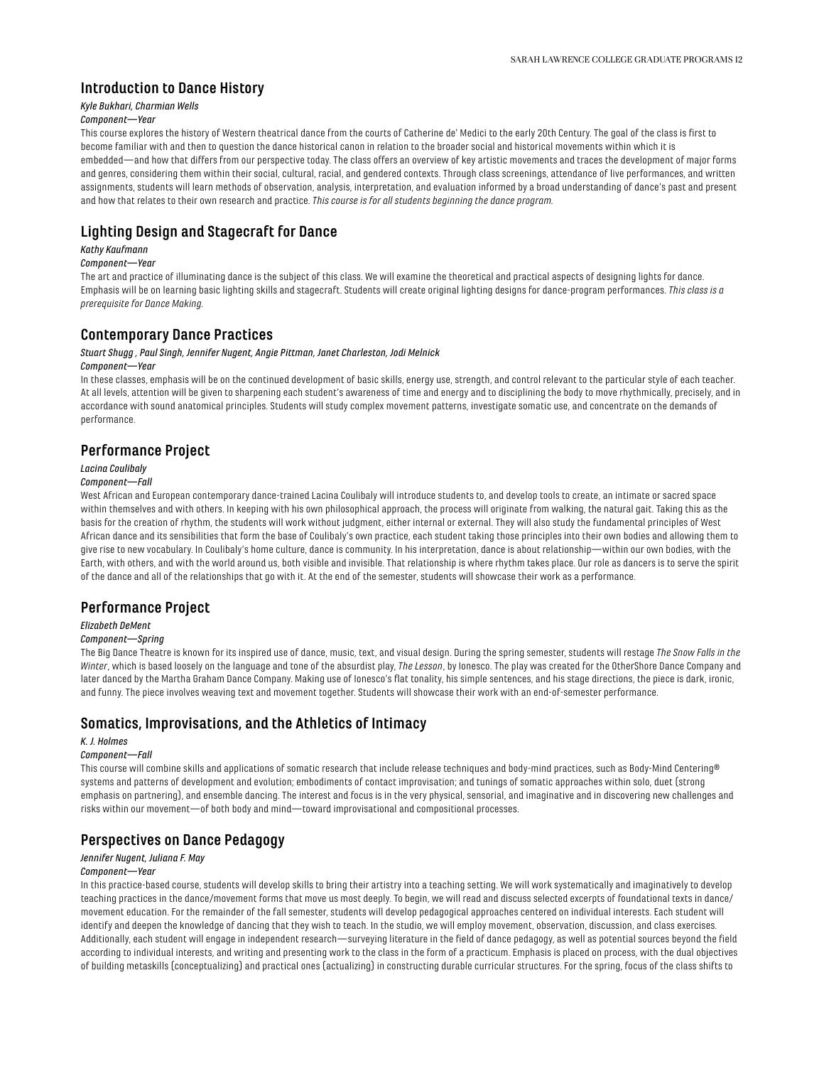## Introduction to Dance History

*Kyle Bukhari, Charmian Wells*

*Component—Year*

This course explores the history of Western theatrical dance from the courts of Catherine de' Medici to the early 20th Century. The goal of the class is first to become familiar with and then to question the dance historical canon in relation to the broader social and historical movements within which it is embedded—and how that differs from our perspective today. The class offers an overview of key artistic movements and traces the development of major forms and genres, considering them within their social, cultural, racial, and gendered contexts. Through class screenings, attendance of live performances, and written assignments, students will learn methods of observation, analysis, interpretation, and evaluation informed by a broad understanding of dance's past and present and how that relates to their own research and practice. *This course is for all students beginning the dance program.*

## Lighting Design and Stagecraft for Dance

*Kathy Kaufmann*

*Component—Year*

The art and practice of illuminating dance is the subject of this class. We will examine the theoretical and practical aspects of designing lights for dance. Emphasis will be on learning basic lighting skills and stagecraft. Students will create original lighting designs for dance-program performances. *This class is a prerequisite for Dance Making.*

## Contemporary Dance Practices

*Stuart Shugg , Paul Singh, Jennifer Nugent, Angie Pittman, Janet Charleston, Jodi Melnick*

*Component—Year*

In these classes, emphasis will be on the continued development of basic skills, energy use, strength, and control relevant to the particular style of each teacher. At all levels, attention will be given to sharpening each student's awareness of time and energy and to disciplining the body to move rhythmically, precisely, and in accordance with sound anatomical principles. Students will study complex movement patterns, investigate somatic use, and concentrate on the demands of performance.

## Performance Project

*Lacina Coulibaly*

*Component—Fall*

West African and European contemporary dance-trained Lacina Coulibaly will introduce students to, and develop tools to create, an intimate or sacred space within themselves and with others. In keeping with his own philosophical approach, the process will originate from walking, the natural gait. Taking this as the basis for the creation of rhythm, the students will work without judgment, either internal or external. They will also study the fundamental principles of West African dance and its sensibilities that form the base of Coulibaly's own practice, each student taking those principles into their own bodies and allowing them to give rise to new vocabulary. In Coulibaly's home culture, dance is community. In his interpretation, dance is about relationship—within our own bodies, with the Earth, with others, and with the world around us, both visible and invisible. That relationship is where rhythm takes place. Our role as dancers is to serve the spirit of the dance and all of the relationships that go with it. At the end of the semester, students will showcase their work as a performance.

## Performance Project

*Elizabeth DeMent*

*Component—Spring*

The Big Dance Theatre is known for its inspired use of dance, music, text, and visual design. During the spring semester, students will restage *The Snow Falls in the Winter*, which is based loosely on the language and tone of the absurdist play, *The Lesson*, by Ionesco. The play was created for the OtherShore Dance Company and later danced by the Martha Graham Dance Company. Making use of Ionesco's flat tonality, his simple sentences, and his stage directions, the piece is dark, ironic, and funny. The piece involves weaving text and movement together. Students will showcase their work with an end-of-semester performance.

## Somatics, Improvisations, and the Athletics of Intimacy

*K. J. Holmes*

*Component—Fall*

This course will combine skills and applications of somatic research that include release techniques and body-mind practices, such as Body-Mind Centering® systems and patterns of development and evolution; embodiments of contact improvisation; and tunings of somatic approaches within solo, duet (strong emphasis on partnering), and ensemble dancing. The interest and focus is in the very physical, sensorial, and imaginative and in discovering new challenges and risks within our movement—of both body and mind—toward improvisational and compositional processes.

## Perspectives on Dance Pedagogy

*Jennifer Nugent, Juliana F. May*

*Component—Year*

In this practice-based course, students will develop skills to bring their artistry into a teaching setting. We will work systematically and imaginatively to develop teaching practices in the dance/movement forms that move us most deeply. To begin, we will read and discuss selected excerpts of foundational texts in dance/movement education. For the remainder of the fall semester, students will develop pedagogical approaches centered on individual interests. Each student will identify and deepen the knowledge of dancing that they wish to teach. In the studio, we will employ movement, observation, discussion, and class exercises. Additionally, each student will engage in independent research—surveying literature in the field of dance pedagogy, as well as potential sources beyond the field according to individual interests, and writing and presenting work to the class in the form of a practicum. Emphasis is placed on process, with the dual objectives of building metaskills (conceptualizing) and practical ones (actualizing) in constructing durable curricular structures. For the spring, focus of the class shifts to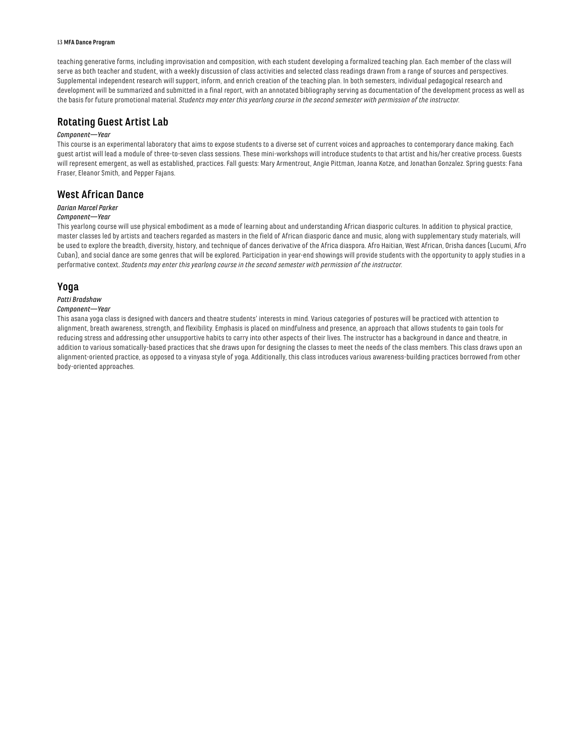teaching generative forms, including improvisation and composition, with each student developing a formalized teaching plan. Each member of the class will serve as both teacher and student, with a weekly discussion of class activities and selected class readings drawn from a range of sources and perspectives. Supplemental independent research will support, inform, and enrich creation of the teaching plan. In both semesters, individual pedagogical research and development will be summarized and submitted in a final report, with an annotated bibliography serving as documentation of the development process as well as the basis for future promotional material. *Students may enter this yearlong course in the second semester with permission of the instructor.*

## Rotating Guest Artist Lab

*Component—Year*

This course is an experimental laboratory that aims to expose students to a diverse set of current voices and approaches to contemporary dance making. Each guest artist will lead a module of three-to-seven class sessions. These mini-workshops will introduce students to that artist and his/her creative process. Guests will represent emergent, as well as established, practices. Fall guests: Mary Armentrout, Angie Pittman, Joanna Kotze, and Jonathan Gonzalez. Spring guests: Fana Fraser, Eleanor Smith, and Pepper Fajans.

## West African Dance

*Darian Marcel Parker*

*Component—Year*

This yearlong course will use physical embodiment as a mode of learning about and understanding African diasporic cultures. In addition to physical practice, master classes led by artists and teachers regarded as masters in the field of African diasporic dance and music, along with supplementary study materials, will be used to explore the breadth, diversity, history, and technique of dances derivative of the Africa diaspora. Afro Haitian, West African, Orisha dances (Lucumi, Afro Cuban), and social dance are some genres that will be explored. Participation in year-end showings will provide students with the opportunity to apply studies in a performative context. *Students may enter this yearlong course in the second semester with permission of the instructor.*

## Yoga

*Patti Bradshaw*

*Component—Year*

This asana yoga class is designed with dancers and theatre students' interests in mind. Various categories of postures will be practiced with attention to alignment, breath awareness, strength, and flexibility. Emphasis is placed on mindfulness and presence, an approach that allows students to gain tools for reducing stress and addressing other unsupportive habits to carry into other aspects of their lives. The instructor has a background in dance and theatre, in addition to various somatically-based practices that she draws upon for designing the classes to meet the needs of the class members. This class draws upon an alignment-oriented practice, as opposed to a vinyasa style of yoga. Additionally, this class introduces various awareness-building practices borrowed from other body-oriented approaches.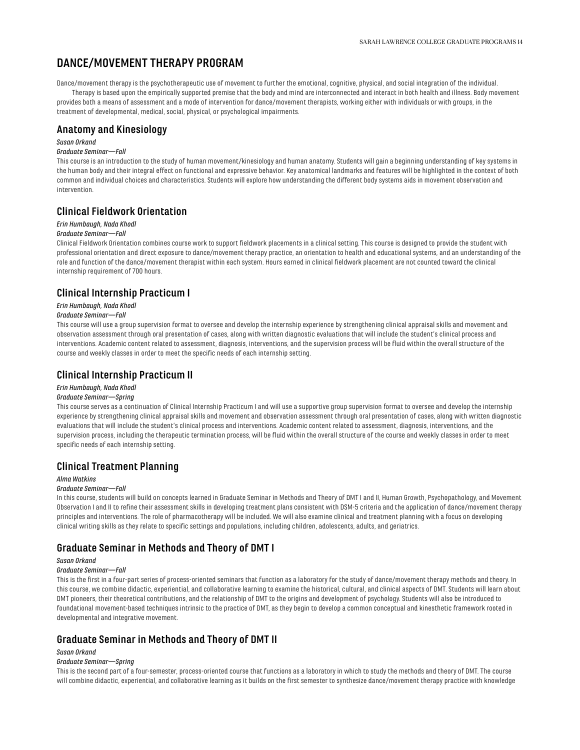# DANCE/MOVEMENT THERAPY PROGRAM

Dance/movement therapy is the psychotherapeutic use of movement to further the emotional, cognitive, physical, and social integration of the individual.

Therapy is based upon the empirically supported premise that the body and mind are interconnected and interact in both health and illness. Body movement provides both a means of assessment and a mode of intervention for dance/movement therapists, working either with individuals or with groups, in the treatment of developmental, medical, social, physical, or psychological impairments.

## Anatomy and Kinesiology

*Susan Orkand*

*Graduate Seminar—Fall*

This course is an introduction to the study of human movement/kinesiology and human anatomy. Students will gain a beginning understanding of key systems in the human body and their integral effect on functional and expressive behavior. Key anatomical landmarks and features will be highlighted in the context of both common and individual choices and characteristics. Students will explore how understanding the different body systems aids in movement observation and intervention.

## Clinical Fieldwork Orientation

*Erin Humbaugh, Nada Khodl*

*Graduate Seminar—Fall*

Clinical Fieldwork Orientation combines course work to support fieldwork placements in a clinical setting. This course is designed to provide the student with professional orientation and direct exposure to dance/movement therapy practice, an orientation to health and educational systems, and an understanding of the role and function of the dance/movement therapist within each system. Hours earned in clinical fieldwork placement are not counted toward the clinical internship requirement of 700 hours.

## Clinical Internship Practicum I

*Erin Humbaugh, Nada Khodl*

*Graduate Seminar—Fall*

This course will use a group supervision format to oversee and develop the internship experience by strengthening clinical appraisal skills and movement and observation assessment through oral presentation of cases, along with written diagnostic evaluations that will include the student's clinical process and interventions. Academic content related to assessment, diagnosis, interventions, and the supervision process will be fluid within the overall structure of the course and weekly classes in order to meet the specific needs of each internship setting.

## Clinical Internship Practicum II

*Erin Humbaugh, Nada Khodl*

*Graduate Seminar—Spring*

This course serves as a continuation of Clinical Internship Practicum I and will use a supportive group supervision format to oversee and develop the internship experience by strengthening clinical appraisal skills and movement and observation assessment through oral presentation of cases, along with written diagnostic evaluations that will include the student's clinical process and interventions. Academic content related to assessment, diagnosis, interventions, and the supervision process, including the therapeutic termination process, will be fluid within the overall structure of the course and weekly classes in order to meet specific needs of each internship setting.

## Clinical Treatment Planning

*Alma Watkins*

*Graduate Seminar—Fall*

In this course, students will build on concepts learned in Graduate Seminar in Methods and Theory of DMT I and II, Human Growth, Psychopathology, and Movement Observation I and II to refine their assessment skills in developing treatment plans consistent with DSM-5 criteria and the application of dance/movement therapy principles and interventions. The role of pharmacotherapy will be included. We will also examine clinical and treatment planning with a focus on developing clinical writing skills as they relate to specific settings and populations, including children, adolescents, adults, and geriatrics.

## Graduate Seminar in Methods and Theory of DMT I

*Susan Orkand*

*Graduate Seminar—Fall*

This is the first in a four-part series of process-oriented seminars that function as a laboratory for the study of dance/movement therapy methods and theory. In this course, we combine didactic, experiential, and collaborative learning to examine the historical, cultural, and clinical aspects of DMT. Students will learn about DMT pioneers, their theoretical contributions, and the relationship of DMT to the origins and development of psychology. Students will also be introduced to foundational movement-based techniques intrinsic to the practice of DMT, as they begin to develop a common conceptual and kinesthetic framework rooted in developmental and integrative movement.

## Graduate Seminar in Methods and Theory of DMT II

*Susan Orkand*

*Graduate Seminar—Spring*

This is the second part of a four-semester, process-oriented course that functions as a laboratory in which to study the methods and theory of DMT. The course will combine didactic, experiential, and collaborative learning as it builds on the first semester to synthesize dance/movement therapy practice with knowledge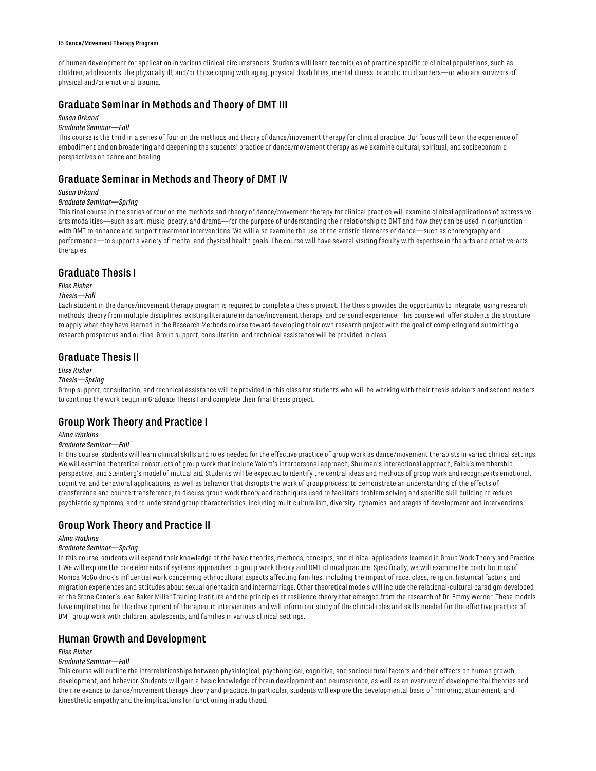of human development for application in various clinical circumstances. Students will learn techniques of practice specific to clinical populations, such as children, adolescents, the physically ill, and/or those coping with aging, physical disabilities, mental illness, or addiction disorders—or who are survivors of physical and/or emotional trauma.

## Graduate Seminar in Methods and Theory of DMT III

*Susan Orkand*

*Graduate Seminar—Fall*

This course is the third in a series of four on the methods and theory of dance/movement therapy for clinical practice. Our focus will be on the experience of embodiment and on broadening and deepening the students' practice of dance/movement therapy as we examine cultural, spiritual, and socioeconomic perspectives on dance and healing.

## Graduate Seminar in Methods and Theory of DMT IV

*Susan Orkand*

*Graduate Seminar—Spring*

This final course in the series of four on the methods and theory of dance/movement therapy for clinical practice will examine clinical applications of expressive arts modalities—such as art, music, poetry, and drama—for the purpose of understanding their relationship to DMT and how they can be used in conjunction with DMT to enhance and support treatment interventions. We will also examine the use of the artistic elements of dance—such as choreography and performance—to support a variety of mental and physical health goals. The course will have several visiting faculty with expertise in the arts and creative-arts therapies.

## Graduate Thesis I

*Elise Risher*

*Thesis—Fall*

Each student in the dance/movement therapy program is required to complete a thesis project. The thesis provides the opportunity to integrate, using research methods, theory from multiple disciplines, existing literature in dance/movement therapy, and personal experience. This course will offer students the structure to apply what they have learned in the Research Methods course toward developing their own research project with the goal of completing and submitting a research prospectus and outline. Group support, consultation, and technical assistance will be provided in class.

## Graduate Thesis II

*Elise Risher*

*Thesis—Spring*

Group support, consultation, and technical assistance will be provided in this class for students who will be working with their thesis advisors and second readers to continue the work begun in Graduate Thesis I and complete their final thesis project.

## Group Work Theory and Practice I

*Alma Watkins*

*Graduate Seminar—Fall*

In this course, students will learn clinical skills and roles needed for the effective practice of group work as dance/movement therapists in varied clinical settings. We will examine theoretical constructs of group work that include Yalom's interpersonal approach, Shulman's interactional approach, Falck's membership perspective, and Steinberg's model of mutual aid. Students will be expected to identify the central ideas and methods of group work and recognize its emotional, cognitive, and behavioral applications, as well as behavior that disrupts the work of group process; to demonstrate an understanding of the effects of transference and countertransference; to discuss group work theory and techniques used to facilitate problem solving and specific skill building to reduce psychiatric symptoms; and to understand group characteristics, including multiculturalism, diversity, dynamics, and stages of development and interventions.

## Group Work Theory and Practice II

*Alma Watkins*

*Graduate Seminar—Spring*

In this course, students will expand their knowledge of the basic theories, methods, concepts, and clinical applications learned in Group Work Theory and Practice I. We will explore the core elements of systems approaches to group work theory and DMT clinical practice. Specifically, we will examine the contributions of Monica McGoldrick's influential work concerning ethnocultural aspects affecting families, including the impact of race, class, religion, historical factors, and migration experiences and attitudes about sexual orientation and intermarriage. Other theoretical models will include the relational-cultural paradigm developed at the Stone Center's Jean Baker Miller Training Institute and the principles of resilience theory that emerged from the research of Dr. Emmy Werner. These models have implications for the development of therapeutic interventions and will inform our study of the clinical roles and skills needed for the effective practice of DMT group work with children, adolescents, and families in various clinical settings.

## Human Growth and Development

*Elise Risher*

*Graduate Seminar—Fall*

This course will outline the interrelationships between physiological, psychological, cognitive, and sociocultural factors and their effects on human growth, development, and behavior. Students will gain a basic knowledge of brain development and neuroscience, as well as an overview of developmental theories and their relevance to dance/movement therapy theory and practice. In particular, students will explore the developmental basis of mirroring, attunement, and kinesthetic empathy and the implications for functioning in adulthood.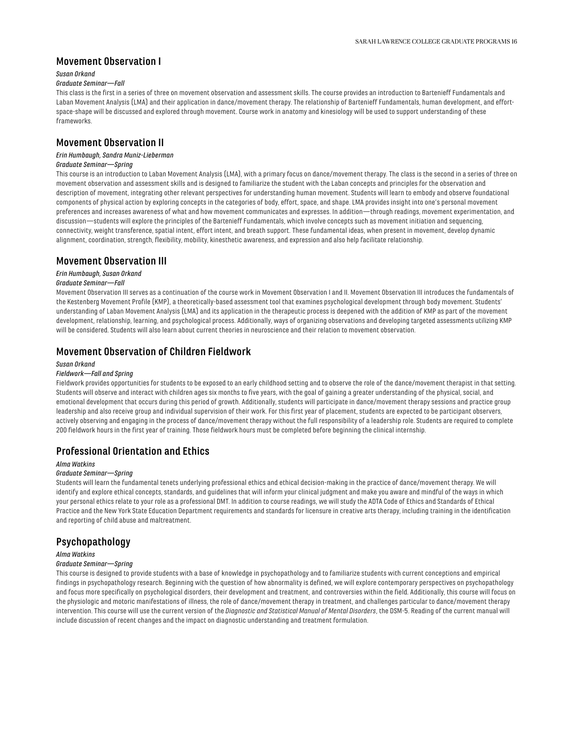## Movement Observation I

*Susan Orkand*

*Graduate Seminar—Fall*

This class is the first in a series of three on movement observation and assessment skills. The course provides an introduction to Bartenieff Fundamentals and Laban Movement Analysis (LMA) and their application in dance/movement therapy. The relationship of Bartenieff Fundamentals, human development, and effort-space-shape will be discussed and explored through movement. Course work in anatomy and kinesiology will be used to support understanding of these frameworks.

## Movement Observation II

*Erin Humbaugh, Sandra Muniz-Lieberman*

*Graduate Seminar—Spring*

This course is an introduction to Laban Movement Analysis (LMA), with a primary focus on dance/movement therapy. The class is the second in a series of three on movement observation and assessment skills and is designed to familiarize the student with the Laban concepts and principles for the observation and description of movement, integrating other relevant perspectives for understanding human movement. Students will learn to embody and observe foundational components of physical action by exploring concepts in the categories of body, effort, space, and shape. LMA provides insight into one's personal movement preferences and increases awareness of what and how movement communicates and expresses. In addition—through readings, movement experimentation, and discussion—students will explore the principles of the Bartenieff Fundamentals, which involve concepts such as movement initiation and sequencing, connectivity, weight transference, spatial intent, effort intent, and breath support. These fundamental ideas, when present in movement, develop dynamic alignment, coordination, strength, flexibility, mobility, kinesthetic awareness, and expression and also help facilitate relationship.

## Movement Observation III

*Erin Humbaugh, Susan Orkand*

*Graduate Seminar—Fall*

Movement Observation III serves as a continuation of the course work in Movement Observation I and II. Movement Observation III introduces the fundamentals of the Kestenberg Movement Profile (KMP), a theoretically-based assessment tool that examines psychological development through body movement. Students' understanding of Laban Movement Analysis (LMA) and its application in the therapeutic process is deepened with the addition of KMP as part of the movement development, relationship, learning, and psychological process. Additionally, ways of organizing observations and developing targeted assessments utilizing KMP will be considered. Students will also learn about current theories in neuroscience and their relation to movement observation.

## Movement Observation of Children Fieldwork

*Susan Orkand*

*Fieldwork—Fall and Spring*

Fieldwork provides opportunities for students to be exposed to an early childhood setting and to observe the role of the dance/movement therapist in that setting. Students will observe and interact with children ages six months to five years, with the goal of gaining a greater understanding of the physical, social, and emotional development that occurs during this period of growth. Additionally, students will participate in dance/movement therapy sessions and practice group leadership and also receive group and individual supervision of their work. For this first year of placement, students are expected to be participant observers, actively observing and engaging in the process of dance/movement therapy without the full responsibility of a leadership role. Students are required to complete 200 fieldwork hours in the first year of training. Those fieldwork hours must be completed before beginning the clinical internship.

## Professional Orientation and Ethics

*Alma Watkins*

*Graduate Seminar—Spring*

Students will learn the fundamental tenets underlying professional ethics and ethical decision-making in the practice of dance/movement therapy. We will identify and explore ethical concepts, standards, and guidelines that will inform your clinical judgment and make you aware and mindful of the ways in which your personal ethics relate to your role as a professional DMT. In addition to course readings, we will study the ADTA Code of Ethics and Standards of Ethical Practice and the New York State Education Department requirements and standards for licensure in creative arts therapy, including training in the identification and reporting of child abuse and maltreatment.

## Psychopathology

*Alma Watkins*

*Graduate Seminar—Spring*

This course is designed to provide students with a base of knowledge in psychopathology and to familiarize students with current conceptions and empirical findings in psychopathology research. Beginning with the question of how abnormality is defined, we will explore contemporary perspectives on psychopathology and focus more specifically on psychological disorders, their development and treatment, and controversies within the field. Additionally, this course will focus on the physiologic and motoric manifestations of illness, the role of dance/movement therapy in treatment, and challenges particular to dance/movement therapy intervention. This course will use the current version of the *Diagnostic and Statistical Manual of Mental Disorders*, the DSM-5. Reading of the current manual will include discussion of recent changes and the impact on diagnostic understanding and treatment formulation.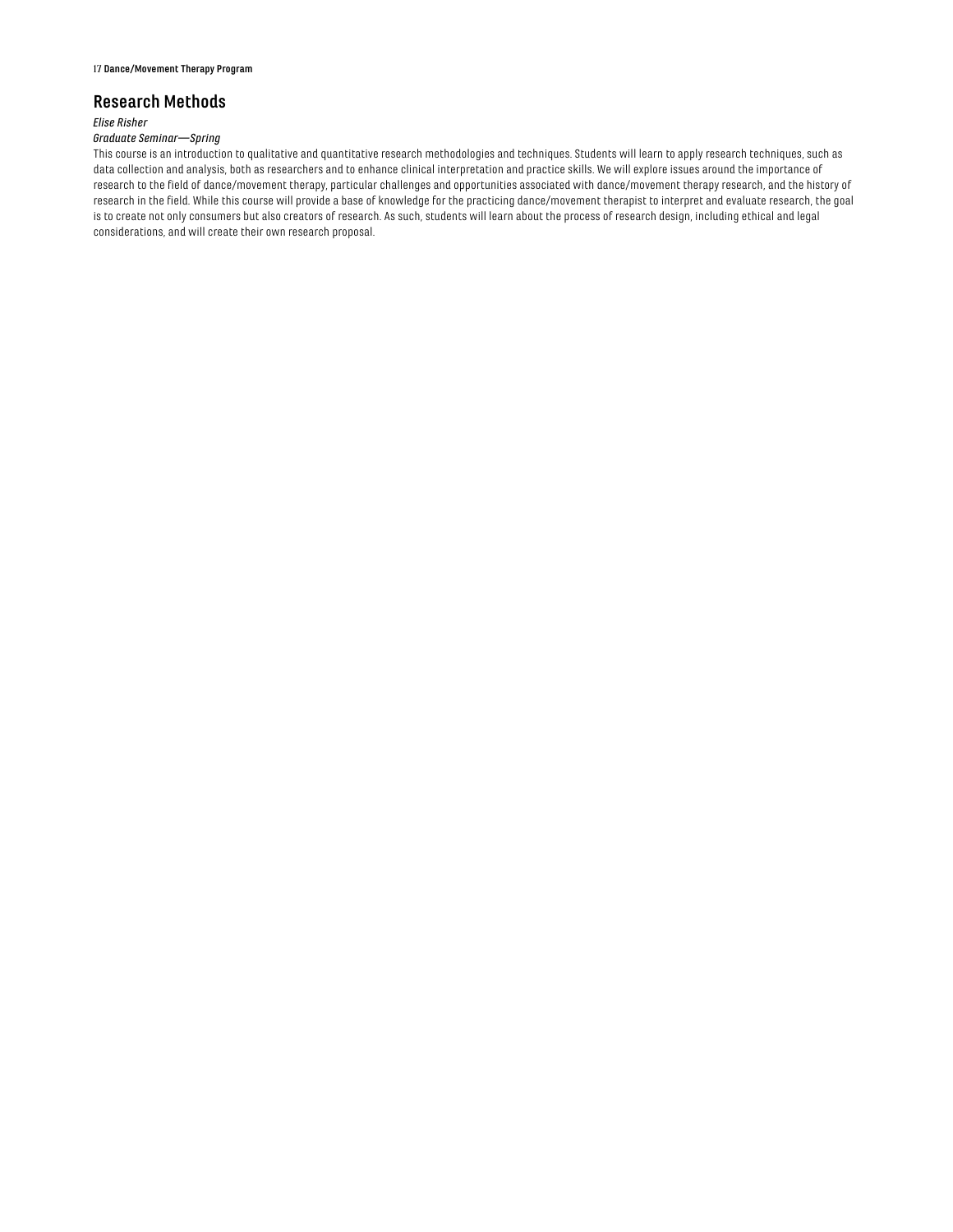## Research Methods

*Elise Risher*

*Graduate Seminar—Spring*

This course is an introduction to qualitative and quantitative research methodologies and techniques. Students will learn to apply research techniques, such as data collection and analysis, both as researchers and to enhance clinical interpretation and practice skills. We will explore issues around the importance of research to the field of dance/movement therapy, particular challenges and opportunities associated with dance/movement therapy research, and the history of research in the field. While this course will provide a base of knowledge for the practicing dance/movement therapist to interpret and evaluate research, the goal is to create not only consumers but also creators of research. As such, students will learn about the process of research design, including ethical and legal considerations, and will create their own research proposal.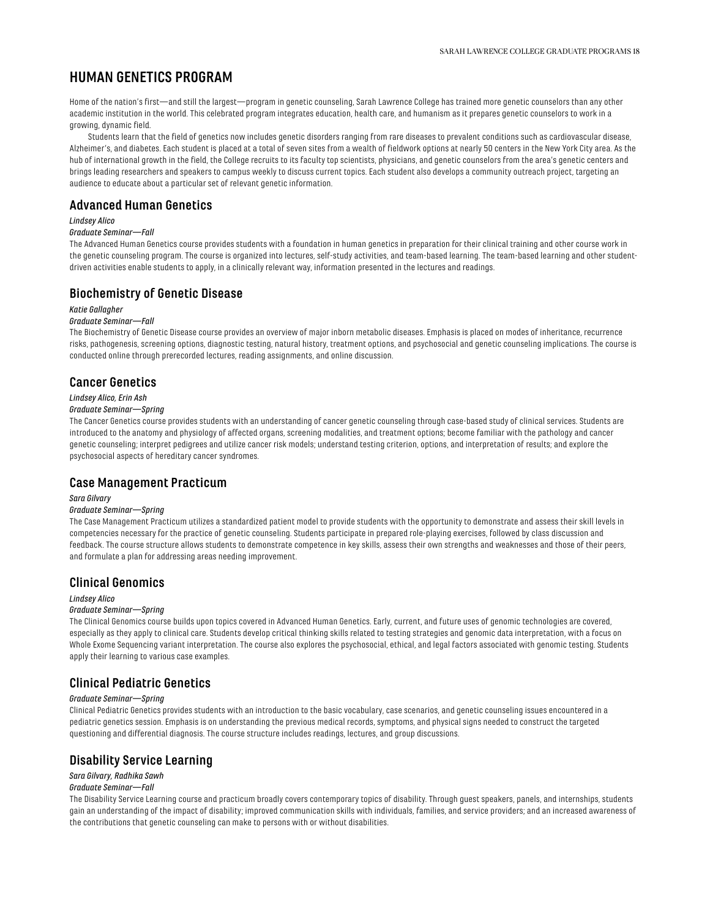# HUMAN GENETICS PROGRAM

Home of the nation's first—and still the largest—program in genetic counseling, Sarah Lawrence College has trained more genetic counselors than any other academic institution in the world. This celebrated program integrates education, health care, and humanism as it prepares genetic counselors to work in a growing, dynamic field.

Students learn that the field of genetics now includes genetic disorders ranging from rare diseases to prevalent conditions such as cardiovascular disease, Alzheimer's, and diabetes. Each student is placed at a total of seven sites from a wealth of fieldwork options at nearly 50 centers in the New York City area. As the hub of international growth in the field, the College recruits to its faculty top scientists, physicians, and genetic counselors from the area's genetic centers and brings leading researchers and speakers to campus weekly to discuss current topics. Each student also develops a community outreach project, targeting an audience to educate about a particular set of relevant genetic information.

## Advanced Human Genetics

*Lindsey Alico*

*Graduate Seminar—Fall*

The Advanced Human Genetics course provides students with a foundation in human genetics in preparation for their clinical training and other course work in the genetic counseling program. The course is organized into lectures, self-study activities, and team-based learning. The team-based learning and other student-driven activities enable students to apply, in a clinically relevant way, information presented in the lectures and readings.

## Biochemistry of Genetic Disease

*Katie Gallagher*

*Graduate Seminar—Fall*

The Biochemistry of Genetic Disease course provides an overview of major inborn metabolic diseases. Emphasis is placed on modes of inheritance, recurrence risks, pathogenesis, screening options, diagnostic testing, natural history, treatment options, and psychosocial and genetic counseling implications. The course is conducted online through prerecorded lectures, reading assignments, and online discussion.

## Cancer Genetics

*Lindsey Alico, Erin Ash*

*Graduate Seminar—Spring*

The Cancer Genetics course provides students with an understanding of cancer genetic counseling through case-based study of clinical services. Students are introduced to the anatomy and physiology of affected organs, screening modalities, and treatment options; become familiar with the pathology and cancer genetic counseling; interpret pedigrees and utilize cancer risk models; understand testing criterion, options, and interpretation of results; and explore the psychosocial aspects of hereditary cancer syndromes.

## Case Management Practicum

*Sara Gilvary*

*Graduate Seminar—Spring*

The Case Management Practicum utilizes a standardized patient model to provide students with the opportunity to demonstrate and assess their skill levels in competencies necessary for the practice of genetic counseling. Students participate in prepared role-playing exercises, followed by class discussion and feedback. The course structure allows students to demonstrate competence in key skills, assess their own strengths and weaknesses and those of their peers, and formulate a plan for addressing areas needing improvement.

## Clinical Genomics

*Lindsey Alico*

*Graduate Seminar—Spring*

The Clinical Genomics course builds upon topics covered in Advanced Human Genetics. Early, current, and future uses of genomic technologies are covered, especially as they apply to clinical care. Students develop critical thinking skills related to testing strategies and genomic data interpretation, with a focus on Whole Exome Sequencing variant interpretation. The course also explores the psychosocial, ethical, and legal factors associated with genomic testing. Students apply their learning to various case examples.

## Clinical Pediatric Genetics

*Graduate Seminar—Spring*

Clinical Pediatric Genetics provides students with an introduction to the basic vocabulary, case scenarios, and genetic counseling issues encountered in a pediatric genetics session. Emphasis is on understanding the previous medical records, symptoms, and physical signs needed to construct the targeted questioning and differential diagnosis. The course structure includes readings, lectures, and group discussions.

## Disability Service Learning

*Sara Gilvary, Radhika Sawh*

*Graduate Seminar—Fall*

The Disability Service Learning course and practicum broadly covers contemporary topics of disability. Through guest speakers, panels, and internships, students gain an understanding of the impact of disability; improved communication skills with individuals, families, and service providers; and an increased awareness of the contributions that genetic counseling can make to persons with or without disabilities.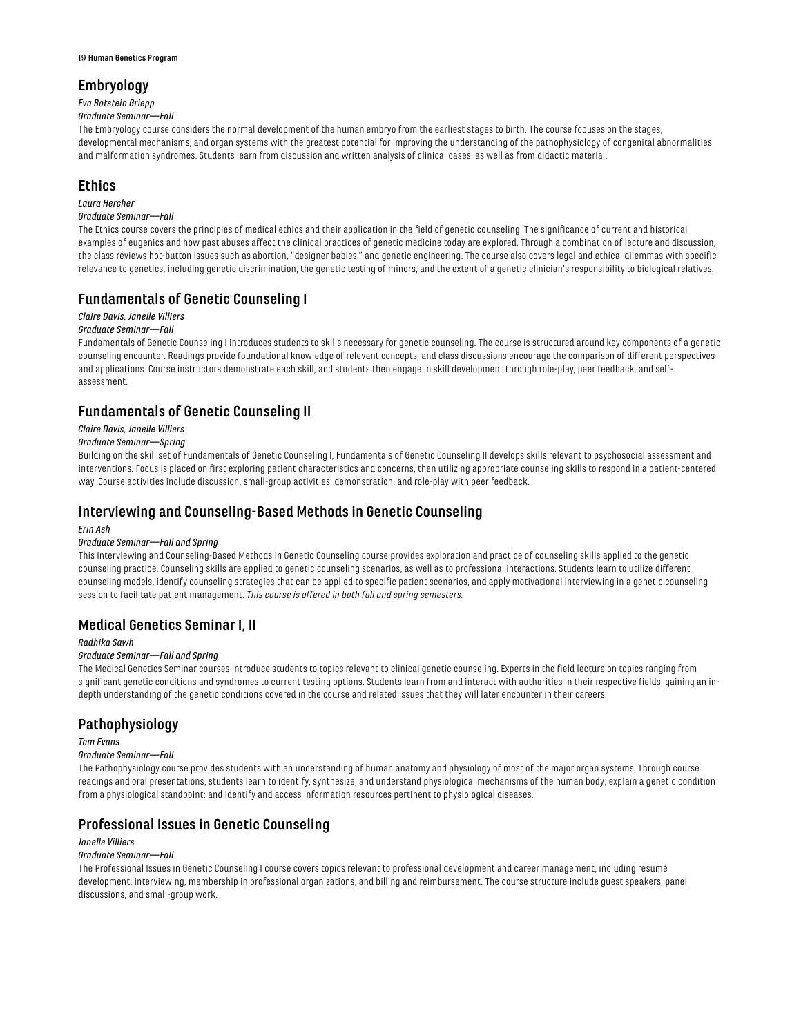## Embryology

*Eva Botstein Griepp*

*Graduate Seminar—Fall*

The Embryology course considers the normal development of the human embryo from the earliest stages to birth. The course focuses on the stages, developmental mechanisms, and organ systems with the greatest potential for improving the understanding of the pathophysiology of congenital abnormalities and malformation syndromes. Students learn from discussion and written analysis of clinical cases, as well as from didactic material.

## Ethics

*Laura Hercher*

*Graduate Seminar—Fall*

The Ethics course covers the principles of medical ethics and their application in the field of genetic counseling. The significance of current and historical examples of eugenics and how past abuses affect the clinical practices of genetic medicine today are explored. Through a combination of lecture and discussion, the class reviews hot-button issues such as abortion, "designer babies," and genetic engineering. The course also covers legal and ethical dilemmas with specific relevance to genetics, including genetic discrimination, the genetic testing of minors, and the extent of a genetic clinician's responsibility to biological relatives.

## Fundamentals of Genetic Counseling I

*Claire Davis, Janelle Villiers*

*Graduate Seminar—Fall*

Fundamentals of Genetic Counseling I introduces students to skills necessary for genetic counseling. The course is structured around key components of a genetic counseling encounter. Readings provide foundational knowledge of relevant concepts, and class discussions encourage the comparison of different perspectives and applications. Course instructors demonstrate each skill, and students then engage in skill development through role-play, peer feedback, and self-assessment.

## Fundamentals of Genetic Counseling II

*Claire Davis, Janelle Villiers*

*Graduate Seminar—Spring*

Building on the skill set of Fundamentals of Genetic Counseling I, Fundamentals of Genetic Counseling II develops skills relevant to psychosocial assessment and interventions. Focus is placed on first exploring patient characteristics and concerns, then utilizing appropriate counseling skills to respond in a patient-centered way. Course activities include discussion, small-group activities, demonstration, and role-play with peer feedback.

## Interviewing and Counseling-Based Methods in Genetic Counseling

*Erin Ash*

*Graduate Seminar—Fall and Spring*

This Interviewing and Counseling-Based Methods in Genetic Counseling course provides exploration and practice of counseling skills applied to the genetic counseling practice. Counseling skills are applied to genetic counseling scenarios, as well as to professional interactions. Students learn to utilize different counseling models, identify counseling strategies that can be applied to specific patient scenarios, and apply motivational interviewing in a genetic counseling session to facilitate patient management. *This course is offered in both fall and spring semesters.*

## Medical Genetics Seminar I, II

*Radhika Sawh*

*Graduate Seminar—Fall and Spring*

The Medical Genetics Seminar courses introduce students to topics relevant to clinical genetic counseling. Experts in the field lecture on topics ranging from significant genetic conditions and syndromes to current testing options. Students learn from and interact with authorities in their respective fields, gaining an in-depth understanding of the genetic conditions covered in the course and related issues that they will later encounter in their careers.

## Pathophysiology

*Tom Evans*

*Graduate Seminar—Fall*

The Pathophysiology course provides students with an understanding of human anatomy and physiology of most of the major organ systems. Through course readings and oral presentations, students learn to identify, synthesize, and understand physiological mechanisms of the human body; explain a genetic condition from a physiological standpoint; and identify and access information resources pertinent to physiological diseases.

## Professional Issues in Genetic Counseling

*Janelle Villiers*

*Graduate Seminar—Fall*

The Professional Issues in Genetic Counseling I course covers topics relevant to professional development and career management, including resumé development, interviewing, membership in professional organizations, and billing and reimbursement. The course structure include guest speakers, panel discussions, and small-group work.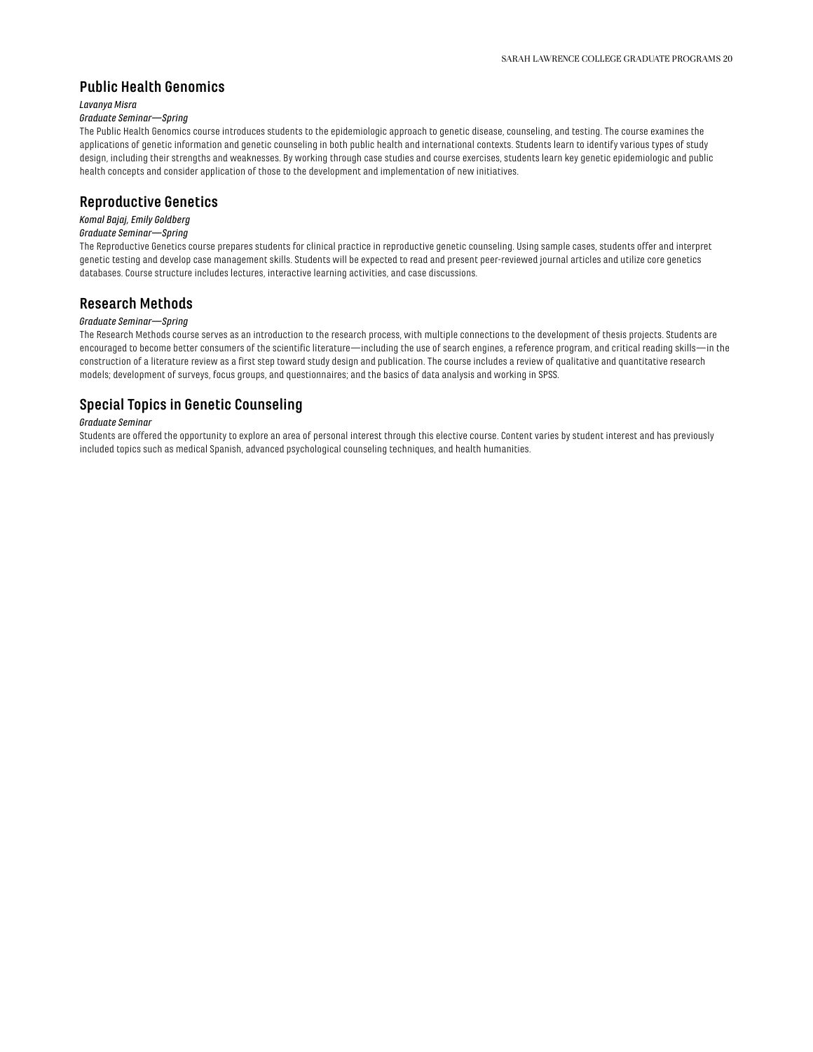## Public Health Genomics

*Lavanya Misra*

*Graduate Seminar—Spring*

The Public Health Genomics course introduces students to the epidemiologic approach to genetic disease, counseling, and testing. The course examines the applications of genetic information and genetic counseling in both public health and international contexts. Students learn to identify various types of study design, including their strengths and weaknesses. By working through case studies and course exercises, students learn key genetic epidemiologic and public health concepts and consider application of those to the development and implementation of new initiatives.

## Reproductive Genetics

*Komal Bajaj, Emily Goldberg*

*Graduate Seminar—Spring*

The Reproductive Genetics course prepares students for clinical practice in reproductive genetic counseling. Using sample cases, students offer and interpret genetic testing and develop case management skills. Students will be expected to read and present peer-reviewed journal articles and utilize core genetics databases. Course structure includes lectures, interactive learning activities, and case discussions.

## Research Methods

*Graduate Seminar—Spring*

The Research Methods course serves as an introduction to the research process, with multiple connections to the development of thesis projects. Students are encouraged to become better consumers of the scientific literature—including the use of search engines, a reference program, and critical reading skills—in the construction of a literature review as a first step toward study design and publication. The course includes a review of qualitative and quantitative research models; development of surveys, focus groups, and questionnaires; and the basics of data analysis and working in SPSS.

## Special Topics in Genetic Counseling

*Graduate Seminar*

Students are offered the opportunity to explore an area of personal interest through this elective course. Content varies by student interest and has previously included topics such as medical Spanish, advanced psychological counseling techniques, and health humanities.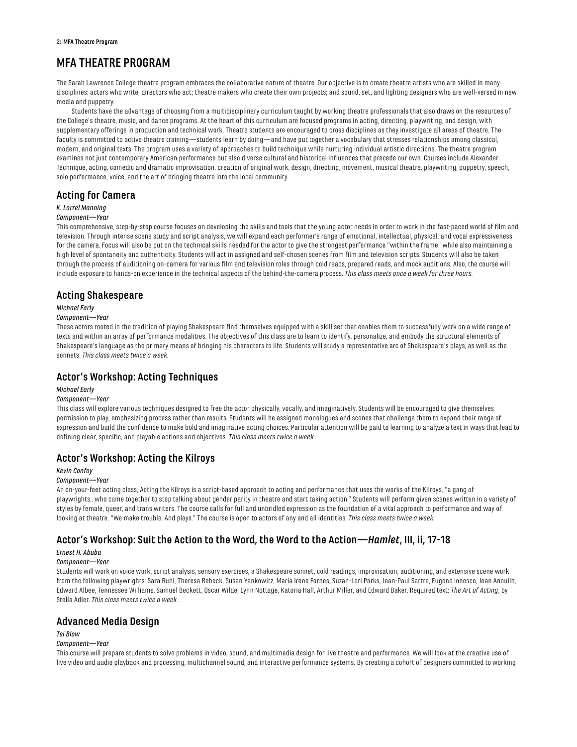# MFA THEATRE PROGRAM

The Sarah Lawrence College theatre program embraces the collaborative nature of theatre. Our objective is to create theatre artists who are skilled in many disciplines: actors who write; directors who act; theatre makers who create their own projects; and sound, set, and lighting designers who are well-versed in new media and puppetry.

Students have the advantage of choosing from a multidisciplinary curriculum taught by working theatre professionals that also draws on the resources of the College's theatre, music, and dance programs. At the heart of this curriculum are focused programs in acting, directing, playwriting, and design, with supplementary offerings in production and technical work. Theatre students are encouraged to cross disciplines as they investigate all areas of theatre. The faculty is committed to active theatre training—students learn by doing—and have put together a vocabulary that stresses relationships among classical, modern, and original texts. The program uses a variety of approaches to build technique while nurturing individual artistic directions. The theatre program examines not just contemporary American performance but also diverse cultural and historical influences that precede our own. Courses include Alexander Technique, acting, comedic and dramatic improvisation, creation of original work, design, directing, movement, musical theatre, playwriting, puppetry, speech, solo performance, voice, and the art of bringing theatre into the local community.

## Acting for Camera

*K. Lorrel Manning*

*Component—Year*

This comprehensive, step-by-step course focuses on developing the skills and tools that the young actor needs in order to work in the fast-paced world of film and television. Through intense scene study and script analysis, we will expand each performer's range of emotional, intellectual, physical, and vocal expressiveness for the camera. Focus will also be put on the technical skills needed for the actor to give the strongest performance "within the frame" while also maintaining a high level of spontaneity and authenticity. Students will act in assigned and self-chosen scenes from film and television scripts. Students will also be taken through the process of auditioning on-camera for various film and television roles through cold reads, prepared reads, and mock auditions. Also, the course will include exposure to hands-on experience in the technical aspects of the behind-the-camera process. *This class meets once a week for three hours.*

## Acting Shakespeare

*Michael Early*

*Component—Year*

Those actors rooted in the tradition of playing Shakespeare find themselves equipped with a skill set that enables them to successfully work on a wide range of texts and within an array of performance modalities. The objectives of this class are to learn to identify, personalize, and embody the structural elements of Shakespeare's language as the primary means of bringing his characters to life. Students will study a representative arc of Shakespeare's plays, as well as the sonnets. *This class meets twice a week.*

## Actor's Workshop: Acting Techniques

*Michael Early*

*Component—Year*

This class will explore various techniques designed to free the actor physically, vocally, and imaginatively. Students will be encouraged to give themselves permission to play, emphasizing process rather than results. Students will be assigned monologues and scenes that challenge them to expand their range of expression and build the confidence to make bold and imaginative acting choices. Particular attention will be paid to learning to analyze a text in ways that lead to defining clear, specific, and playable actions and objectives. *This class meets twice a week.*

## Actor's Workshop: Acting the Kilroys

*Kevin Confoy*

*Component—Year*

An on-your-feet acting class, Acting the Kilroys is a script-based approach to acting and performance that uses the works of the Kilroys, "a gang of playwrights…who came together to stop talking about gender parity in theatre and start taking action." Students will perform given scenes written in a variety of styles by female, queer, and trans writers. The course calls for full and unbridled expression as the foundation of a vital approach to performance and way of looking at theatre. "We make trouble. And plays." The course is open to actors of any and all identities. *This class meets twice a week.*

## Actor's Workshop: Suit the Action to the Word, the Word to the Action—*Hamlet*, III, ii, 17-18

*Ernest H. Abuba*

*Component—Year*

Students will work on voice work, script analysis, sensory exercises, a Shakespeare sonnet, cold readings, improvisation, auditioning, and extensive scene work from the following playwrights: Sara Ruhl, Theresa Rebeck, Susan Yankowitz, Maria Irene Fornes, Suzan-Lori Parks, Jean-Paul Sartre, Eugene Ionesco, Jean Anouilh, Edward Albee, Tennessee Williams, Samuel Beckett, Oscar Wilde, Lynn Nottage, Katoria Hall, Arthur Miller, and Edward Baker. Required text: *The Art of Acting*, by Stella Adler. *This class meets twice a week.*

## Advanced Media Design

*Tei Blow*

*Component—Year*

This course will prepare students to solve problems in video, sound, and multimedia design for live theatre and performance. We will look at the creative use of live video and audio playback and processing, multichannel sound, and interactive performance systems. By creating a cohort of designers committed to working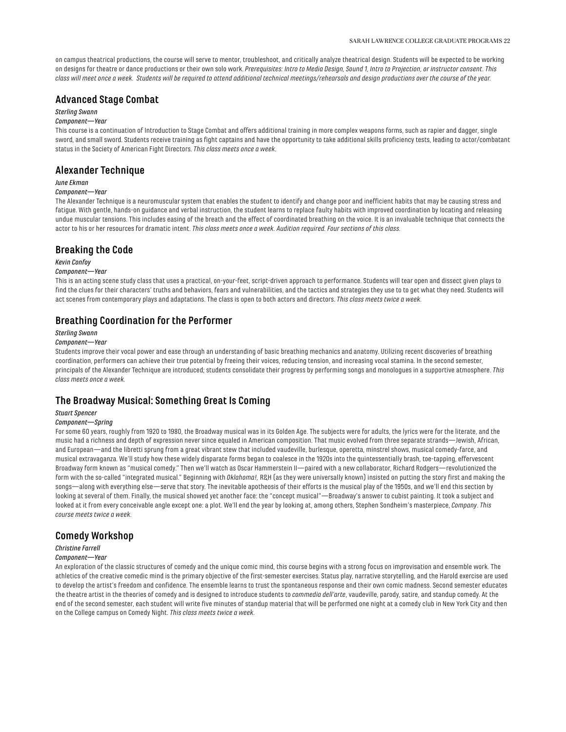on campus theatrical productions, the course will serve to mentor, troubleshoot, and critically analyze theatrical design. Students will be expected to be working on designs for theatre or dance productions or their own solo work. *Prerequisites: Intro to Media Design, Sound 1, Intro to Projection, or instructor consent. This class will meet once a week. Students will be required to attend additional technical meetings/rehearsals and design productions over the course of the year.*

## Advanced Stage Combat

*Sterling Swann*

*Component—Year*

This course is a continuation of Introduction to Stage Combat and offers additional training in more complex weapons forms, such as rapier and dagger, single sword, and small sword. Students receive training as fight captains and have the opportunity to take additional skills proficiency tests, leading to actor/combatant status in the Society of American Fight Directors. *This class meets once a week.*

## Alexander Technique

*June Ekman*

*Component—Year*

The Alexander Technique is a neuromuscular system that enables the student to identify and change poor and inefficient habits that may be causing stress and fatigue. With gentle, hands-on guidance and verbal instruction, the student learns to replace faulty habits with improved coordination by locating and releasing undue muscular tensions. This includes easing of the breath and the effect of coordinated breathing on the voice. It is an invaluable technique that connects the actor to his or her resources for dramatic intent. *This class meets once a week. Audition required. Four sections of this class.*

## Breaking the Code

*Kevin Confoy*

*Component—Year*

This is an acting scene study class that uses a practical, on-your-feet, script-driven approach to performance. Students will tear open and dissect given plays to find the clues for their characters' truths and behaviors, fears and vulnerabilities, and the tactics and strategies they use to to get what they need. Students will act scenes from contemporary plays and adaptations. The class is open to both actors and directors. *This class meets twice a week.*

## Breathing Coordination for the Performer

*Sterling Swann*

*Component—Year*

Students improve their vocal power and ease through an understanding of basic breathing mechanics and anatomy. Utilizing recent discoveries of breathing coordination, performers can achieve their true potential by freeing their voices, reducing tension, and increasing vocal stamina. In the second semester, principals of the Alexander Technique are introduced; students consolidate their progress by performing songs and monologues in a supportive atmosphere. *This class meets once a week.*

## The Broadway Musical: Something Great Is Coming

*Stuart Spencer*

*Component—Spring*

For some 60 years, roughly from 1920 to 1980, the Broadway musical was in its Golden Age. The subjects were for adults, the lyrics were for the literate, and the music had a richness and depth of expression never since equaled in American composition. That music evolved from three separate strands—Jewish, African, and European—and the libretti sprung from a great vibrant stew that included vaudeville, burlesque, operetta, minstrel shows, musical comedy-farce, and musical extravaganza. We'll study how these widely disparate forms began to coalesce in the 1920s into the quintessentially brash, toe-tapping, effervescent Broadway form known as "musical comedy." Then we'll watch as Oscar Hammerstein II—paired with a new collaborator, Richard Rodgers—revolutionized the form with the so-called "integrated musical." Beginning with *Oklahoma!,* R&H (as they were universally known) insisted on putting the story first and making the songs—along with everything else—serve that story. The inevitable apotheosis of their efforts is the musical play of the 1950s, and we'll end this section by looking at several of them. Finally, the musical showed yet another face: the "concept musical"—Broadway's answer to cubist painting. It took a subject and looked at it from every conceivable angle except one: a plot. We'll end the year by looking at, among others, Stephen Sondheim's masterpiece, *Company*. *This course meets twice a week.*

## Comedy Workshop

*Christine Farrell*

*Component—Year*

An exploration of the classic structures of comedy and the unique comic mind, this course begins with a strong focus on improvisation and ensemble work. The athletics of the creative comedic mind is the primary objective of the first-semester exercises. Status play, narrative storytelling, and the Harold exercise are used to develop the artist's freedom and confidence. The ensemble learns to trust the spontaneous response and their own comic madness. Second semester educates the theatre artist in the theories of comedy and is designed to introduce students to *commedia dell'arte*, vaudeville, parody, satire, and standup comedy. At the end of the second semester, each student will write five minutes of standup material that will be performed one night at a comedy club in New York City and then on the College campus on Comedy Night. *This class meets twice a week.*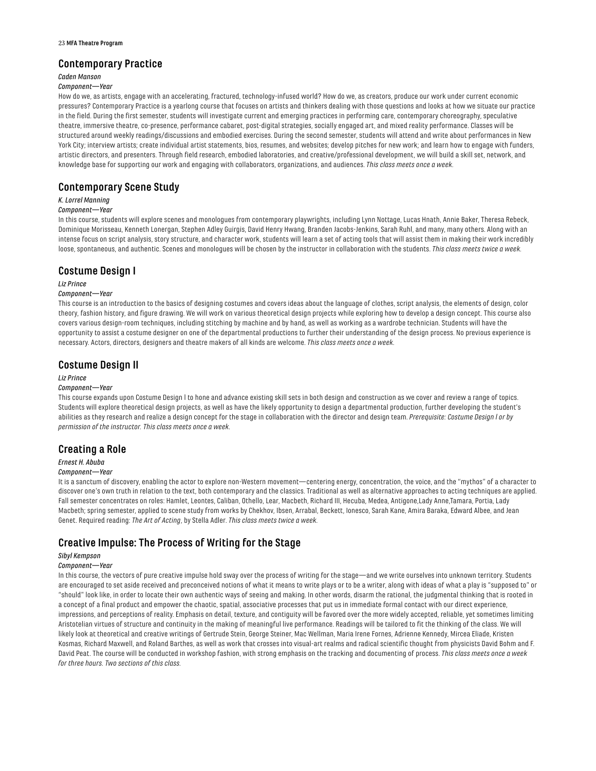## Contemporary Practice

*Caden Manson*

*Component—Year*

How do we, as artists, engage with an accelerating, fractured, technology-infused world? How do we, as creators, produce our work under current economic pressures? Contemporary Practice is a yearlong course that focuses on artists and thinkers dealing with those questions and looks at how we situate our practice in the field. During the first semester, students will investigate current and emerging practices in performing care, contemporary choreography, speculative theatre, immersive theatre, co-presence, performance cabaret, post-digital strategies, socially engaged art, and mixed reality performance. Classes will be structured around weekly readings/discussions and embodied exercises. During the second semester, students will attend and write about performances in New York City; interview artists; create individual artist statements, bios, resumes, and websites; develop pitches for new work; and learn how to engage with funders, artistic directors, and presenters. Through field research, embodied laboratories, and creative/professional development, we will build a skill set, network, and knowledge base for supporting our work and engaging with collaborators, organizations, and audiences. *This class meets once a week.*

## Contemporary Scene Study

*K. Lorrel Manning*

*Component—Year*

In this course, students will explore scenes and monologues from contemporary playwrights, including Lynn Nottage, Lucas Hnath, Annie Baker, Theresa Rebeck, Dominique Morisseau, Kenneth Lonergan, Stephen Adley Guirgis, David Henry Hwang, Branden Jacobs-Jenkins, Sarah Ruhl, and many, many others. Along with an intense focus on script analysis, story structure, and character work, students will learn a set of acting tools that will assist them in making their work incredibly loose, spontaneous, and authentic. Scenes and monologues will be chosen by the instructor in collaboration with the students. *This class meets twice a week.*

## Costume Design I

*Liz Prince*

*Component—Year*

This course is an introduction to the basics of designing costumes and covers ideas about the language of clothes, script analysis, the elements of design, color theory, fashion history, and figure drawing. We will work on various theoretical design projects while exploring how to develop a design concept. This course also covers various design-room techniques, including stitching by machine and by hand, as well as working as a wardrobe technician. Students will have the opportunity to assist a costume designer on one of the departmental productions to further their understanding of the design process. No previous experience is necessary. Actors, directors, designers and theatre makers of all kinds are welcome. *This class meets once a week.*

## Costume Design II

*Liz Prince*

*Component—Year*

This course expands upon Costume Design I to hone and advance existing skill sets in both design and construction as we cover and review a range of topics. Students will explore theoretical design projects, as well as have the likely opportunity to design a departmental production, further developing the student's abilities as they research and realize a design concept for the stage in collaboration with the director and design team. *Prerequisite: Costume Design I or by permission of the instructor. This class meets once a week.*

## Creating a Role

*Ernest H. Abuba*

*Component—Year*

It is a sanctum of discovery, enabling the actor to explore non-Western movement—centering energy, concentration, the voice, and the "mythos" of a character to discover one's own truth in relation to the text, both contemporary and the classics. Traditional as well as alternative approaches to acting techniques are applied. Fall semester concentrates on roles: Hamlet, Leontes, Caliban, Othello, Lear, Macbeth, Richard III, Hecuba, Medea, Antigone,Lady Anne,Tamara, Portia, Lady Macbeth; spring semester, applied to scene study from works by Chekhov, Ibsen, Arrabal, Beckett, Ionesco, Sarah Kane, Amira Baraka, Edward Albee, and Jean Genet. Required reading: *The Art of Acting*, by Stella Adler. *This class meets twice a week.*

## Creative Impulse: The Process of Writing for the Stage

*Sibyl Kempson*

*Component—Year*

In this course, the vectors of pure creative impulse hold sway over the process of writing for the stage—and we write ourselves into unknown territory. Students are encouraged to set aside received and preconceived notions of what it means to write plays or to be a writer, along with ideas of what a play is "supposed to" or "should" look like, in order to locate their own authentic ways of seeing and making. In other words, disarm the rational, the judgmental thinking that is rooted in a concept of a final product and empower the chaotic, spatial, associative processes that put us in immediate formal contact with our direct experience, impressions, and perceptions of reality. Emphasis on detail, texture, and contiguity will be favored over the more widely accepted, reliable, yet sometimes limiting Aristotelian virtues of structure and continuity in the making of meaningful live performance. Readings will be tailored to fit the thinking of the class. We will likely look at theoretical and creative writings of Gertrude Stein, George Steiner, Mac Wellman, Maria Irene Fornes, Adrienne Kennedy, Mircea Eliade, Kristen Kosmas, Richard Maxwell, and Roland Barthes, as well as work that crosses into visual-art realms and radical scientific thought from physicists David Bohm and F. David Peat. The course will be conducted in workshop fashion, with strong emphasis on the tracking and documenting of process. *This class meets once a week for three hours. Two sections of this class.*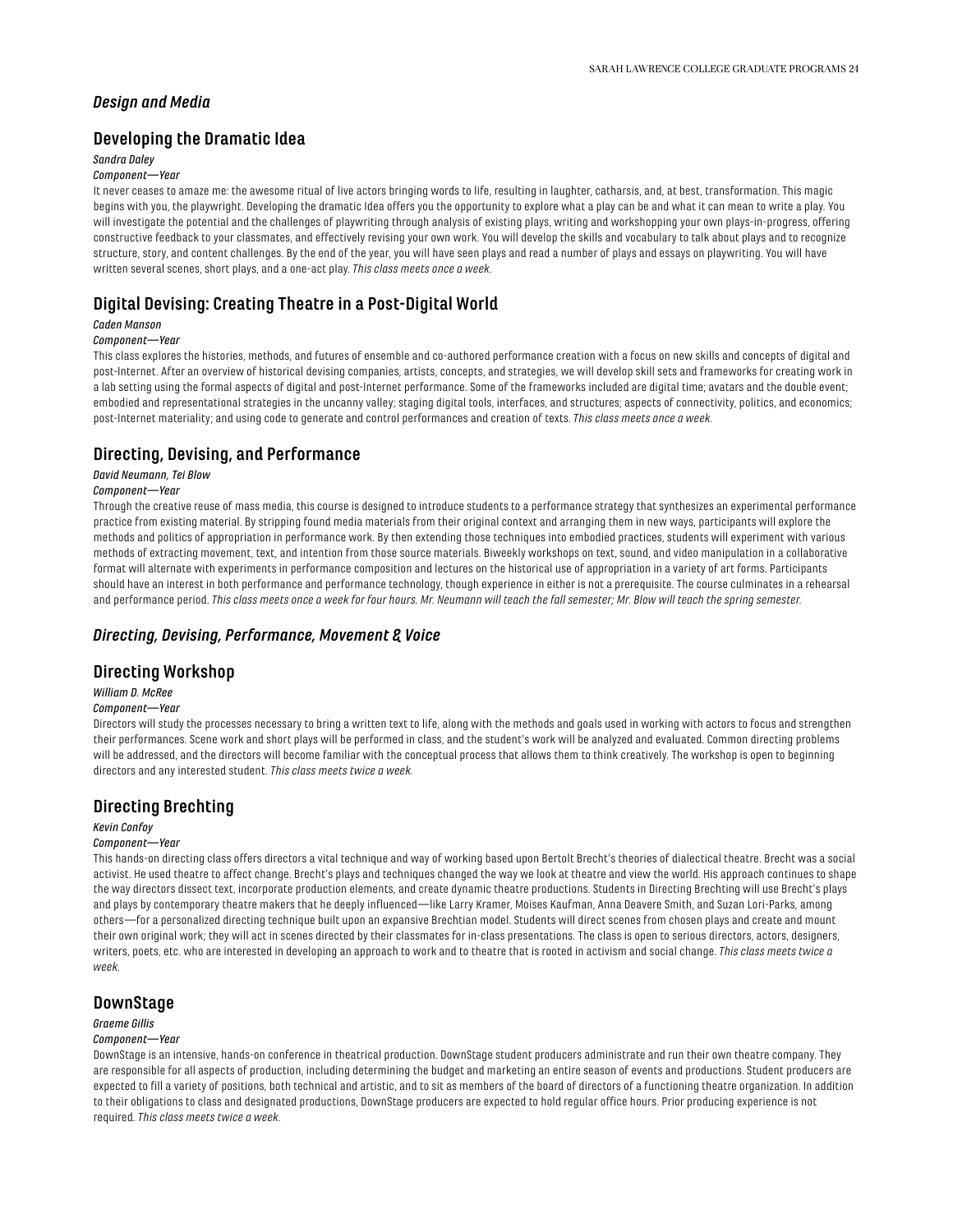### *Design and Media*

## Developing the Dramatic Idea

*Sandra Daley*

*Component—Year*

It never ceases to amaze me: the awesome ritual of live actors bringing words to life, resulting in laughter, catharsis, and, at best, transformation. This magic begins with you, the playwright. Developing the dramatic Idea offers you the opportunity to explore what a play can be and what it can mean to write a play. You will investigate the potential and the challenges of playwriting through analysis of existing plays, writing and workshopping your own plays-in-progress, offering constructive feedback to your classmates, and effectively revising your own work. You will develop the skills and vocabulary to talk about plays and to recognize structure, story, and content challenges. By the end of the year, you will have seen plays and read a number of plays and essays on playwriting. You will have written several scenes, short plays, and a one-act play. *This class meets once a week.*

## Digital Devising: Creating Theatre in a Post-Digital World

*Caden Manson*

*Component—Year*

This class explores the histories, methods, and futures of ensemble and co-authored performance creation with a focus on new skills and concepts of digital and post-Internet. After an overview of historical devising companies, artists, concepts, and strategies, we will develop skill sets and frameworks for creating work in a lab setting using the formal aspects of digital and post-Internet performance. Some of the frameworks included are digital time; avatars and the double event; embodied and representational strategies in the uncanny valley; staging digital tools, interfaces, and structures; aspects of connectivity, politics, and economics; post-Internet materiality; and using code to generate and control performances and creation of texts. *This class meets once a week.*

## Directing, Devising, and Performance

*David Neumann, Tei Blow*

*Component—Year*

Through the creative reuse of mass media, this course is designed to introduce students to a performance strategy that synthesizes an experimental performance practice from existing material. By stripping found media materials from their original context and arranging them in new ways, participants will explore the methods and politics of appropriation in performance work. By then extending those techniques into embodied practices, students will experiment with various methods of extracting movement, text, and intention from those source materials. Biweekly workshops on text, sound, and video manipulation in a collaborative format will alternate with experiments in performance composition and lectures on the historical use of appropriation in a variety of art forms. Participants should have an interest in both performance and performance technology, though experience in either is not a prerequisite. The course culminates in a rehearsal and performance period. *This class meets once a week for four hours. Mr. Neumann will teach the fall semester; Mr. Blow will teach the spring semester.*

### *Directing, Devising, Performance, Movement & Voice*

## Directing Workshop

*William D. McRee*

*Component—Year*

Directors will study the processes necessary to bring a written text to life, along with the methods and goals used in working with actors to focus and strengthen their performances. Scene work and short plays will be performed in class, and the student's work will be analyzed and evaluated. Common directing problems will be addressed, and the directors will become familiar with the conceptual process that allows them to think creatively. The workshop is open to beginning directors and any interested student. *This class meets twice a week.*

## Directing Brechting

*Kevin Confoy*

*Component—Year*

This hands-on directing class offers directors a vital technique and way of working based upon Bertolt Brecht's theories of dialectical theatre. Brecht was a social activist. He used theatre to affect change. Brecht's plays and techniques changed the way we look at theatre and view the world. His approach continues to shape the way directors dissect text, incorporate production elements, and create dynamic theatre productions. Students in Directing Brechting will use Brecht's plays and plays by contemporary theatre makers that he deeply influenced—like Larry Kramer, Moises Kaufman, Anna Deavere Smith, and Suzan Lori-Parks, among others—for a personalized directing technique built upon an expansive Brechtian model. Students will direct scenes from chosen plays and create and mount their own original work; they will act in scenes directed by their classmates for in-class presentations. The class is open to serious directors, actors, designers, writers, poets, etc. who are interested in developing an approach to work and to theatre that is rooted in activism and social change. *This class meets twice a week.*

## DownStage

*Graeme Gillis*

*Component—Year*

DownStage is an intensive, hands-on conference in theatrical production. DownStage student producers administrate and run their own theatre company. They are responsible for all aspects of production, including determining the budget and marketing an entire season of events and productions. Student producers are expected to fill a variety of positions, both technical and artistic, and to sit as members of the board of directors of a functioning theatre organization. In addition to their obligations to class and designated productions, DownStage producers are expected to hold regular office hours. Prior producing experience is not required. *This class meets twice a week.*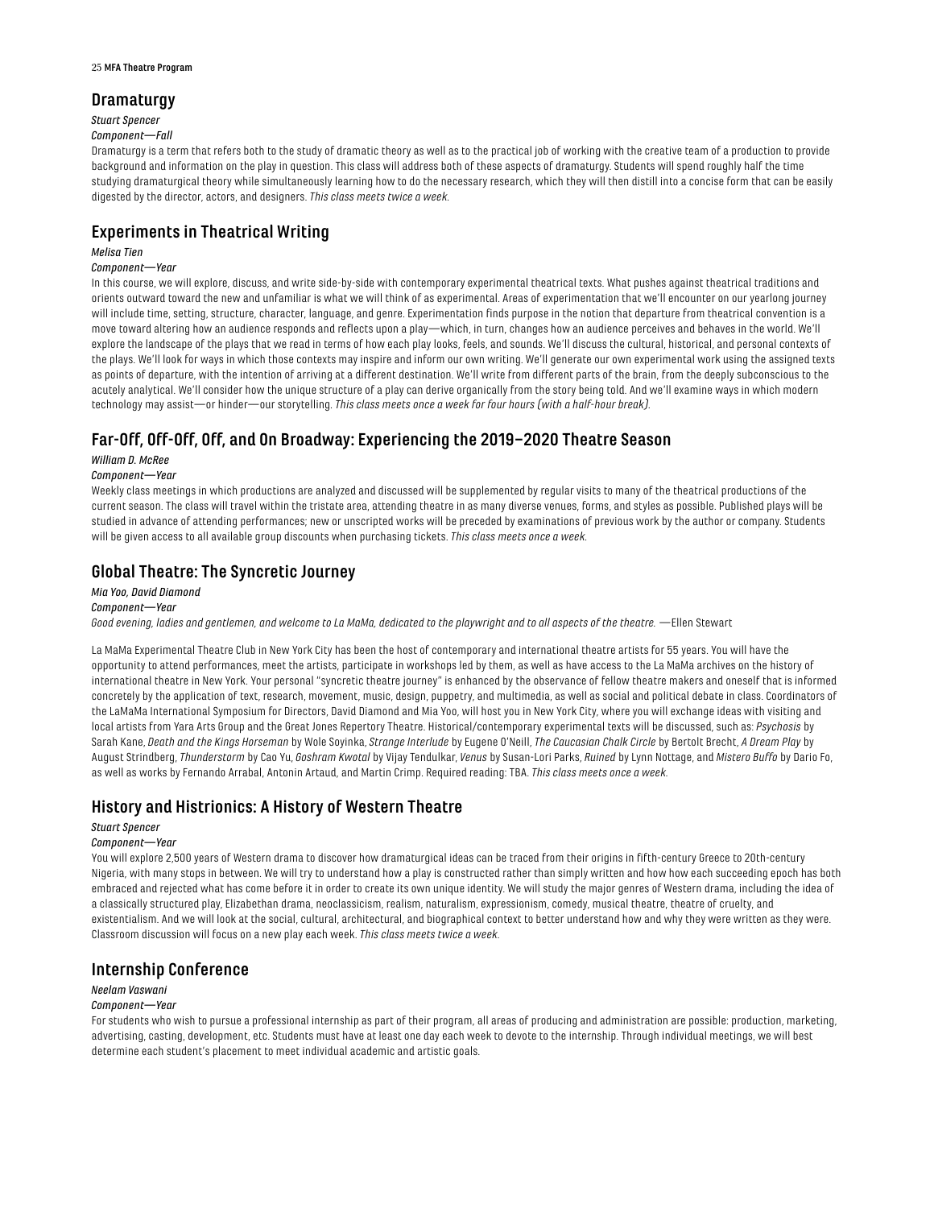## Dramaturgy

*Stuart Spencer*

*Component—Fall*

Dramaturgy is a term that refers both to the study of dramatic theory as well as to the practical job of working with the creative team of a production to provide background and information on the play in question. This class will address both of these aspects of dramaturgy. Students will spend roughly half the time studying dramaturgical theory while simultaneously learning how to do the necessary research, which they will then distill into a concise form that can be easily digested by the director, actors, and designers. *This class meets twice a week.*

## Experiments in Theatrical Writing

*Melisa Tien*

*Component—Year*

In this course, we will explore, discuss, and write side-by-side with contemporary experimental theatrical texts. What pushes against theatrical traditions and orients outward toward the new and unfamiliar is what we will think of as experimental. Areas of experimentation that we'll encounter on our yearlong journey will include time, setting, structure, character, language, and genre. Experimentation finds purpose in the notion that departure from theatrical convention is a move toward altering how an audience responds and reflects upon a play—which, in turn, changes how an audience perceives and behaves in the world. We'll explore the landscape of the plays that we read in terms of how each play looks, feels, and sounds. We'll discuss the cultural, historical, and personal contexts of the plays. We'll look for ways in which those contexts may inspire and inform our own writing. We'll generate our own experimental work using the assigned texts as points of departure, with the intention of arriving at a different destination. We'll write from different parts of the brain, from the deeply subconscious to the acutely analytical. We'll consider how the unique structure of a play can derive organically from the story being told. And we'll examine ways in which modern technology may assist—or hinder—our storytelling. *This class meets once a week for four hours (with a half-hour break).*

## Far-Off, Off-Off, Off, and On Broadway: Experiencing the 2019–2020 Theatre Season

*William D. McRee*

*Component—Year*

Weekly class meetings in which productions are analyzed and discussed will be supplemented by regular visits to many of the theatrical productions of the current season. The class will travel within the tristate area, attending theatre in as many diverse venues, forms, and styles as possible. Published plays will be studied in advance of attending performances; new or unscripted works will be preceded by examinations of previous work by the author or company. Students will be given access to all available group discounts when purchasing tickets. *This class meets once a week.*

## Global Theatre: The Syncretic Journey

*Mia Yoo, David Diamond*

*Component—Year*

*Good evening, ladies and gentlemen, and welcome to La MaMa, dedicated to the playwright and to all aspects of the theatre.* —Ellen Stewart

La MaMa Experimental Theatre Club in New York City has been the host of contemporary and international theatre artists for 55 years. You will have the opportunity to attend performances, meet the artists, participate in workshops led by them, as well as have access to the La MaMa archives on the history of international theatre in New York. Your personal "syncretic theatre journey" is enhanced by the observance of fellow theatre makers and oneself that is informed concretely by the application of text, research, movement, music, design, puppetry, and multimedia, as well as social and political debate in class. Coordinators of the LaMaMa International Symposium for Directors, David Diamond and Mia Yoo, will host you in New York City, where you will exchange ideas with visiting and local artists from Yara Arts Group and the Great Jones Repertory Theatre. Historical/contemporary experimental texts will be discussed, such as: *Psychosis* by Sarah Kane, *Death and the Kings Horseman* by Wole Soyinka, *Strange Interlude* by Eugene O'Neill, *The Caucasian Chalk Circle* by Bertolt Brecht, *A Dream Play* by August Strindberg, *Thunderstorm* by Cao Yu, *Goshram Kwotal* by Vijay Tendulkar, *Venus* by Susan-Lori Parks, *Ruined* by Lynn Nottage, and *Mistero Buffo* by Dario Fo, as well as works by Fernando Arrabal, Antonin Artaud, and Martin Crimp. Required reading: TBA. *This class meets once a week.*

## History and Histrionics: A History of Western Theatre

*Stuart Spencer*

*Component—Year*

You will explore 2,500 years of Western drama to discover how dramaturgical ideas can be traced from their origins in fifth-century Greece to 20th-century Nigeria, with many stops in between. We will try to understand how a play is constructed rather than simply written and how how each succeeding epoch has both embraced and rejected what has come before it in order to create its own unique identity. We will study the major genres of Western drama, including the idea of a classically structured play, Elizabethan drama, neoclassicism, realism, naturalism, expressionism, comedy, musical theatre, theatre of cruelty, and existentialism. And we will look at the social, cultural, architectural, and biographical context to better understand how and why they were written as they were. Classroom discussion will focus on a new play each week. *This class meets twice a week.*

## Internship Conference

*Neelam Vaswani*

*Component—Year*

For students who wish to pursue a professional internship as part of their program, all areas of producing and administration are possible: production, marketing, advertising, casting, development, etc. Students must have at least one day each week to devote to the internship. Through individual meetings, we will best determine each student's placement to meet individual academic and artistic goals.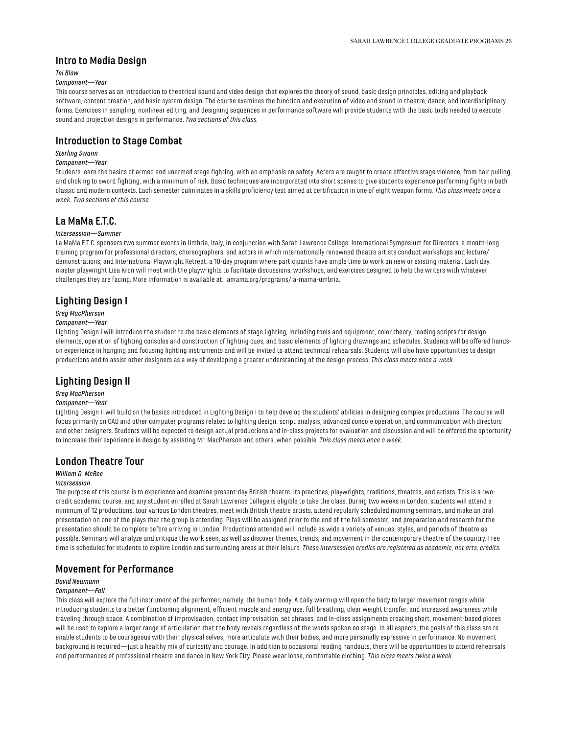## Intro to Media Design

*Tei Blow*

*Component—Year*

This course serves as an introduction to theatrical sound and video design that explores the theory of sound, basic design principles, editing and playback software, content creation, and basic system design. The course examines the function and execution of video and sound in theatre, dance, and interdisciplinary forms. Exercises in sampling, nonlinear editing, and designing sequences in performance software will provide students with the basic tools needed to execute sound and projection designs in performance. *Two sections of this class.*

## Introduction to Stage Combat

*Sterling Swann*

*Component—Year*

Students learn the basics of armed and unarmed stage fighting, with an emphasis on safety. Actors are taught to create effective stage violence, from hair pulling and choking to sword fighting, with a minimum of risk. Basic techniques are incorporated into short scenes to give students experience performing fights in both classic and modern contexts. Each semester culminates in a skills proficiency test aimed at certification in one of eight weapon forms. *This class meets once a week. Two sections of this course.*

## La MaMa E.T.C.

*Intersession—Summer*

La MaMa E.T.C. sponsors two summer events in Umbria, Italy, in conjunction with Sarah Lawrence College: International Symposium for Directors, a month-long training program for professional directors, choreographers, and actors in which internationally renowned theatre artists conduct workshops and lecture/demonstrations; and International Playwright Retreat, a 10-day program where participants have ample time to work on new or existing material. Each day, master playwright Lisa Kron will meet with the playwrights to facilitate discussions, workshops, and exercises designed to help the writers with whatever challenges they are facing. More information is available at: lamama.org/programs/la-mama-umbria.

## Lighting Design I

*Greg MacPherson*

*Component—Year*

Lighting Design I will introduce the student to the basic elements of stage lighting, including tools and equipment, color theory, reading scripts for design elements, operation of lighting consoles and construction of lighting cues, and basic elements of lighting drawings and schedules. Students will be offered hands-on experience in hanging and focusing lighting instruments and will be invited to attend technical rehearsals. Students will also have opportunities to design productions and to assist other designers as a way of developing a greater understanding of the design process. *This class meets once a week.*

## Lighting Design II

*Greg MacPherson*

*Component—Year*

Lighting Design II will build on the basics introduced in Lighting Design I to help develop the students' abilities in designing complex productions. The course will focus primarily on CAD and other computer programs related to lighting design, script analysis, advanced console operation, and communication with directors and other designers. Students will be expected to design actual productions and in-class projects for evaluation and discussion and will be offered the opportunity to increase their experience in design by assisting Mr. MacPherson and others, when possible. *This class meets once a week.*

## London Theatre Tour

*William D. McRee*

*Intersession*

The purpose of this course is to experience and examine present-day British theatre: its practices, playwrights, traditions, theatres, and artists. This is a two-credit academic course, and any student enrolled at Sarah Lawrence College is eligible to take the class. During two weeks in London, students will attend a minimum of 12 productions, tour various London theatres, meet with British theatre artists, attend regularly scheduled morning seminars, and make an oral presentation on one of the plays that the group is attending. Plays will be assigned prior to the end of the fall semester, and preparation and research for the presentation should be complete before arriving in London. Productions attended will include as wide a variety of venues, styles, and periods of theatre as possible. Seminars will analyze and critique the work seen, as well as discover themes, trends, and movement in the contemporary theatre of the country. Free time is scheduled for students to explore London and surrounding areas at their leisure. *These intersession credits are registered as academic, not arts, credits.*

## Movement for Performance

*David Neumann*

*Component—Fall*

This class will explore the full instrument of the performer; namely, the human body. A daily warmup will open the body to larger movement ranges while introducing students to a better functioning alignment, efficient muscle and energy use, full breathing, clear weight transfer, and increased awareness while traveling through space. A combination of improvisation, contact improvisation, set phrases, and in-class assignments creating short, movement-based pieces will be used to explore a larger range of articulation that the body reveals regardless of the words spoken on stage. In all aspects, the goals of this class are to enable students to be courageous with their physical selves, more articulate with their bodies, and more personally expressive in performance. No movement background is required—just a healthy mix of curiosity and courage. In addition to occasional reading handouts, there will be opportunities to attend rehearsals and performances of professional theatre and dance in New York City. Please wear loose, comfortable clothing. *This class meets twice a week.*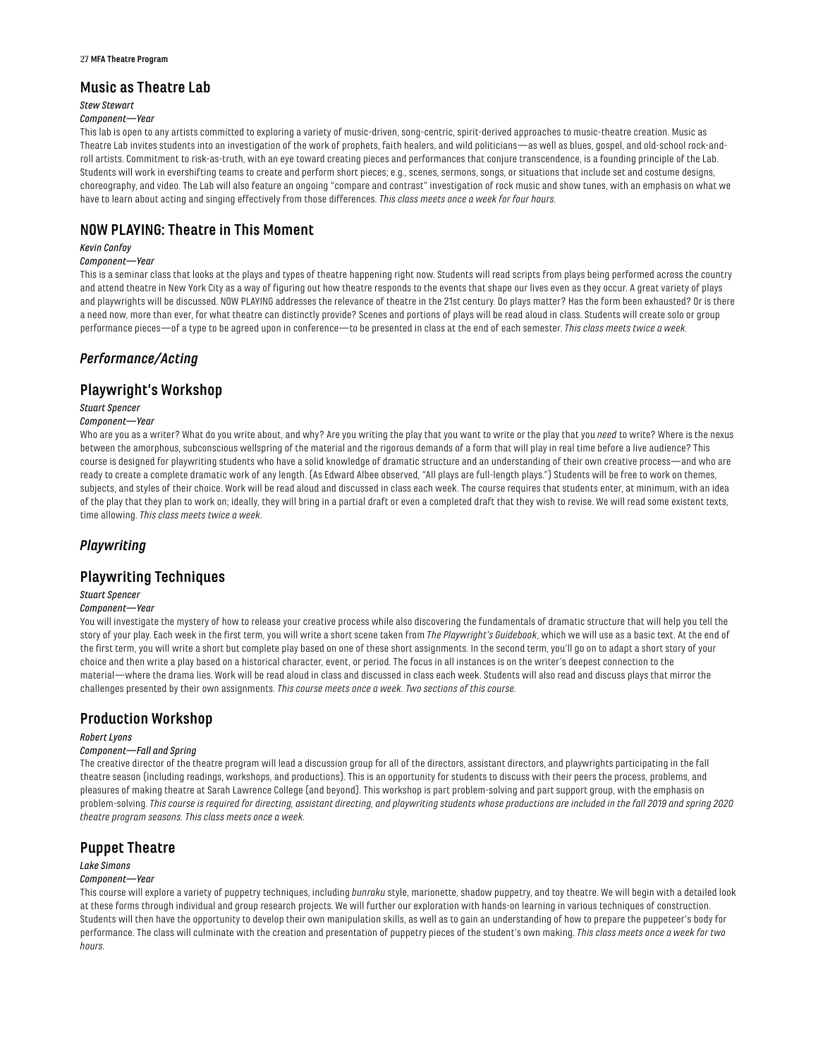## Music as Theatre Lab

*Stew Stewart*

*Component—Year*

This lab is open to any artists committed to exploring a variety of music-driven, song-centric, spirit-derived approaches to music-theatre creation. Music as Theatre Lab invites students into an investigation of the work of prophets, faith healers, and wild politicians—as well as blues, gospel, and old-school rock-and-roll artists. Commitment to risk-as-truth, with an eye toward creating pieces and performances that conjure transcendence, is a founding principle of the Lab. Students will work in evershifting teams to create and perform short pieces; e.g., scenes, sermons, songs, or situations that include set and costume designs, choreography, and video. The Lab will also feature an ongoing "compare and contrast" investigation of rock music and show tunes, with an emphasis on what we have to learn about acting and singing effectively from those differences. *This class meets once a week for four hours.*

## NOW PLAYING: Theatre in This Moment

*Kevin Confoy*

*Component—Year*

This is a seminar class that looks at the plays and types of theatre happening right now. Students will read scripts from plays being performed across the country and attend theatre in New York City as a way of figuring out how theatre responds to the events that shape our lives even as they occur. A great variety of plays and playwrights will be discussed. NOW PLAYING addresses the relevance of theatre in the 21st century. Do plays matter? Has the form been exhausted? Or is there a need now, more than ever, for what theatre can distinctly provide? Scenes and portions of plays will be read aloud in class. Students will create solo or group performance pieces—of a type to be agreed upon in conference—to be presented in class at the end of each semester. *This class meets twice a week.*

### *Performance/Acting*

## Playwright's Workshop

*Stuart Spencer*

*Component—Year*

Who are you as a writer? What do you write about, and why? Are you writing the play that you want to write or the play that you *need* to write? Where is the nexus between the amorphous, subconscious wellspring of the material and the rigorous demands of a form that will play in real time before a live audience? This course is designed for playwriting students who have a solid knowledge of dramatic structure and an understanding of their own creative process—and who are ready to create a complete dramatic work of any length. (As Edward Albee observed, "All plays are full-length plays.") Students will be free to work on themes, subjects, and styles of their choice. Work will be read aloud and discussed in class each week. The course requires that students enter, at minimum, with an idea of the play that they plan to work on; ideally, they will bring in a partial draft or even a completed draft that they wish to revise. We will read some existent texts, time allowing. *This class meets twice a week.*

### *Playwriting*

## Playwriting Techniques

*Stuart Spencer*

*Component—Year*

You will investigate the mystery of how to release your creative process while also discovering the fundamentals of dramatic structure that will help you tell the story of your play. Each week in the first term, you will write a short scene taken from *The Playwright's Guidebook*, which we will use as a basic text. At the end of the first term, you will write a short but complete play based on one of these short assignments. In the second term, you'll go on to adapt a short story of your choice and then write a play based on a historical character, event, or period. The focus in all instances is on the writer's deepest connection to the material—where the drama lies. Work will be read aloud in class and discussed in class each week. Students will also read and discuss plays that mirror the challenges presented by their own assignments. *This course meets once a week. Two sections of this course.*

## Production Workshop

*Robert Lyons*

*Component—Fall and Spring*

The creative director of the theatre program will lead a discussion group for all of the directors, assistant directors, and playwrights participating in the fall theatre season (including readings, workshops, and productions). This is an opportunity for students to discuss with their peers the process, problems, and pleasures of making theatre at Sarah Lawrence College (and beyond). This workshop is part problem-solving and part support group, with the emphasis on problem-solving. *This course is required for directing, assistant directing, and playwriting students whose productions are included in the fall 2019 and spring 2020 theatre program seasons. This class meets once a week.*

## Puppet Theatre

*Lake Simons*

*Component—Year*

This course will explore a variety of puppetry techniques, including *bunraku* style, marionette, shadow puppetry, and toy theatre. We will begin with a detailed look at these forms through individual and group research projects. We will further our exploration with hands-on learning in various techniques of construction. Students will then have the opportunity to develop their own manipulation skills, as well as to gain an understanding of how to prepare the puppeteer's body for performance. The class will culminate with the creation and presentation of puppetry pieces of the student's own making. *This class meets once a week for two hours.*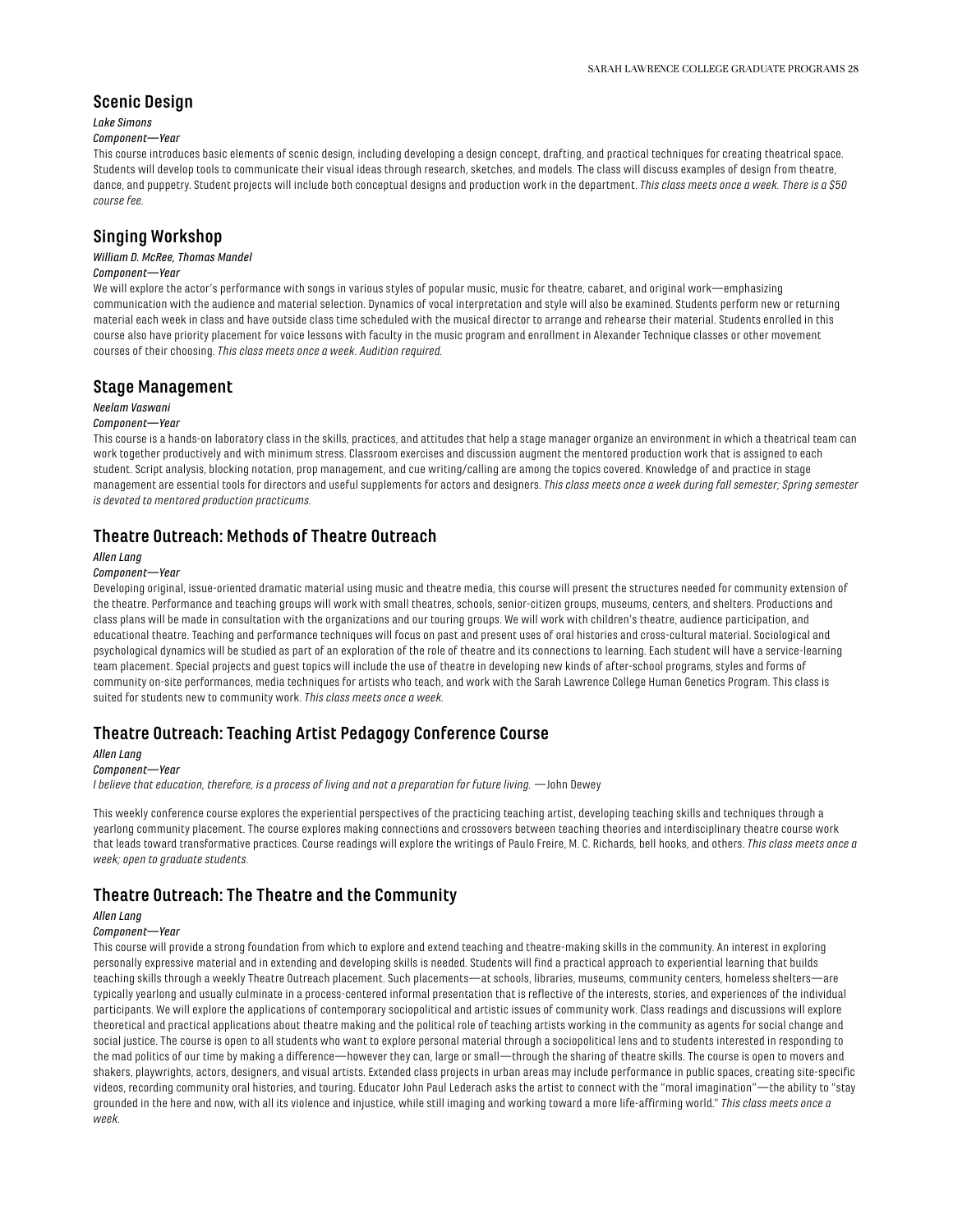## Scenic Design

*Lake Simons*

*Component—Year*

This course introduces basic elements of scenic design, including developing a design concept, drafting, and practical techniques for creating theatrical space. Students will develop tools to communicate their visual ideas through research, sketches, and models. The class will discuss examples of design from theatre, dance, and puppetry. Student projects will include both conceptual designs and production work in the department. *This class meets once a week. There is a $50 course fee.*

## Singing Workshop

*William D. McRee, Thomas Mandel*

*Component—Year*

We will explore the actor's performance with songs in various styles of popular music, music for theatre, cabaret, and original work—emphasizing communication with the audience and material selection. Dynamics of vocal interpretation and style will also be examined. Students perform new or returning material each week in class and have outside class time scheduled with the musical director to arrange and rehearse their material. Students enrolled in this course also have priority placement for voice lessons with faculty in the music program and enrollment in Alexander Technique classes or other movement courses of their choosing. *This class meets once a week. Audition required.*

## Stage Management

*Neelam Vaswani*

*Component—Year*

This course is a hands-on laboratory class in the skills, practices, and attitudes that help a stage manager organize an environment in which a theatrical team can work together productively and with minimum stress. Classroom exercises and discussion augment the mentored production work that is assigned to each student. Script analysis, blocking notation, prop management, and cue writing/calling are among the topics covered. Knowledge of and practice in stage management are essential tools for directors and useful supplements for actors and designers. *This class meets once a week during fall semester; Spring semester is devoted to mentored production practicums.*

## Theatre Outreach: Methods of Theatre Outreach

*Allen Lang*

*Component—Year*

Developing original, issue-oriented dramatic material using music and theatre media, this course will present the structures needed for community extension of the theatre. Performance and teaching groups will work with small theatres, schools, senior-citizen groups, museums, centers, and shelters. Productions and class plans will be made in consultation with the organizations and our touring groups. We will work with children's theatre, audience participation, and educational theatre. Teaching and performance techniques will focus on past and present uses of oral histories and cross-cultural material. Sociological and psychological dynamics will be studied as part of an exploration of the role of theatre and its connections to learning. Each student will have a service-learning team placement. Special projects and guest topics will include the use of theatre in developing new kinds of after-school programs, styles and forms of community on-site performances, media techniques for artists who teach, and work with the Sarah Lawrence College Human Genetics Program. This class is suited for students new to community work. *This class meets once a week.*

## Theatre Outreach: Teaching Artist Pedagogy Conference Course

*Allen Lang*

*Component—Year*

*I believe that education, therefore, is a process of living and not a preparation for future living.* —John Dewey

This weekly conference course explores the experiential perspectives of the practicing teaching artist, developing teaching skills and techniques through a yearlong community placement. The course explores making connections and crossovers between teaching theories and interdisciplinary theatre course work that leads toward transformative practices. Course readings will explore the writings of Paulo Freire, M. C. Richards, bell hooks, and others. *This class meets once a week; open to graduate students.*

## Theatre Outreach: The Theatre and the Community

*Allen Lang*

*Component—Year*

This course will provide a strong foundation from which to explore and extend teaching and theatre-making skills in the community. An interest in exploring personally expressive material and in extending and developing skills is needed. Students will find a practical approach to experiential learning that builds teaching skills through a weekly Theatre Outreach placement. Such placements—at schools, libraries, museums, community centers, homeless shelters—are typically yearlong and usually culminate in a process-centered informal presentation that is reflective of the interests, stories, and experiences of the individual participants. We will explore the applications of contemporary sociopolitical and artistic issues of community work. Class readings and discussions will explore theoretical and practical applications about theatre making and the political role of teaching artists working in the community as agents for social change and social justice. The course is open to all students who want to explore personal material through a sociopolitical lens and to students interested in responding to the mad politics of our time by making a difference—however they can, large or small—through the sharing of theatre skills. The course is open to movers and shakers, playwrights, actors, designers, and visual artists. Extended class projects in urban areas may include performance in public spaces, creating site-specific videos, recording community oral histories, and touring. Educator John Paul Lederach asks the artist to connect with the "moral imagination"—the ability to "stay grounded in the here and now, with all its violence and injustice, while still imaging and working toward a more life-affirming world." *This class meets once a week.*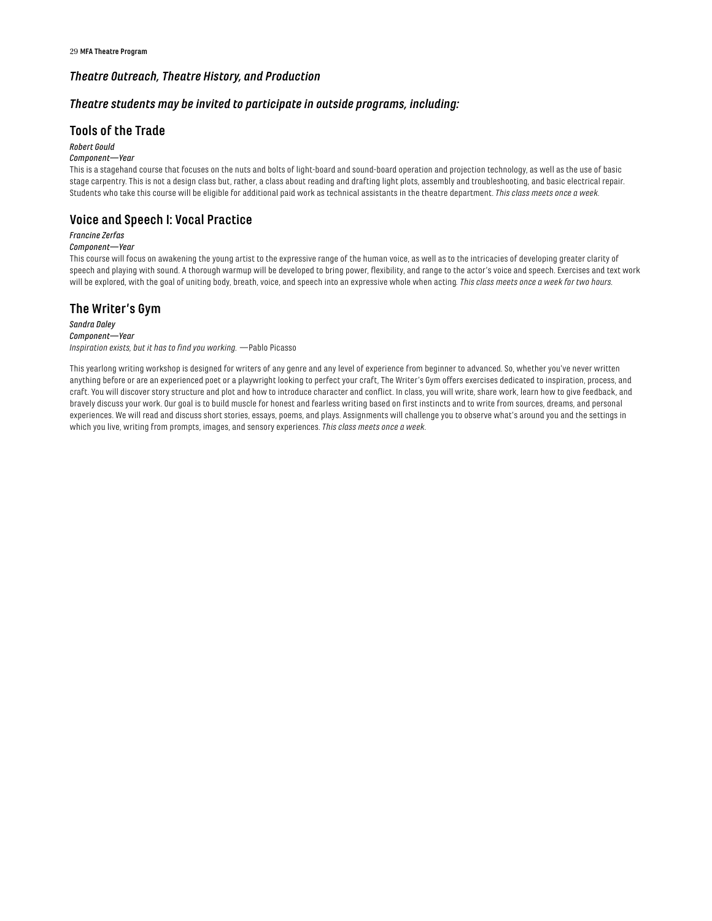## *Theatre Outreach, Theatre History, and Production*

## *Theatre students may be invited to participate in outside programs, including:*

### Tools of the Trade

*Robert Gould*

*Component—Year*

This is a stagehand course that focuses on the nuts and bolts of light-board and sound-board operation and projection technology, as well as the use of basic stage carpentry. This is not a design class but, rather, a class about reading and drafting light plots, assembly and troubleshooting, and basic electrical repair. Students who take this course will be eligible for additional paid work as technical assistants in the theatre department. *This class meets once a week.*

### Voice and Speech I: Vocal Practice

*Francine Zerfas*

*Component—Year*

This course will focus on awakening the young artist to the expressive range of the human voice, as well as to the intricacies of developing greater clarity of speech and playing with sound. A thorough warmup will be developed to bring power, flexibility, and range to the actor's voice and speech. Exercises and text work will be explored, with the goal of uniting body, breath, voice, and speech into an expressive whole when acting. *This class meets once a week for two hours.*

### The Writer's Gym

*Sandra Daley*

*Component—Year*

*Inspiration exists, but it has to find you working.* —Pablo Picasso

This yearlong writing workshop is designed for writers of any genre and any level of experience from beginner to advanced. So, whether you've never written anything before or are an experienced poet or a playwright looking to perfect your craft, The Writer's Gym offers exercises dedicated to inspiration, process, and craft. You will discover story structure and plot and how to introduce character and conflict. In class, you will write, share work, learn how to give feedback, and bravely discuss your work. Our goal is to build muscle for honest and fearless writing based on first instincts and to write from sources, dreams, and personal experiences. We will read and discuss short stories, essays, poems, and plays. Assignments will challenge you to observe what's around you and the settings in which you live, writing from prompts, images, and sensory experiences. *This class meets once a week.*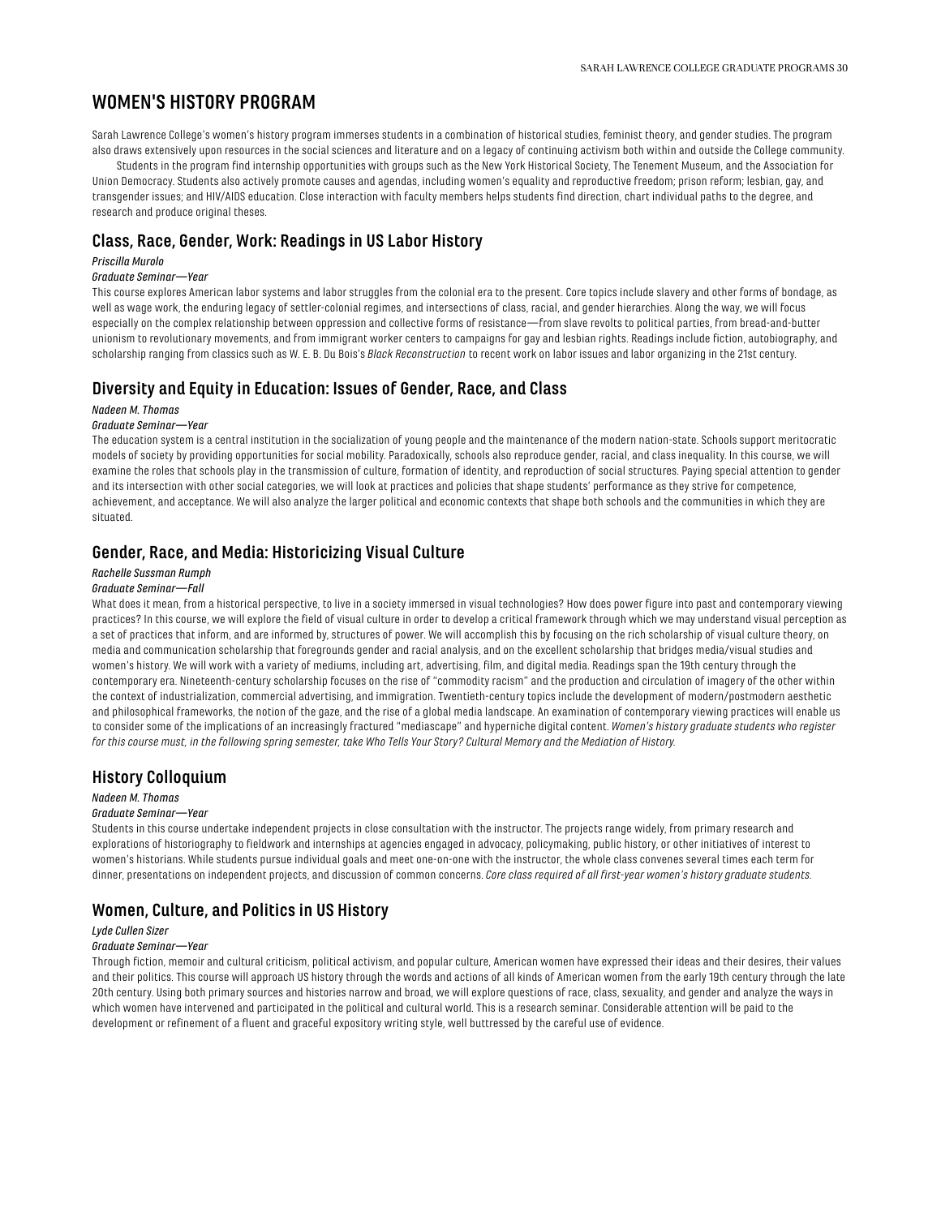# WOMEN'S HISTORY PROGRAM

Sarah Lawrence College's women's history program immerses students in a combination of historical studies, feminist theory, and gender studies. The program also draws extensively upon resources in the social sciences and literature and on a legacy of continuing activism both within and outside the College community.

Students in the program find internship opportunities with groups such as the New York Historical Society, The Tenement Museum, and the Association for Union Democracy. Students also actively promote causes and agendas, including women's equality and reproductive freedom; prison reform; lesbian, gay, and transgender issues; and HIV/AIDS education. Close interaction with faculty members helps students find direction, chart individual paths to the degree, and research and produce original theses.

## Class, Race, Gender, Work: Readings in US Labor History

*Priscilla Murolo*

*Graduate Seminar—Year*

This course explores American labor systems and labor struggles from the colonial era to the present. Core topics include slavery and other forms of bondage, as well as wage work, the enduring legacy of settler-colonial regimes, and intersections of class, racial, and gender hierarchies. Along the way, we will focus especially on the complex relationship between oppression and collective forms of resistance—from slave revolts to political parties, from bread-and-butter unionism to revolutionary movements, and from immigrant worker centers to campaigns for gay and lesbian rights. Readings include fiction, autobiography, and scholarship ranging from classics such as W. E. B. Du Bois's *Black Reconstruction* to recent work on labor issues and labor organizing in the 21st century.

## Diversity and Equity in Education: Issues of Gender, Race, and Class

*Nadeen M. Thomas*

*Graduate Seminar—Year*

The education system is a central institution in the socialization of young people and the maintenance of the modern nation-state. Schools support meritocratic models of society by providing opportunities for social mobility. Paradoxically, schools also reproduce gender, racial, and class inequality. In this course, we will examine the roles that schools play in the transmission of culture, formation of identity, and reproduction of social structures. Paying special attention to gender and its intersection with other social categories, we will look at practices and policies that shape students' performance as they strive for competence, achievement, and acceptance. We will also analyze the larger political and economic contexts that shape both schools and the communities in which they are situated.

## Gender, Race, and Media: Historicizing Visual Culture

*Rachelle Sussman Rumph*

*Graduate Seminar—Fall*

What does it mean, from a historical perspective, to live in a society immersed in visual technologies? How does power figure into past and contemporary viewing practices? In this course, we will explore the field of visual culture in order to develop a critical framework through which we may understand visual perception as a set of practices that inform, and are informed by, structures of power. We will accomplish this by focusing on the rich scholarship of visual culture theory, on media and communication scholarship that foregrounds gender and racial analysis, and on the excellent scholarship that bridges media/visual studies and women's history. We will work with a variety of mediums, including art, advertising, film, and digital media. Readings span the 19th century through the contemporary era. Nineteenth-century scholarship focuses on the rise of "commodity racism" and the production and circulation of imagery of the other within the context of industrialization, commercial advertising, and immigration. Twentieth-century topics include the development of modern/postmodern aesthetic and philosophical frameworks, the notion of the gaze, and the rise of a global media landscape. An examination of contemporary viewing practices will enable us to consider some of the implications of an increasingly fractured "mediascape" and hyperniche digital content. *Women's history graduate students who register for this course must, in the following spring semester, take Who Tells Your Story? Cultural Memory and the Mediation of History.*

## History Colloquium

*Nadeen M. Thomas*

*Graduate Seminar—Year*

Students in this course undertake independent projects in close consultation with the instructor. The projects range widely, from primary research and explorations of historiography to fieldwork and internships at agencies engaged in advocacy, policymaking, public history, or other initiatives of interest to women's historians. While students pursue individual goals and meet one-on-one with the instructor, the whole class convenes several times each term for dinner, presentations on independent projects, and discussion of common concerns. *Core class required of all first-year women's history graduate students.*

## Women, Culture, and Politics in US History

*Lyde Cullen Sizer*

*Graduate Seminar—Year*

Through fiction, memoir and cultural criticism, political activism, and popular culture, American women have expressed their ideas and their desires, their values and their politics. This course will approach US history through the words and actions of all kinds of American women from the early 19th century through the late 20th century. Using both primary sources and histories narrow and broad, we will explore questions of race, class, sexuality, and gender and analyze the ways in which women have intervened and participated in the political and cultural world. This is a research seminar. Considerable attention will be paid to the development or refinement of a fluent and graceful expository writing style, well buttressed by the careful use of evidence.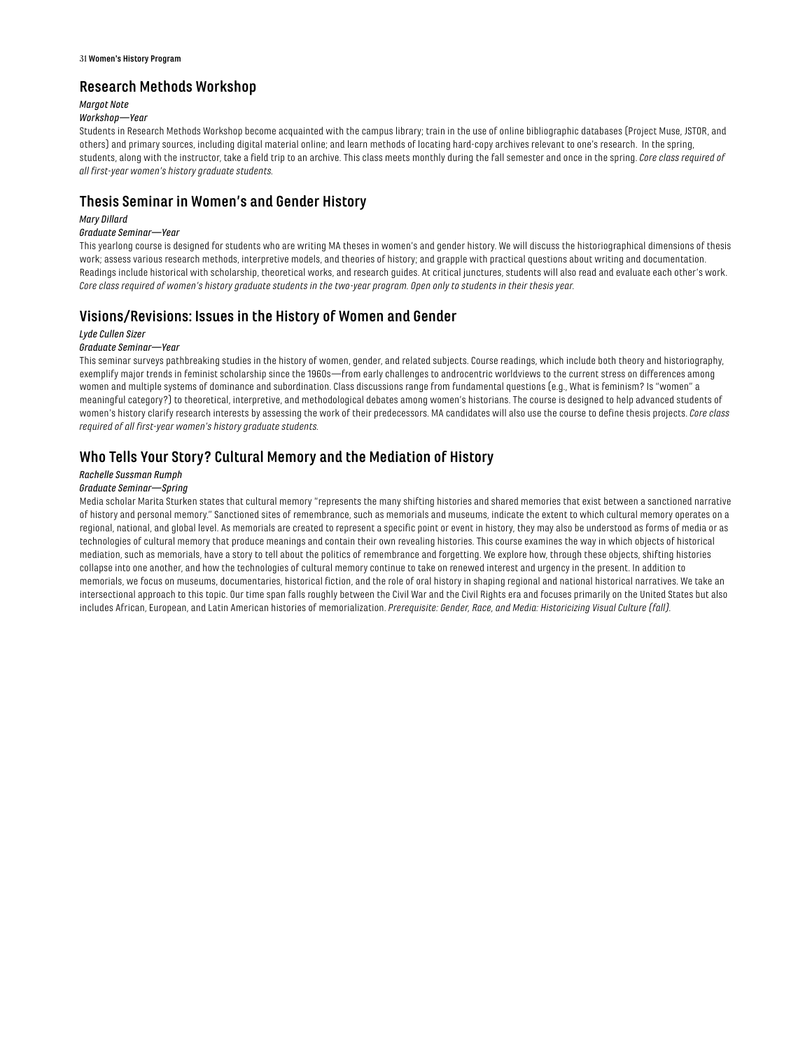## Research Methods Workshop

*Margot Note*

*Workshop—Year*

Students in Research Methods Workshop become acquainted with the campus library; train in the use of online bibliographic databases (Project Muse, JSTOR, and others) and primary sources, including digital material online; and learn methods of locating hard-copy archives relevant to one's research. In the spring, students, along with the instructor, take a field trip to an archive. This class meets monthly during the fall semester and once in the spring. *Core class required of all first-year women's history graduate students.*

## Thesis Seminar in Women's and Gender History

*Mary Dillard*

*Graduate Seminar—Year*

This yearlong course is designed for students who are writing MA theses in women's and gender history. We will discuss the historiographical dimensions of thesis work; assess various research methods, interpretive models, and theories of history; and grapple with practical questions about writing and documentation. Readings include historical with scholarship, theoretical works, and research guides. At critical junctures, students will also read and evaluate each other's work. *Core class required of women's history graduate students in the two-year program. Open only to students in their thesis year.*

## Visions/Revisions: Issues in the History of Women and Gender

*Lyde Cullen Sizer*

*Graduate Seminar—Year*

This seminar surveys pathbreaking studies in the history of women, gender, and related subjects. Course readings, which include both theory and historiography, exemplify major trends in feminist scholarship since the 1960s—from early challenges to androcentric worldviews to the current stress on differences among women and multiple systems of dominance and subordination. Class discussions range from fundamental questions (e.g., What is feminism? Is "women" a meaningful category?) to theoretical, interpretive, and methodological debates among women's historians. The course is designed to help advanced students of women's history clarify research interests by assessing the work of their predecessors. MA candidates will also use the course to define thesis projects. *Core class required of all first-year women's history graduate students.*

## Who Tells Your Story? Cultural Memory and the Mediation of History

*Rachelle Sussman Rumph*

*Graduate Seminar—Spring*

Media scholar Marita Sturken states that cultural memory "represents the many shifting histories and shared memories that exist between a sanctioned narrative of history and personal memory." Sanctioned sites of remembrance, such as memorials and museums, indicate the extent to which cultural memory operates on a regional, national, and global level. As memorials are created to represent a specific point or event in history, they may also be understood as forms of media or as technologies of cultural memory that produce meanings and contain their own revealing histories. This course examines the way in which objects of historical mediation, such as memorials, have a story to tell about the politics of remembrance and forgetting. We explore how, through these objects, shifting histories collapse into one another, and how the technologies of cultural memory continue to take on renewed interest and urgency in the present. In addition to memorials, we focus on museums, documentaries, historical fiction, and the role of oral history in shaping regional and national historical narratives. We take an intersectional approach to this topic. Our time span falls roughly between the Civil War and the Civil Rights era and focuses primarily on the United States but also includes African, European, and Latin American histories of memorialization. *Prerequisite: Gender, Race, and Media: Historicizing Visual Culture (fall).*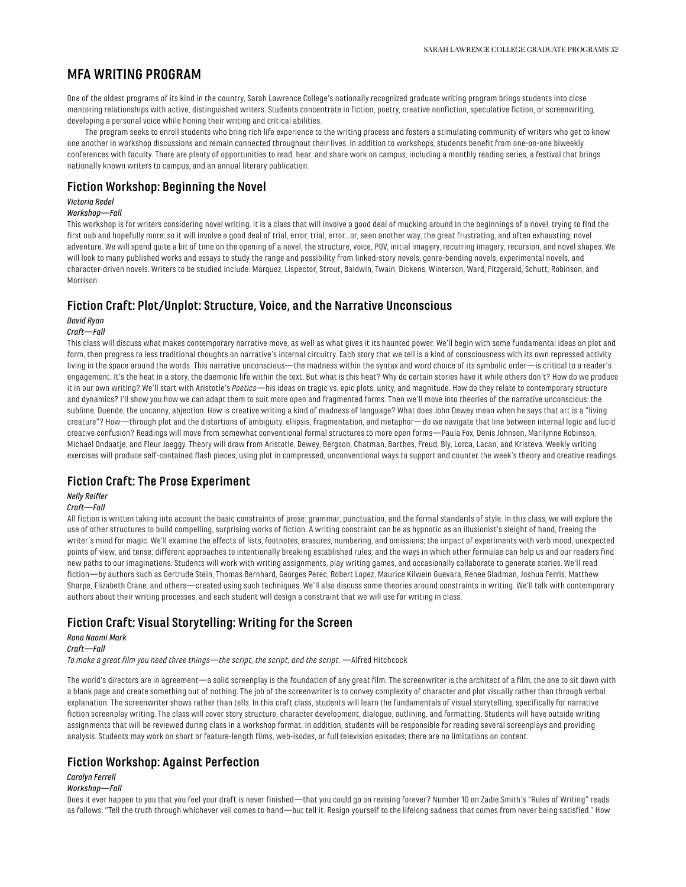# MFA WRITING PROGRAM

One of the oldest programs of its kind in the country, Sarah Lawrence College's nationally recognized graduate writing program brings students into close mentoring relationships with active, distinguished writers. Students concentrate in fiction, poetry, creative nonfiction, speculative fiction, or screenwriting, developing a personal voice while honing their writing and critical abilities.

The program seeks to enroll students who bring rich life experience to the writing process and fosters a stimulating community of writers who get to know one another in workshop discussions and remain connected throughout their lives. In addition to workshops, students benefit from one-on-one biweekly conferences with faculty. There are plenty of opportunities to read, hear, and share work on campus, including a monthly reading series, a festival that brings nationally known writers to campus, and an annual literary publication.

## Fiction Workshop: Beginning the Novel

*Victoria Redel*

*Workshop—Fall*

This workshop is for writers considering novel writing. It is a class that will involve a good deal of mucking around in the beginnings of a novel, trying to find the first nub and hopefully more; so it will involve a good deal of trial, error, trial, error...or, seen another way, the great frustrating, and often exhausting, novel adventure. We will spend quite a bit of time on the opening of a novel, the structure, voice, POV, initial imagery, recurring imagery, recursion, and novel shapes. We will look to many published works and essays to study the range and possibility from linked-story novels, genre-bending novels, experimental novels, and character-driven novels. Writers to be studied include: Marquez, Lispector, Strout, Baldwin, Twain, Dickens, Winterson, Ward, Fitzgerald, Schutt, Robinson, and Morrison.

## Fiction Craft: Plot/Unplot: Structure, Voice, and the Narrative Unconscious

*David Ryan*

*Craft—Fall*

This class will discuss what makes contemporary narrative move, as well as what gives it its haunted power. We'll begin with some fundamental ideas on plot and form, then progress to less traditional thoughts on narrative's internal circuitry. Each story that we tell is a kind of consciousness with its own repressed activity living in the space around the words. This narrative unconscious—the madness within the syntax and word choice of its symbolic order—is critical to a reader's engagement. It's the heat in a story, the daemonic life within the text. But what is this heat? Why do certain stories have it while others don't? How do we produce it in our own writing? We'll start with Aristotle's *Poetics*—his ideas on tragic vs. epic plots, unity, and magnitude. How do they relate to contemporary structure and dynamics? I'll show you how we can adapt them to suit more open and fragmented forms. Then we'll move into theories of the narrative unconscious: the sublime, Duende, the uncanny, abjection. How is creative writing a kind of madness of language? What does John Dewey mean when he says that art is a "living creature"? How—through plot and the distortions of ambiguity, ellipsis, fragmentation, and metaphor—do we navigate that line between internal logic and lucid creative confusion? Readings will move from somewhat conventional formal structures to more open forms—Paula Fox, Denis Johnson, Marilynne Robinson, Michael Ondaatje, and Fleur Jaeggy. Theory will draw from Aristotle, Dewey, Bergson, Chatman, Barthes, Freud, Bly, Lorca, Lacan, and Kristeva. Weekly writing exercises will produce self-contained flash pieces, using plot in compressed, unconventional ways to support and counter the week's theory and creative readings.

## Fiction Craft: The Prose Experiment

*Nelly Reifler*

*Craft—Fall*

All fiction is written taking into account the basic constraints of prose: grammar, punctuation, and the formal standards of style. In this class, we will explore the use of other structures to build compelling, surprising works of fiction. A writing constraint can be as hypnotic as an illusionist's sleight of hand, freeing the writer's mind for magic. We'll examine the effects of lists, footnotes, erasures, numbering, and omissions; the impact of experiments with verb mood, unexpected points of view, and tense; different approaches to intentionally breaking established rules; and the ways in which other formulae can help us and our readers find new paths to our imaginations. Students will work with writing assignments, play writing games, and occasionally collaborate to generate stories. We'll read fiction—by authors such as Gertrude Stein, Thomas Bernhard, Georges Perec, Robert Lopez, Maurice Kilwein Guevara, Renee Gladman, Joshua Ferris, Matthew Sharpe, Elizabeth Crane, and others—created using such techniques. We'll also discuss some theories around constraints in writing. We'll talk with contemporary authors about their writing processes, and each student will design a constraint that we will use for writing in class.

## Fiction Craft: Visual Storytelling: Writing for the Screen

*Rona Naomi Mark*

*Craft—Fall*

*To make a great film you need three things—the script, the script, and the script.* —Alfred Hitchcock

The world's directors are in agreement—a solid screenplay is the foundation of any great film. The screenwriter is the architect of a film, the one to sit down with a blank page and create something out of nothing. The job of the screenwriter is to convey complexity of character and plot visually rather than through verbal explanation. The screenwriter shows rather than tells. In this craft class, students will learn the fundamentals of visual storytelling, specifically for narrative fiction screenplay writing. The class will cover story structure, character development, dialogue, outlining, and formatting. Students will have outside writing assignments that will be reviewed during class in a workshop format. In addition, students will be responsible for reading several screenplays and providing analysis. Students may work on short or feature-length films, web-isodes, or full television episodes; there are no limitations on content.

## Fiction Workshop: Against Perfection

*Carolyn Ferrell*

*Workshop—Fall*

Does it ever happen to you that you feel your draft is never finished—that you could go on revising forever? Number 10 on Zadie Smith's "Rules of Writing" reads as follows: "Tell the truth through whichever veil comes to hand—but tell it. Resign yourself to the lifelong sadness that comes from never being satisfied." How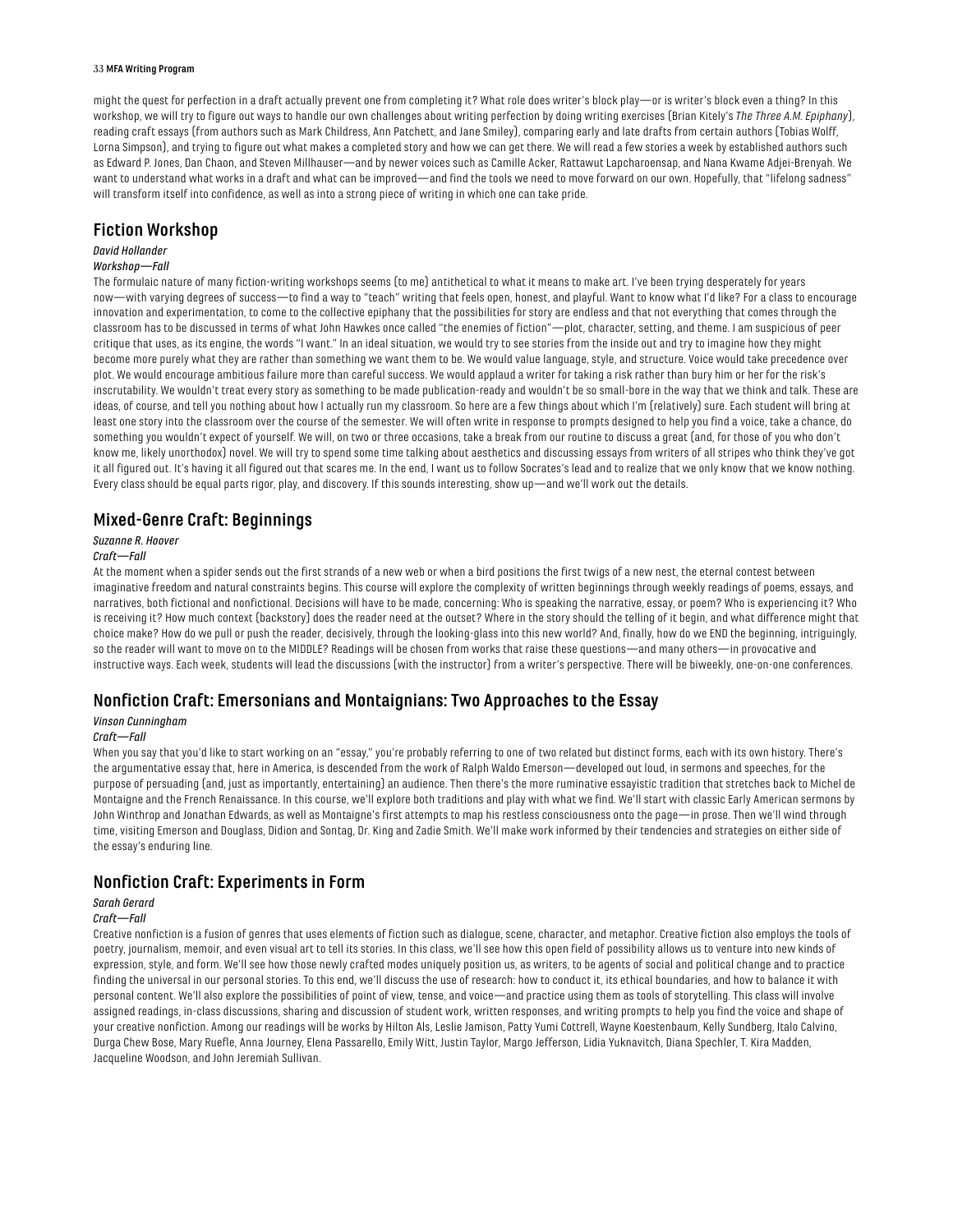might the quest for perfection in a draft actually prevent one from completing it? What role does writer's block play—or is writer's block even a thing? In this workshop, we will try to figure out ways to handle our own challenges about writing perfection by doing writing exercises (Brian Kitely's *The Three A.M. Epiphany*), reading craft essays (from authors such as Mark Childress, Ann Patchett, and Jane Smiley), comparing early and late drafts from certain authors (Tobias Wolff, Lorna Simpson), and trying to figure out what makes a completed story and how we can get there. We will read a few stories a week by established authors such as Edward P. Jones, Dan Chaon, and Steven Millhauser—and by newer voices such as Camille Acker, Rattawut Lapcharoensap, and Nana Kwame Adjei-Brenyah. We want to understand what works in a draft and what can be improved—and find the tools we need to move forward on our own. Hopefully, that "lifelong sadness" will transform itself into confidence, as well as into a strong piece of writing in which one can take pride.

## Fiction Workshop

*David Hollander*

*Workshop—Fall*

The formulaic nature of many fiction-writing workshops seems (to me) antithetical to what it means to make art. I've been trying desperately for years now—with varying degrees of success—to find a way to "teach" writing that feels open, honest, and playful. Want to know what I'd like? For a class to encourage innovation and experimentation, to come to the collective epiphany that the possibilities for story are endless and that not everything that comes through the classroom has to be discussed in terms of what John Hawkes once called "the enemies of fiction"—plot, character, setting, and theme. I am suspicious of peer critique that uses, as its engine, the words "I want." In an ideal situation, we would try to see stories from the inside out and try to imagine how they might become more purely what they are rather than something we want them to be. We would value language, style, and structure. Voice would take precedence over plot. We would encourage ambitious failure more than careful success. We would applaud a writer for taking a risk rather than bury him or her for the risk's inscrutability. We wouldn't treat every story as something to be made publication-ready and wouldn't be so small-bore in the way that we think and talk. These are ideas, of course, and tell you nothing about how I actually run my classroom. So here are a few things about which I'm (relatively) sure. Each student will bring at least one story into the classroom over the course of the semester. We will often write in response to prompts designed to help you find a voice, take a chance, do something you wouldn't expect of yourself. We will, on two or three occasions, take a break from our routine to discuss a great (and, for those of you who don't know me, likely unorthodox) novel. We will try to spend some time talking about aesthetics and discussing essays from writers of all stripes who think they've got it all figured out. It's having it all figured out that scares me. In the end, I want us to follow Socrates's lead and to realize that we only know that we know nothing. Every class should be equal parts rigor, play, and discovery. If this sounds interesting, show up—and we'll work out the details.

## Mixed-Genre Craft: Beginnings

*Suzanne R. Hoover*

*Craft—Fall*

At the moment when a spider sends out the first strands of a new web or when a bird positions the first twigs of a new nest, the eternal contest between imaginative freedom and natural constraints begins. This course will explore the complexity of written beginnings through weekly readings of poems, essays, and narratives, both fictional and nonfictional. Decisions will have to be made, concerning: Who is speaking the narrative, essay, or poem? Who is experiencing it? Who is receiving it? How much context (backstory) does the reader need at the outset? Where in the story should the telling of it begin, and what difference might that choice make? How do we pull or push the reader, decisively, through the looking-glass into this new world? And, finally, how do we END the beginning, intriguingly, so the reader will want to move on to the MIDDLE? Readings will be chosen from works that raise these questions—and many others—in provocative and instructive ways. Each week, students will lead the discussions (with the instructor) from a writer's perspective. There will be biweekly, one-on-one conferences.

## Nonfiction Craft: Emersonians and Montaignians: Two Approaches to the Essay

*Vinson Cunningham*

*Craft—Fall*

When you say that you'd like to start working on an "essay," you're probably referring to one of two related but distinct forms, each with its own history. There's the argumentative essay that, here in America, is descended from the work of Ralph Waldo Emerson—developed out loud, in sermons and speeches, for the purpose of persuading (and, just as importantly, entertaining) an audience. Then there's the more ruminative essayistic tradition that stretches back to Michel de Montaigne and the French Renaissance. In this course, we'll explore both traditions and play with what we find. We'll start with classic Early American sermons by John Winthrop and Jonathan Edwards, as well as Montaigne's first attempts to map his restless consciousness onto the page—in prose. Then we'll wind through time, visiting Emerson and Douglass, Didion and Sontag, Dr. King and Zadie Smith. We'll make work informed by their tendencies and strategies on either side of the essay's enduring line.

## Nonfiction Craft: Experiments in Form

*Sarah Gerard*

*Craft—Fall*

Creative nonfiction is a fusion of genres that uses elements of fiction such as dialogue, scene, character, and metaphor. Creative fiction also employs the tools of poetry, journalism, memoir, and even visual art to tell its stories. In this class, we'll see how this open field of possibility allows us to venture into new kinds of expression, style, and form. We'll see how those newly crafted modes uniquely position us, as writers, to be agents of social and political change and to practice finding the universal in our personal stories. To this end, we'll discuss the use of research: how to conduct it, its ethical boundaries, and how to balance it with personal content. We'll also explore the possibilities of point of view, tense, and voice—and practice using them as tools of storytelling. This class will involve assigned readings, in-class discussions, sharing and discussion of student work, written responses, and writing prompts to help you find the voice and shape of your creative nonfiction. Among our readings will be works by Hilton Als, Leslie Jamison, Patty Yumi Cottrell, Wayne Koestenbaum, Kelly Sundberg, Italo Calvino, Durga Chew Bose, Mary Ruefle, Anna Journey, Elena Passarello, Emily Witt, Justin Taylor, Margo Jefferson, Lidia Yuknavitch, Diana Spechler, T. Kira Madden, Jacqueline Woodson, and John Jeremiah Sullivan.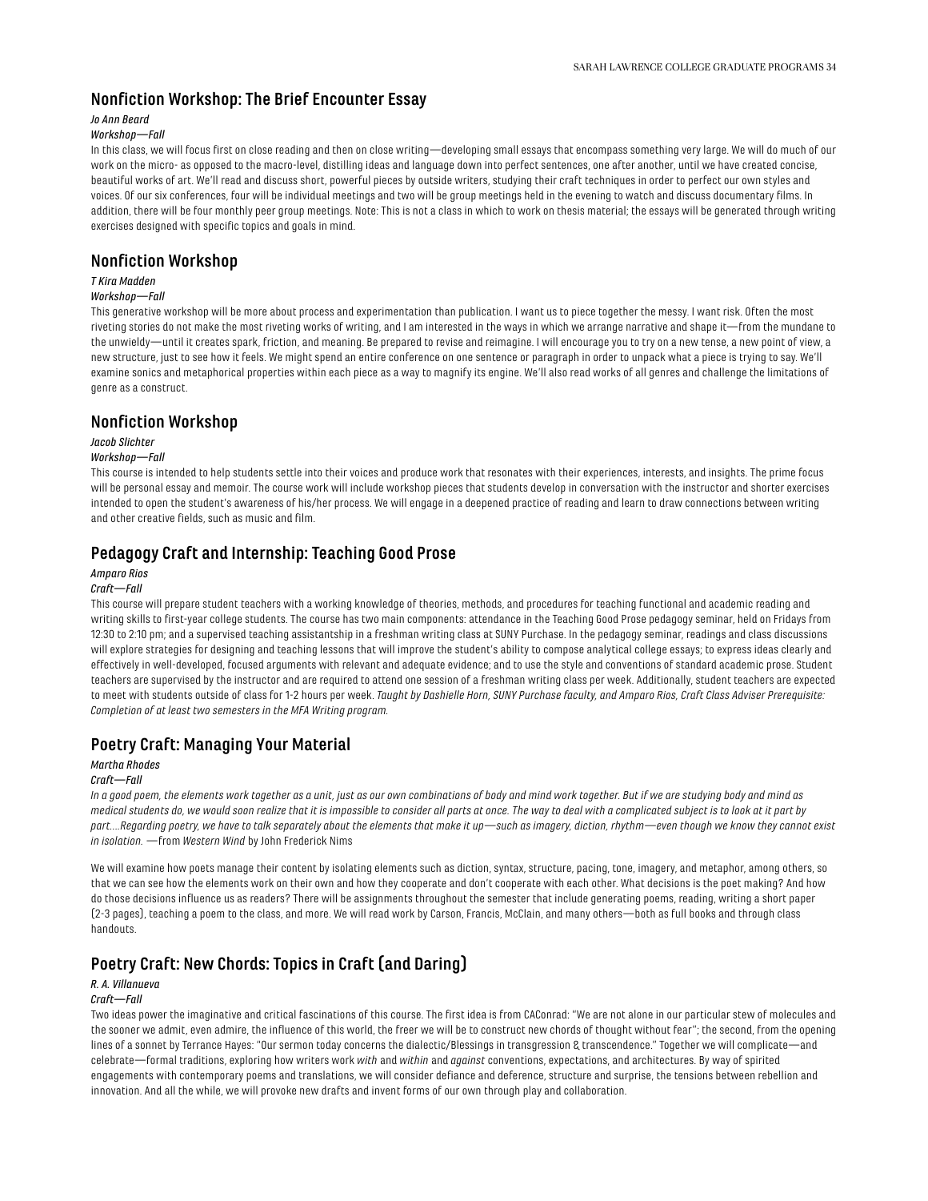## Nonfiction Workshop: The Brief Encounter Essay

*Jo Ann Beard*

*Workshop—Fall*

In this class, we will focus first on close reading and then on close writing—developing small essays that encompass something very large. We will do much of our work on the micro- as opposed to the macro-level, distilling ideas and language down into perfect sentences, one after another, until we have created concise, beautiful works of art. We'll read and discuss short, powerful pieces by outside writers, studying their craft techniques in order to perfect our own styles and voices. Of our six conferences, four will be individual meetings and two will be group meetings held in the evening to watch and discuss documentary films. In addition, there will be four monthly peer group meetings. Note: This is not a class in which to work on thesis material; the essays will be generated through writing exercises designed with specific topics and goals in mind.

## Nonfiction Workshop

*T Kira Madden*

*Workshop—Fall*

This generative workshop will be more about process and experimentation than publication. I want us to piece together the messy. I want risk. Often the most riveting stories do not make the most riveting works of writing, and I am interested in the ways in which we arrange narrative and shape it—from the mundane to the unwieldy—until it creates spark, friction, and meaning. Be prepared to revise and reimagine. I will encourage you to try on a new tense, a new point of view, a new structure, just to see how it feels. We might spend an entire conference on one sentence or paragraph in order to unpack what a piece is trying to say. We'll examine sonics and metaphorical properties within each piece as a way to magnify its engine. We'll also read works of all genres and challenge the limitations of genre as a construct.

## Nonfiction Workshop

*Jacob Slichter*

*Workshop—Fall*

This course is intended to help students settle into their voices and produce work that resonates with their experiences, interests, and insights. The prime focus will be personal essay and memoir. The course work will include workshop pieces that students develop in conversation with the instructor and shorter exercises intended to open the student's awareness of his/her process. We will engage in a deepened practice of reading and learn to draw connections between writing and other creative fields, such as music and film.

## Pedagogy Craft and Internship: Teaching Good Prose

*Amparo Rios*

*Craft—Fall*

This course will prepare student teachers with a working knowledge of theories, methods, and procedures for teaching functional and academic reading and writing skills to first-year college students. The course has two main components: attendance in the Teaching Good Prose pedagogy seminar, held on Fridays from 12:30 to 2:10 pm; and a supervised teaching assistantship in a freshman writing class at SUNY Purchase. In the pedagogy seminar, readings and class discussions will explore strategies for designing and teaching lessons that will improve the student's ability to compose analytical college essays; to express ideas clearly and effectively in well-developed, focused arguments with relevant and adequate evidence; and to use the style and conventions of standard academic prose. Student teachers are supervised by the instructor and are required to attend one session of a freshman writing class per week. Additionally, student teachers are expected to meet with students outside of class for 1-2 hours per week. *Taught by Dashielle Horn, SUNY Purchase faculty, and Amparo Rios, Craft Class Adviser Prerequisite: Completion of at least two semesters in the MFA Writing program.*

## Poetry Craft: Managing Your Material

*Martha Rhodes*

*Craft—Fall*

*In a good poem, the elements work together as a unit, just as our own combinations of body and mind work together. But if we are studying body and mind as medical students do, we would soon realize that it is impossible to consider all parts at once. The way to deal with a complicated subject is to look at it part by part....Regarding poetry, we have to talk separately about the elements that make it up—such as imagery, diction, rhythm—even though we know they cannot exist in isolation.* —from *Western Wind* by John Frederick Nims

We will examine how poets manage their content by isolating elements such as diction, syntax, structure, pacing, tone, imagery, and metaphor, among others, so that we can see how the elements work on their own and how they cooperate and don't cooperate with each other. What decisions is the poet making? And how do those decisions influence us as readers? There will be assignments throughout the semester that include generating poems, reading, writing a short paper (2-3 pages), teaching a poem to the class, and more. We will read work by Carson, Francis, McClain, and many others—both as full books and through class handouts.

## Poetry Craft: New Chords: Topics in Craft (and Daring)

*R. A. Villanueva*

*Craft—Fall*

Two ideas power the imaginative and critical fascinations of this course. The first idea is from CAConrad: "We are not alone in our particular stew of molecules and the sooner we admit, even admire, the influence of this world, the freer we will be to construct new chords of thought without fear"; the second, from the opening lines of a sonnet by Terrance Hayes: "Our sermon today concerns the dialectic/Blessings in transgression & transcendence." Together we will complicate—and celebrate—formal traditions, exploring how writers work *with* and *within* and *against* conventions, expectations, and architectures. By way of spirited engagements with contemporary poems and translations, we will consider defiance and deference, structure and surprise, the tensions between rebellion and innovation. And all the while, we will provoke new drafts and invent forms of our own through play and collaboration.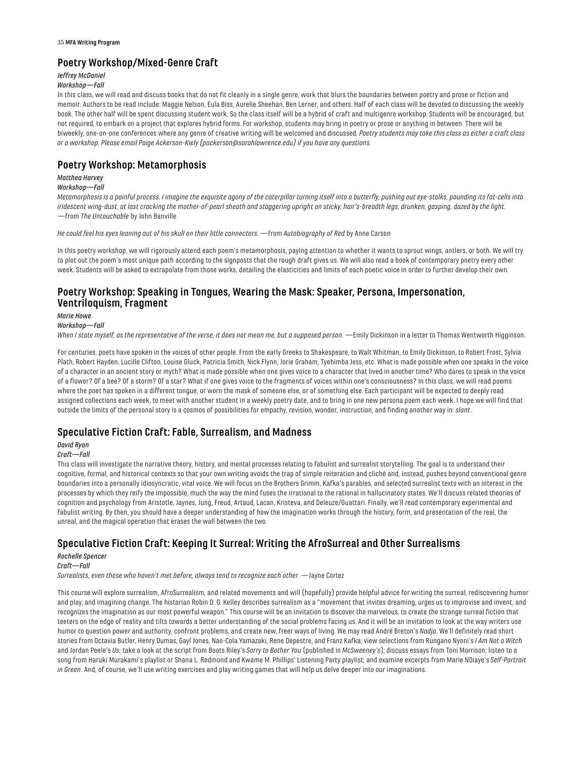## Poetry Workshop/Mixed-Genre Craft

*Jeffrey McDaniel*

*Workshop—Fall*

In this class, we will read and discuss books that do not fit cleanly in a single genre, work that blurs the boundaries between poetry and prose or fiction and memoir. Authors to be read include: Maggie Nelson, Eula Biss, Aurelie Sheehan, Ben Lerner, and others. Half of each class will be devoted to discussing the weekly book. The other half will be spent discussing student work. So the class itself will be a hybrid of craft and multigenre workshop. Students will be encouraged, but not required, to embark on a project that explores hybrid forms. For workshop, students may bring in poetry or prose or anything in between. There will be biweekly, one-on-one conferences where any genre of creative writing will be welcomed and discussed. *Poetry students may take this class as either a craft class or a workshop. Please email Paige Ackerson-Kiely (packerson@sarahlawrence.edu) if you have any questions.*

## Poetry Workshop: Metamorphosis

*Matthea Harvey*

*Workshop—Fall*

*Metamorphosis is a painful process. I imagine the exquisite agony of the caterpillar turning itself into a butterfly, pushing out eye-stalks, pounding its fat-cells into iridescent wing-dust, at last cracking the mother-of-pearl sheath and staggering upright on sticky, hair's-breadth legs, drunken, gasping, dazed by the light.* —from *The Untouchable* by John Banville

*He could feel his eyes leaning out of his skull on their little connectors.* —from *Autobiography of Red* by Anne Carson

In this poetry workshop, we will rigorously attend each poem's metamorphosis, paying attention to whether it wants to sprout wings, antlers, or both. We will try to plot out the poem's most unique path according to the signposts that the rough draft gives us. We will also read a book of contemporary poetry every other week. Students will be asked to extrapolate from those works, detailing the elasticities and limits of each poetic voice in order to further develop their own.

## Poetry Workshop: Speaking in Tongues, Wearing the Mask: Speaker, Persona, Impersonation, Ventriloquism, Fragment

*Marie Howe*

*Workshop—Fall*

*When I state myself, as the representative of the verse, it does not mean me, but a supposed person.* —Emily Dickinson in a letter to Thomas Wentworth Higginson.

For centuries, poets have spoken in the voices of other people. From the early Greeks to Shakespeare, to Walt Whitman, to Emily Dickinson, to Robert Frost, Sylvia Plath, Robert Hayden, Lucille Clifton, Louise Gluck, Patricia Smith, Nick Flynn, Jorie Graham, Tyehimba Jess, etc. What is made possible when one speaks in the voice of a character in an ancient story or myth? What is made possible when one gives voice to a character that lived in another time? Who dares to speak in the voice of a flower? Of a bee? Of a storm? Of a star? What if one gives voice to the fragments of voices within one's consciousness? In this class, we will read poems where the poet has spoken in a different tongue, or worn the mask of someone else, or of something else. Each participant will be expected to deeply read assigned collections each week, to meet with another student in a weekly poetry date, and to bring in one new persona poem each week. I hope we will find that outside the limits of the personal story is a cosmos of possibilities for empathy, revision, wonder, instruction, and finding another way in: *slant*.

## Speculative Fiction Craft: Fable, Surrealism, and Madness

*David Ryan*

*Craft—Fall*

This class will investigate the narrative theory, history, and mental processes relating to fabulist and surrealist storytelling. The goal is to understand their cognitive, formal, and historical contexts so that your own writing avoids the trap of simple reiteration and cliché and, instead, pushes beyond conventional genre boundaries into a personally idiosyncratic, vital voice. We will focus on the Brothers Grimm, Kafka's parables, and selected surrealist texts with an interest in the processes by which they reify the impossible, much the way the mind fuses the irrational to the rational in hallucinatory states. We'll discuss related theories of cognition and psychology from Aristotle, Jaynes, Jung, Freud, Artaud, Lacan, Kristeva, and Deleuze/Guattari. Finally, we'll read contemporary experimental and fabulist writing. By then, you should have a deeper understanding of how the imagination works through the history, form, and presentation of the real, the unreal, and the magical operation that erases the wall between the two.

## Speculative Fiction Craft: Keeping It Surreal: Writing the AfroSurreal and Other Surrealisms

*Rochelle Spencer*

*Craft—Fall*

*Surrealists, even those who haven't met before, always tend to recognize each other.* —Jayne Cortez

This course will explore surrealism, AfroSurrealism, and related movements and will (hopefully) provide helpful advice for writing the surreal, rediscovering humor and play, and imagining change. The historian Robin D. G. Kelley describes surrealism as a "movement that invites dreaming, urges us to improvise and invent, and recognizes the imagination as our most powerful weapon." This course will be an invitation to discover the marvelous, to create the strange surreal fiction that teeters on the edge of reality and tilts towards a better understanding of the social problems facing us. And it will be an invitation to look at the way writers use humor to question power and authority, confront problems, and create new, freer ways of living. We may read André Breton's *Nadja*. We'll definitely read short stories from Octavia Butler, Henry Dumas, Gayl Jones, Nao-Cola Yamazaki, Rene Depestre, and Franz Kafka; view selections from Rungano Nyoni's *I Am Not a Witch* and Jordan Peele's *Us*; take a look at the script from Boots Riley's *Sorry to Bother You* (published in *McSweeney's*); discuss essays from Toni Morrison; listen to a song from Haruki Murakami's playlist or Shana L. Redmond and Kwame M. Phillips' Listening Party playlist; and examine excerpts from Marie NDiaye's *Self-Portrait in Green*. And, of course, we'll use writing exercises and play writing games that will help us delve deeper into our imaginations.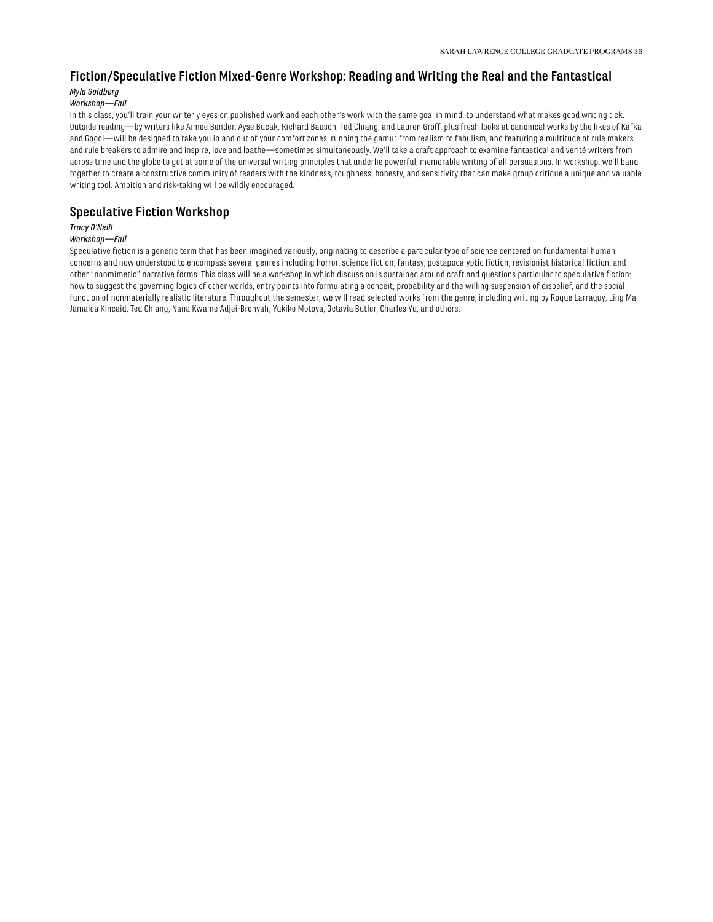## Fiction/Speculative Fiction Mixed-Genre Workshop: Reading and Writing the Real and the Fantastical

*Myla Goldberg*

*Workshop—Fall*

In this class, you'll train your writerly eyes on published work and each other's work with the same goal in mind: to understand what makes good writing tick. Outside reading—by writers like Aimee Bender, Ayse Bucak, Richard Bausch, Ted Chiang, and Lauren Groff, plus fresh looks at canonical works by the likes of Kafka and Gogol—will be designed to take you in and out of your comfort zones, running the gamut from realism to fabulism, and featuring a multitude of rule makers and rule breakers to admire and inspire, love and loathe—sometimes simultaneously. We'll take a craft approach to examine fantastical and verité writers from across time and the globe to get at some of the universal writing principles that underlie powerful, memorable writing of all persuasions. In workshop, we'll band together to create a constructive community of readers with the kindness, toughness, honesty, and sensitivity that can make group critique a unique and valuable writing tool. Ambition and risk-taking will be wildly encouraged.

## Speculative Fiction Workshop

*Tracy O'Neill*

*Workshop—Fall*

Speculative fiction is a generic term that has been imagined variously, originating to describe a particular type of science centered on fundamental human concerns and now understood to encompass several genres including horror, science fiction, fantasy, postapocalyptic fiction, revisionist historical fiction, and other "nonmimetic" narrative forms. This class will be a workshop in which discussion is sustained around craft and questions particular to speculative fiction: how to suggest the governing logics of other worlds, entry points into formulating a conceit, probability and the willing suspension of disbelief, and the social function of nonmaterially realistic literature. Throughout the semester, we will read selected works from the genre, including writing by Roque Larraquy, Ling Ma, Jamaica Kincaid, Ted Chiang, Nana Kwame Adjei-Brenyah, Yukiko Motoya, Octavia Butler, Charles Yu, and others.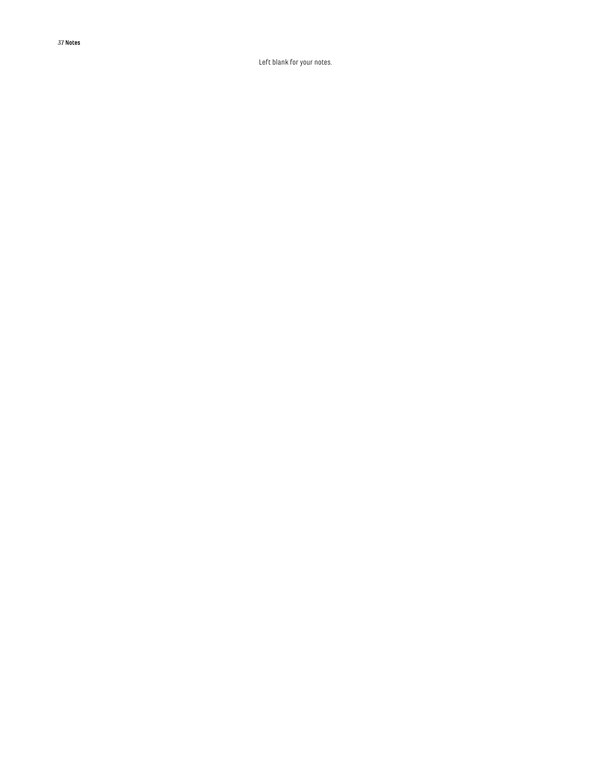## 37 Notes

Left blank for your notes.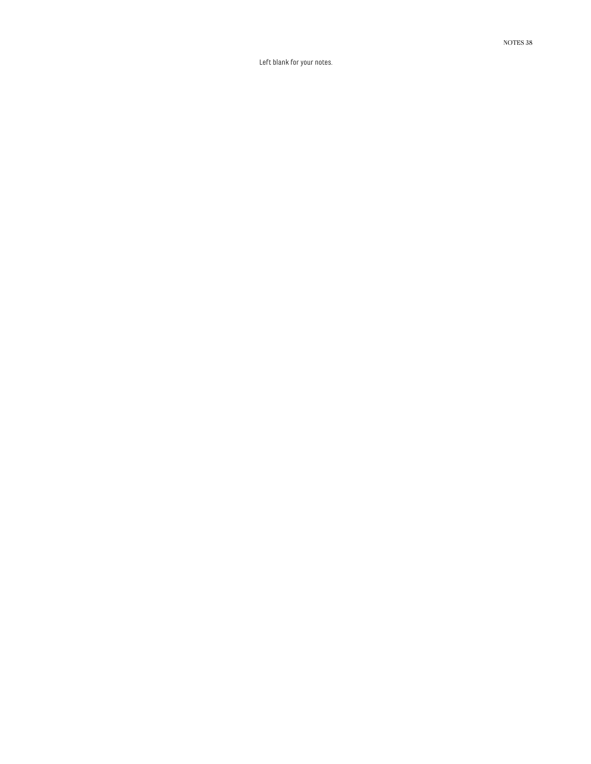Left blank for your notes.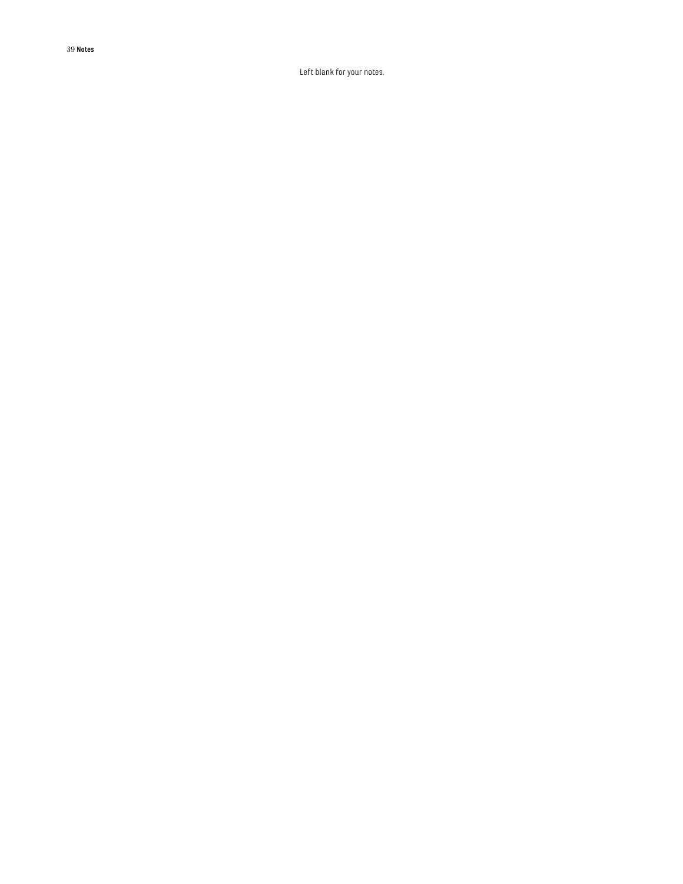Left blank for your notes.